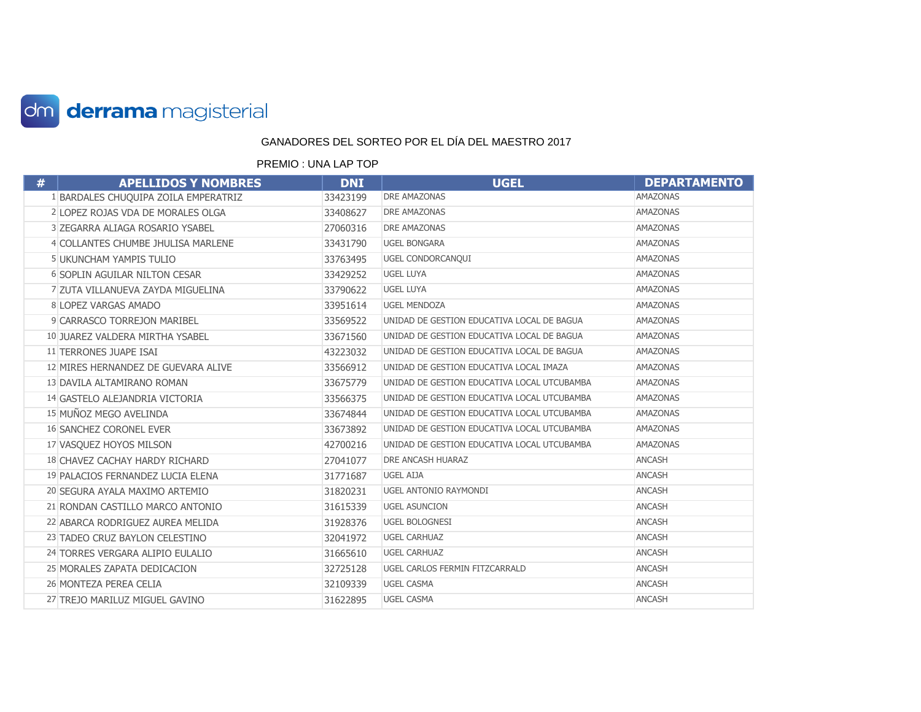derrama magisterial

GANADORES DEL SORTEO POR EL DÍA DEL MAESTRO 2017

PREMIO : UNA LAP TOP

| # | APELLIDOS Y NOMBRES | DNI | UGEL | DEPARTAMENTO |
|---|---|---|---|---|
| 1 | BARDALES CHUQUIPA ZOILA EMPERATRIZ | 33423199 | DRE AMAZONAS | AMAZONAS |
| 2 | LOPEZ ROJAS VDA DE MORALES OLGA | 33408627 | DRE AMAZONAS | AMAZONAS |
| 3 | ZEGARRA ALIAGA ROSARIO YSABEL | 27060316 | DRE AMAZONAS | AMAZONAS |
| 4 | COLLANTES CHUMBE JHULISA MARLENE | 33431790 | UGEL BONGARA | AMAZONAS |
| 5 | UKUNCHAM YAMPIS TULIO | 33763495 | UGEL CONDORCANQUI | AMAZONAS |
| 6 | SOPLIN AGUILAR NILTON CESAR | 33429252 | UGEL LUYA | AMAZONAS |
| 7 | ZUTA VILLANUEVA ZAYDA MIGUELINA | 33790622 | UGEL LUYA | AMAZONAS |
| 8 | LOPEZ VARGAS AMADO | 33951614 | UGEL MENDOZA | AMAZONAS |
| 9 | CARRASCO TORREJON MARIBEL | 33569522 | UNIDAD DE GESTION EDUCATIVA LOCAL DE BAGUA | AMAZONAS |
| 10 | JUAREZ VALDERA MIRTHA YSABEL | 33671560 | UNIDAD DE GESTION EDUCATIVA LOCAL DE BAGUA | AMAZONAS |
| 11 | TERRONES JUAPE ISAI | 43223032 | UNIDAD DE GESTION EDUCATIVA LOCAL DE BAGUA | AMAZONAS |
| 12 | MIRES HERNANDEZ DE GUEVARA ALIVE | 33566912 | UNIDAD DE GESTION EDUCATIVA LOCAL IMAZA | AMAZONAS |
| 13 | DAVILA ALTAMIRANO ROMAN | 33675779 | UNIDAD DE GESTION EDUCATIVA LOCAL UTCUBAMBA | AMAZONAS |
| 14 | GASTELO ALEJANDRIA VICTORIA | 33566375 | UNIDAD DE GESTION EDUCATIVA LOCAL UTCUBAMBA | AMAZONAS |
| 15 | MUÑOZ MEGO AVELINDA | 33674844 | UNIDAD DE GESTION EDUCATIVA LOCAL UTCUBAMBA | AMAZONAS |
| 16 | SANCHEZ CORONEL EVER | 33673892 | UNIDAD DE GESTION EDUCATIVA LOCAL UTCUBAMBA | AMAZONAS |
| 17 | VASQUEZ HOYOS MILSON | 42700216 | UNIDAD DE GESTION EDUCATIVA LOCAL UTCUBAMBA | AMAZONAS |
| 18 | CHAVEZ CACHAY HARDY RICHARD | 27041077 | DRE ANCASH HUARAZ | ANCASH |
| 19 | PALACIOS FERNANDEZ LUCIA ELENA | 31771687 | UGEL AIJA | ANCASH |
| 20 | SEGURA AYALA MAXIMO ARTEMIO | 31820231 | UGEL ANTONIO RAYMONDI | ANCASH |
| 21 | RONDAN CASTILLO MARCO ANTONIO | 31615339 | UGEL ASUNCION | ANCASH |
| 22 | ABARCA RODRIGUEZ AUREA MELIDA | 31928376 | UGEL BOLOGNESI | ANCASH |
| 23 | TADEO CRUZ BAYLON CELESTINO | 32041972 | UGEL CARHUAZ | ANCASH |
| 24 | TORRES VERGARA ALIPIO EULALIO | 31665610 | UGEL CARHUAZ | ANCASH |
| 25 | MORALES ZAPATA DEDICACION | 32725128 | UGEL CARLOS FERMIN FITZCARRALD | ANCASH |
| 26 | MONTEZA PEREA CELIA | 32109339 | UGEL CASMA | ANCASH |
| 27 | TREJO MARILUZ MIGUEL GAVINO | 31622895 | UGEL CASMA | ANCASH |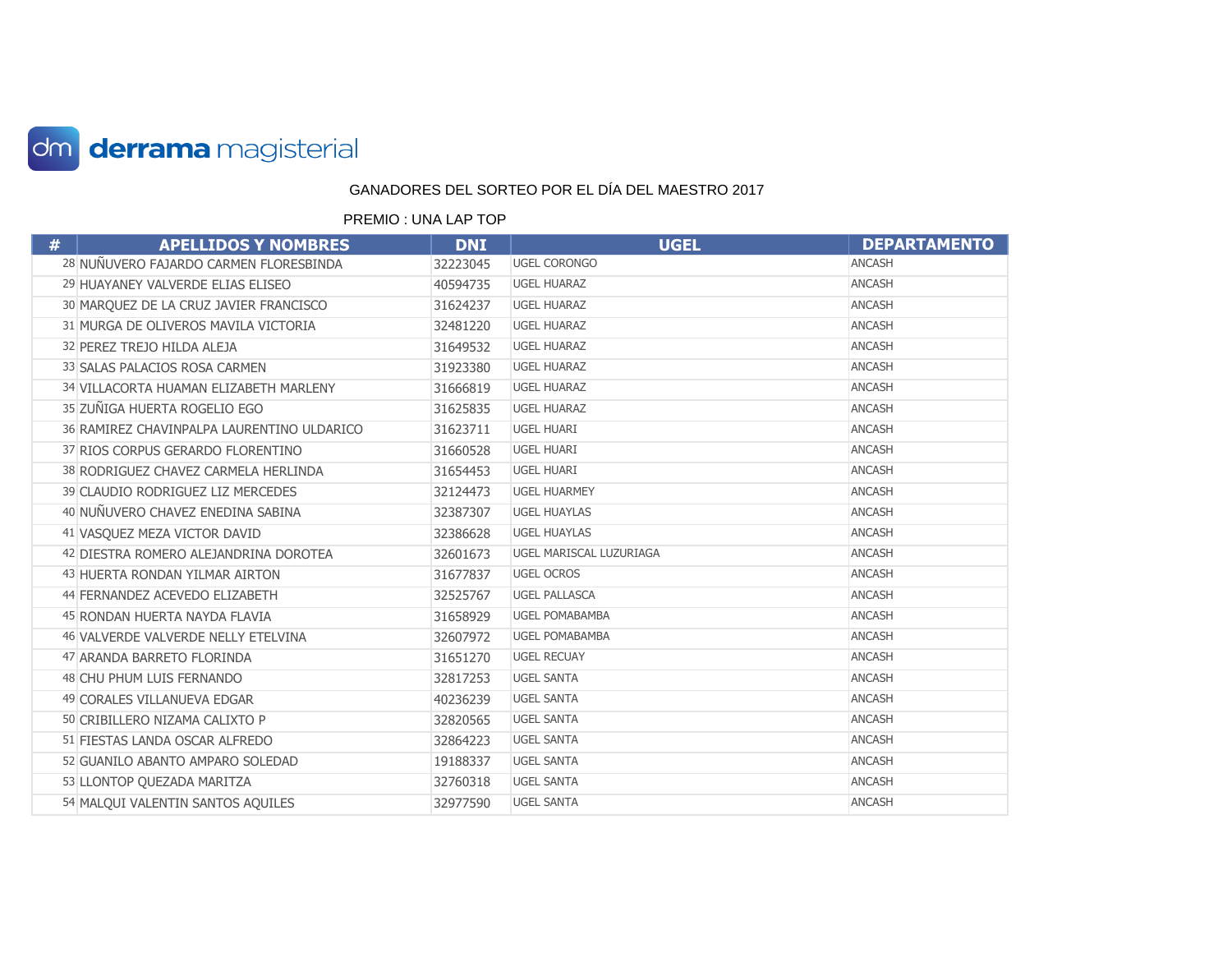derrama magisterial

GANADORES DEL SORTEO POR EL DÍA DEL MAESTRO 2017

PREMIO : UNA LAP TOP

| # | APELLIDOS Y NOMBRES | DNI | UGEL | DEPARTAMENTO |
|---|---|---|---|---|
| 28 | NUÑUVERO FAJARDO CARMEN FLORESBINDA | 32223045 | UGEL CORONGO | ANCASH |
| 29 | HUAYANEY VALVERDE ELIAS ELISEO | 40594735 | UGEL HUARAZ | ANCASH |
| 30 | MARQUEZ DE LA CRUZ JAVIER FRANCISCO | 31624237 | UGEL HUARAZ | ANCASH |
| 31 | MURGA DE OLIVEROS MAVILA VICTORIA | 32481220 | UGEL HUARAZ | ANCASH |
| 32 | PEREZ TREJO HILDA ALEJA | 31649532 | UGEL HUARAZ | ANCASH |
| 33 | SALAS PALACIOS ROSA CARMEN | 31923380 | UGEL HUARAZ | ANCASH |
| 34 | VILLACORTA HUAMAN ELIZABETH MARLENY | 31666819 | UGEL HUARAZ | ANCASH |
| 35 | ZUÑIGA HUERTA ROGELIO EGO | 31625835 | UGEL HUARAZ | ANCASH |
| 36 | RAMIREZ CHAVINPALPA LAURENTINO ULDARICO | 31623711 | UGEL HUARI | ANCASH |
| 37 | RIOS CORPUS GERARDO FLORENTINO | 31660528 | UGEL HUARI | ANCASH |
| 38 | RODRIGUEZ CHAVEZ CARMELA HERLINDA | 31654453 | UGEL HUARI | ANCASH |
| 39 | CLAUDIO RODRIGUEZ LIZ MERCEDES | 32124473 | UGEL HUARMEY | ANCASH |
| 40 | NUÑUVERO CHAVEZ ENEDINA SABINA | 32387307 | UGEL HUAYLAS | ANCASH |
| 41 | VASQUEZ MEZA VICTOR DAVID | 32386628 | UGEL HUAYLAS | ANCASH |
| 42 | DIESTRA ROMERO ALEJANDRINA DOROTEA | 32601673 | UGEL MARISCAL LUZURIAGA | ANCASH |
| 43 | HUERTA RONDAN YILMAR AIRTON | 31677837 | UGEL OCROS | ANCASH |
| 44 | FERNANDEZ ACEVEDO ELIZABETH | 32525767 | UGEL PALLASCA | ANCASH |
| 45 | RONDAN HUERTA NAYDA FLAVIA | 31658929 | UGEL POMABAMBA | ANCASH |
| 46 | VALVERDE VALVERDE NELLY ETELVINA | 32607972 | UGEL POMABAMBA | ANCASH |
| 47 | ARANDA BARRETO FLORINDA | 31651270 | UGEL RECUAY | ANCASH |
| 48 | CHU PHUM LUIS FERNANDO | 32817253 | UGEL SANTA | ANCASH |
| 49 | CORALES VILLANUEVA EDGAR | 40236239 | UGEL SANTA | ANCASH |
| 50 | CRIBILLERO NIZAMA CALIXTO P | 32820565 | UGEL SANTA | ANCASH |
| 51 | FIESTAS LANDA OSCAR ALFREDO | 32864223 | UGEL SANTA | ANCASH |
| 52 | GUANILO ABANTO AMPARO SOLEDAD | 19188337 | UGEL SANTA | ANCASH |
| 53 | LLONTOP QUEZADA MARITZA | 32760318 | UGEL SANTA | ANCASH |
| 54 | MALQUI VALENTIN SANTOS AQUILES | 32977590 | UGEL SANTA | ANCASH |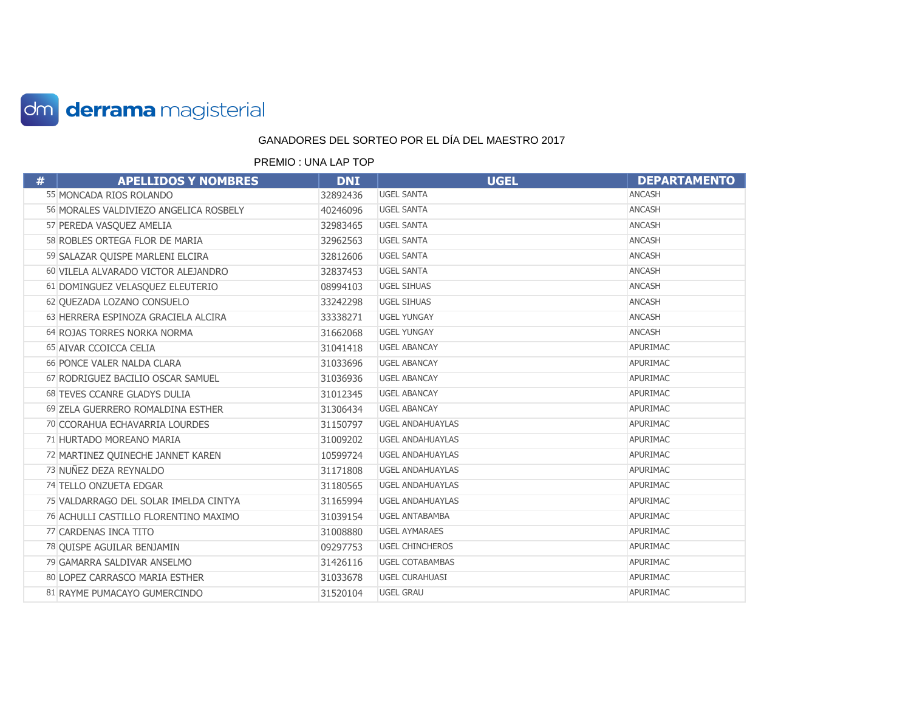derrama magisterial

GANADORES DEL SORTEO POR EL DÍA DEL MAESTRO 2017

PREMIO : UNA LAP TOP

| # | APELLIDOS Y NOMBRES | DNI | UGEL | DEPARTAMENTO |
|---|---|---|---|---|
| 55 | MONCADA RIOS ROLANDO | 32892436 | UGEL SANTA | ANCASH |
| 56 | MORALES VALDIVIEZO ANGELICA ROSBELY | 40246096 | UGEL SANTA | ANCASH |
| 57 | PEREDA VASQUEZ AMELIA | 32983465 | UGEL SANTA | ANCASH |
| 58 | ROBLES ORTEGA FLOR DE MARIA | 32962563 | UGEL SANTA | ANCASH |
| 59 | SALAZAR QUISPE MARLENI ELCIRA | 32812606 | UGEL SANTA | ANCASH |
| 60 | VILELA ALVARADO VICTOR ALEJANDRO | 32837453 | UGEL SANTA | ANCASH |
| 61 | DOMINGUEZ VELASQUEZ ELEUTERIO | 08994103 | UGEL SIHUAS | ANCASH |
| 62 | QUEZADA LOZANO CONSUELO | 33242298 | UGEL SIHUAS | ANCASH |
| 63 | HERRERA ESPINOZA GRACIELA ALCIRA | 33338271 | UGEL YUNGAY | ANCASH |
| 64 | ROJAS TORRES NORKA NORMA | 31662068 | UGEL YUNGAY | ANCASH |
| 65 | AIVAR CCOICCA CELIA | 31041418 | UGEL ABANCAY | APURIMAC |
| 66 | PONCE VALER NALDA CLARA | 31033696 | UGEL ABANCAY | APURIMAC |
| 67 | RODRIGUEZ BACILIO OSCAR SAMUEL | 31036936 | UGEL ABANCAY | APURIMAC |
| 68 | TEVES CCANRE GLADYS DULIA | 31012345 | UGEL ABANCAY | APURIMAC |
| 69 | ZELA GUERRERO ROMALDINA ESTHER | 31306434 | UGEL ABANCAY | APURIMAC |
| 70 | CCORAHUA ECHAVARRIA LOURDES | 31150797 | UGEL ANDAHUAYLAS | APURIMAC |
| 71 | HURTADO MOREANO MARIA | 31009202 | UGEL ANDAHUAYLAS | APURIMAC |
| 72 | MARTINEZ QUINECHE JANNET KAREN | 10599724 | UGEL ANDAHUAYLAS | APURIMAC |
| 73 | NUÑEZ DEZA REYNALDO | 31171808 | UGEL ANDAHUAYLAS | APURIMAC |
| 74 | TELLO ONZUETA EDGAR | 31180565 | UGEL ANDAHUAYLAS | APURIMAC |
| 75 | VALDARRAGO DEL SOLAR IMELDA CINTYA | 31165994 | UGEL ANDAHUAYLAS | APURIMAC |
| 76 | ACHULLI CASTILLO FLORENTINO MAXIMO | 31039154 | UGEL ANTABAMBA | APURIMAC |
| 77 | CARDENAS INCA TITO | 31008880 | UGEL AYMARAES | APURIMAC |
| 78 | QUISPE AGUILAR BENJAMIN | 09297753 | UGEL CHINCHEROS | APURIMAC |
| 79 | GAMARRA SALDIVAR ANSELMO | 31426116 | UGEL COTABAMBAS | APURIMAC |
| 80 | LOPEZ CARRASCO MARIA ESTHER | 31033678 | UGEL CURAHUASI | APURIMAC |
| 81 | RAYME PUMACAYO GUMERCINDO | 31520104 | UGEL GRAU | APURIMAC |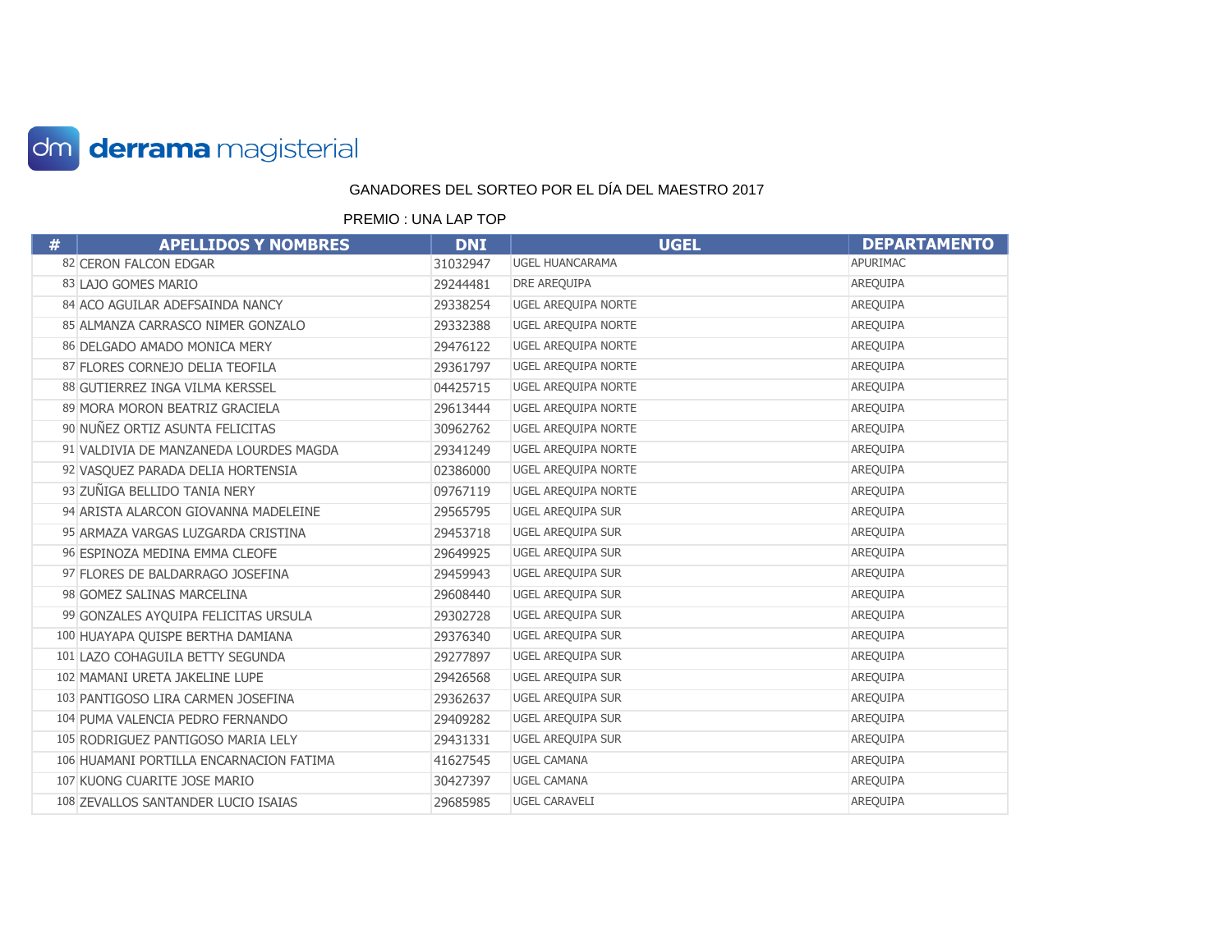derrama magisterial

GANADORES DEL SORTEO POR EL DÍA DEL MAESTRO 2017

PREMIO : UNA LAP TOP

| # | APELLIDOS Y NOMBRES | DNI | UGEL | DEPARTAMENTO |
|---|---|---|---|---|
| 82 | CERON FALCON EDGAR | 31032947 | UGEL HUANCARAMA | APURIMAC |
| 83 | LAJO GOMES MARIO | 29244481 | DRE AREQUIPA | AREQUIPA |
| 84 | ACO AGUILAR ADEFSAINDA NANCY | 29338254 | UGEL AREQUIPA NORTE | AREQUIPA |
| 85 | ALMANZA CARRASCO NIMER GONZALO | 29332388 | UGEL AREQUIPA NORTE | AREQUIPA |
| 86 | DELGADO AMADO MONICA MERY | 29476122 | UGEL AREQUIPA NORTE | AREQUIPA |
| 87 | FLORES CORNEJO DELIA TEOFILA | 29361797 | UGEL AREQUIPA NORTE | AREQUIPA |
| 88 | GUTIERREZ INGA VILMA KERSSEL | 04425715 | UGEL AREQUIPA NORTE | AREQUIPA |
| 89 | MORA MORON BEATRIZ GRACIELA | 29613444 | UGEL AREQUIPA NORTE | AREQUIPA |
| 90 | NUÑEZ ORTIZ ASUNTA FELICITAS | 30962762 | UGEL AREQUIPA NORTE | AREQUIPA |
| 91 | VALDIVIA DE MANZANEDA LOURDES MAGDA | 29341249 | UGEL AREQUIPA NORTE | AREQUIPA |
| 92 | VASQUEZ PARADA DELIA HORTENSIA | 02386000 | UGEL AREQUIPA NORTE | AREQUIPA |
| 93 | ZUÑIGA BELLIDO TANIA NERY | 09767119 | UGEL AREQUIPA NORTE | AREQUIPA |
| 94 | ARISTA ALARCON GIOVANNA MADELEINE | 29565795 | UGEL AREQUIPA SUR | AREQUIPA |
| 95 | ARMAZA VARGAS LUZGARDA CRISTINA | 29453718 | UGEL AREQUIPA SUR | AREQUIPA |
| 96 | ESPINOZA MEDINA EMMA CLEOFE | 29649925 | UGEL AREQUIPA SUR | AREQUIPA |
| 97 | FLORES DE BALDARRAGO JOSEFINA | 29459943 | UGEL AREQUIPA SUR | AREQUIPA |
| 98 | GOMEZ SALINAS MARCELINA | 29608440 | UGEL AREQUIPA SUR | AREQUIPA |
| 99 | GONZALES AYQUIPA FELICITAS URSULA | 29302728 | UGEL AREQUIPA SUR | AREQUIPA |
| 100 | HUAYAPA QUISPE BERTHA DAMIANA | 29376340 | UGEL AREQUIPA SUR | AREQUIPA |
| 101 | LAZO COHAGUILA BETTY SEGUNDA | 29277897 | UGEL AREQUIPA SUR | AREQUIPA |
| 102 | MAMANI URETA JAKELINE LUPE | 29426568 | UGEL AREQUIPA SUR | AREQUIPA |
| 103 | PANTIGOSO LIRA CARMEN JOSEFINA | 29362637 | UGEL AREQUIPA SUR | AREQUIPA |
| 104 | PUMA VALENCIA PEDRO FERNANDO | 29409282 | UGEL AREQUIPA SUR | AREQUIPA |
| 105 | RODRIGUEZ PANTIGOSO MARIA LELY | 29431331 | UGEL AREQUIPA SUR | AREQUIPA |
| 106 | HUAMANI PORTILLA ENCARNACION FATIMA | 41627545 | UGEL CAMANA | AREQUIPA |
| 107 | KUONG CUARITE JOSE MARIO | 30427397 | UGEL CAMANA | AREQUIPA |
| 108 | ZEVALLOS SANTANDER LUCIO ISAIAS | 29685985 | UGEL CARAVELI | AREQUIPA |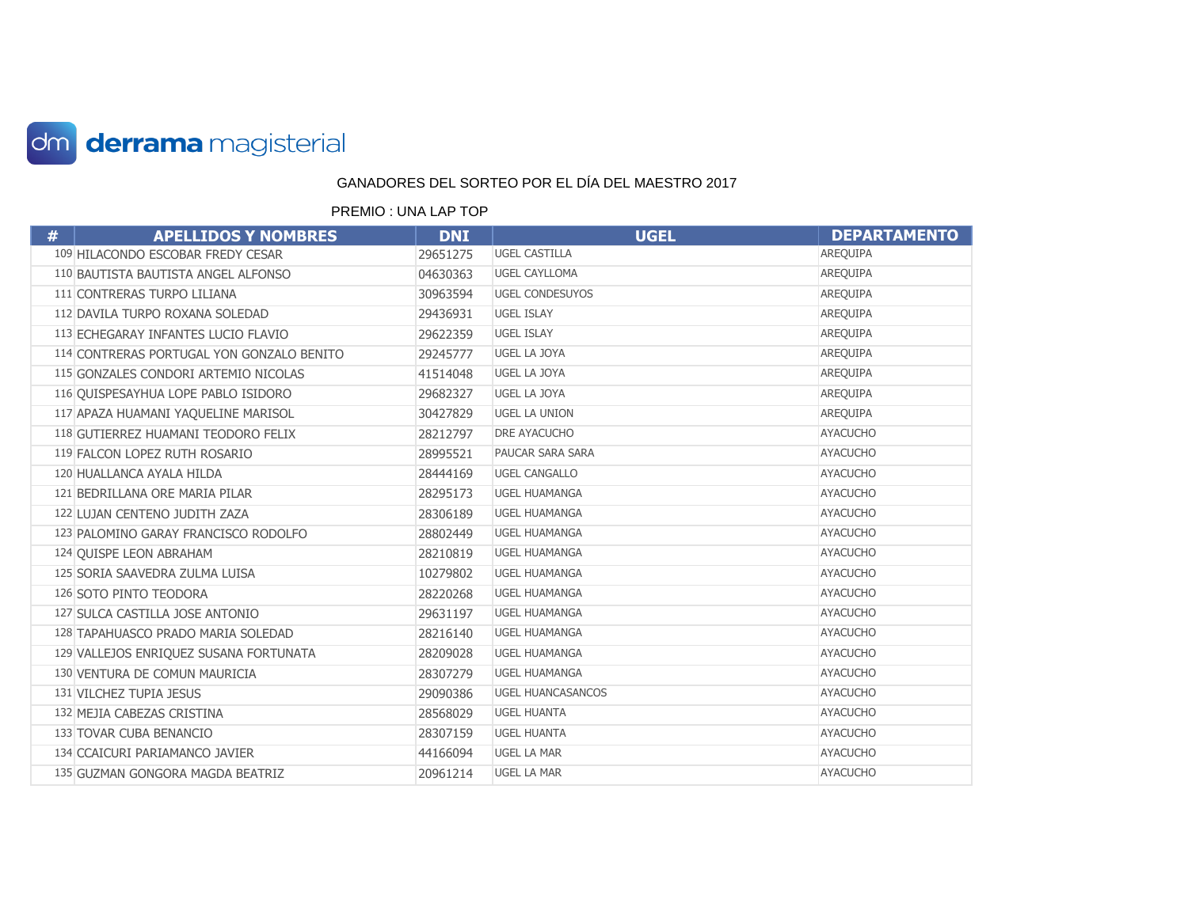derrama magisterial

GANADORES DEL SORTEO POR EL DÍA DEL MAESTRO 2017

PREMIO : UNA LAP TOP

| # | APELLIDOS Y NOMBRES | DNI | UGEL | DEPARTAMENTO |
|---|---|---|---|---|
| 109 | HILACONDO ESCOBAR FREDY CESAR | 29651275 | UGEL CASTILLA | AREQUIPA |
| 110 | BAUTISTA BAUTISTA ANGEL ALFONSO | 04630363 | UGEL CAYLLOMA | AREQUIPA |
| 111 | CONTRERAS TURPO LILIANA | 30963594 | UGEL CONDESUYOS | AREQUIPA |
| 112 | DAVILA TURPO ROXANA SOLEDAD | 29436931 | UGEL ISLAY | AREQUIPA |
| 113 | ECHEGARAY INFANTES LUCIO FLAVIO | 29622359 | UGEL ISLAY | AREQUIPA |
| 114 | CONTRERAS PORTUGAL YON GONZALO BENITO | 29245777 | UGEL LA JOYA | AREQUIPA |
| 115 | GONZALES CONDORI ARTEMIO NICOLAS | 41514048 | UGEL LA JOYA | AREQUIPA |
| 116 | QUISPESAYHUA LOPE PABLO ISIDORO | 29682327 | UGEL LA JOYA | AREQUIPA |
| 117 | APAZA HUAMANI YAQUELINE MARISOL | 30427829 | UGEL LA UNION | AREQUIPA |
| 118 | GUTIERREZ HUAMANI TEODORO FELIX | 28212797 | DRE AYACUCHO | AYACUCHO |
| 119 | FALCON LOPEZ RUTH ROSARIO | 28995521 | PAUCAR SARA SARA | AYACUCHO |
| 120 | HUALLANCA AYALA HILDA | 28444169 | UGEL CANGALLO | AYACUCHO |
| 121 | BEDRILLANA ORE MARIA PILAR | 28295173 | UGEL HUAMANGA | AYACUCHO |
| 122 | LUJAN CENTENO JUDITH ZAZA | 28306189 | UGEL HUAMANGA | AYACUCHO |
| 123 | PALOMINO GARAY FRANCISCO RODOLFO | 28802449 | UGEL HUAMANGA | AYACUCHO |
| 124 | QUISPE LEON ABRAHAM | 28210819 | UGEL HUAMANGA | AYACUCHO |
| 125 | SORIA SAAVEDRA ZULMA LUISA | 10279802 | UGEL HUAMANGA | AYACUCHO |
| 126 | SOTO PINTO TEODORA | 28220268 | UGEL HUAMANGA | AYACUCHO |
| 127 | SULCA CASTILLA JOSE ANTONIO | 29631197 | UGEL HUAMANGA | AYACUCHO |
| 128 | TAPAHUASCO PRADO MARIA SOLEDAD | 28216140 | UGEL HUAMANGA | AYACUCHO |
| 129 | VALLEJOS ENRIQUEZ SUSANA FORTUNATA | 28209028 | UGEL HUAMANGA | AYACUCHO |
| 130 | VENTURA DE COMUN MAURICIA | 28307279 | UGEL HUAMANGA | AYACUCHO |
| 131 | VILCHEZ TUPIA JESUS | 29090386 | UGEL HUANCASANCOS | AYACUCHO |
| 132 | MEJIA CABEZAS CRISTINA | 28568029 | UGEL HUANTA | AYACUCHO |
| 133 | TOVAR CUBA BENANCIO | 28307159 | UGEL HUANTA | AYACUCHO |
| 134 | CCAICURI PARIAMANCO JAVIER | 44166094 | UGEL LA MAR | AYACUCHO |
| 135 | GUZMAN GONGORA MAGDA BEATRIZ | 20961214 | UGEL LA MAR | AYACUCHO |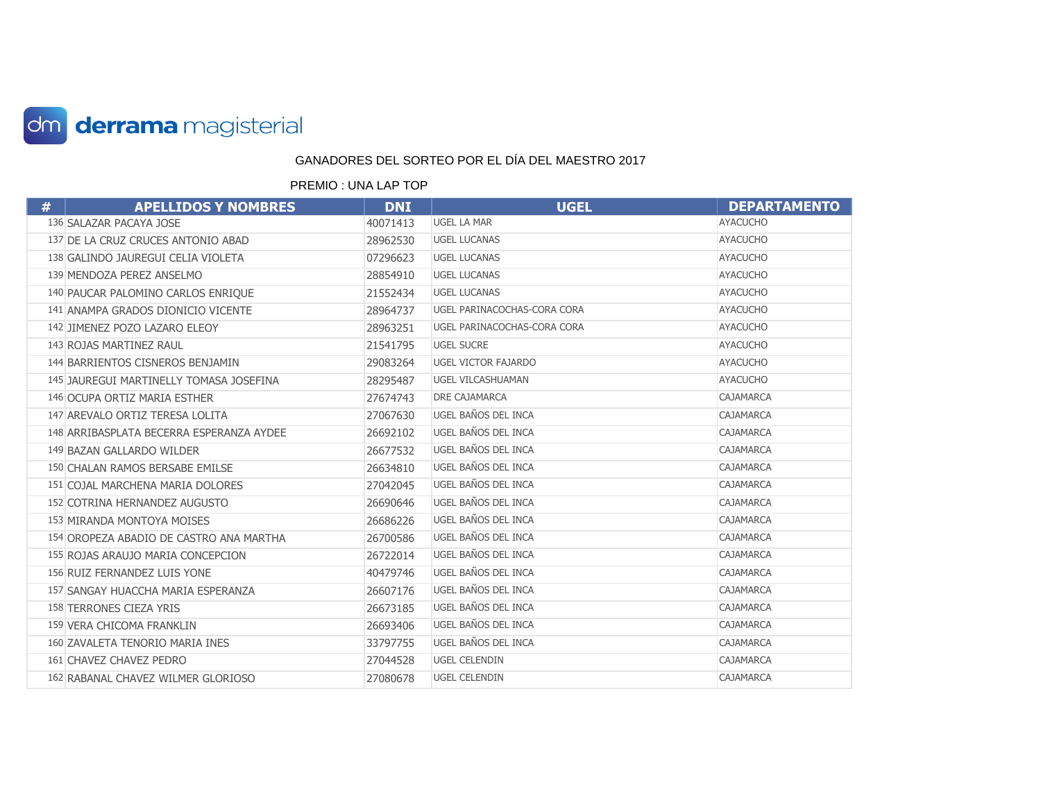derrama magisterial

GANADORES DEL SORTEO POR EL DÍA DEL MAESTRO 2017

PREMIO : UNA LAP TOP

| # | APELLIDOS Y NOMBRES | DNI | UGEL | DEPARTAMENTO |
|---|---|---|---|---|
| 136 | SALAZAR PACAYA JOSE | 40071413 | UGEL LA MAR | AYACUCHO |
| 137 | DE LA CRUZ CRUCES ANTONIO ABAD | 28962530 | UGEL LUCANAS | AYACUCHO |
| 138 | GALINDO JAUREGUI CELIA VIOLETA | 07296623 | UGEL LUCANAS | AYACUCHO |
| 139 | MENDOZA PEREZ ANSELMO | 28854910 | UGEL LUCANAS | AYACUCHO |
| 140 | PAUCAR PALOMINO CARLOS ENRIQUE | 21552434 | UGEL LUCANAS | AYACUCHO |
| 141 | ANAMPA GRADOS DIONICIO VICENTE | 28964737 | UGEL PARINACOCHAS-CORA CORA | AYACUCHO |
| 142 | JIMENEZ POZO LAZARO ELEOY | 28963251 | UGEL PARINACOCHAS-CORA CORA | AYACUCHO |
| 143 | ROJAS MARTINEZ RAUL | 21541795 | UGEL SUCRE | AYACUCHO |
| 144 | BARRIENTOS CISNEROS BENJAMIN | 29083264 | UGEL VICTOR FAJARDO | AYACUCHO |
| 145 | JAUREGUI MARTINELLY TOMASA JOSEFINA | 28295487 | UGEL VILCASHUAMAN | AYACUCHO |
| 146 | OCUPA ORTIZ MARIA ESTHER | 27674743 | DRE CAJAMARCA | CAJAMARCA |
| 147 | AREVALO ORTIZ TERESA LOLITA | 27067630 | UGEL BAÑOS DEL INCA | CAJAMARCA |
| 148 | ARRIBASPLATA BECERRA ESPERANZA AYDEE | 26692102 | UGEL BAÑOS DEL INCA | CAJAMARCA |
| 149 | BAZAN GALLARDO WILDER | 26677532 | UGEL BAÑOS DEL INCA | CAJAMARCA |
| 150 | CHALAN RAMOS BERSABE EMILSE | 26634810 | UGEL BAÑOS DEL INCA | CAJAMARCA |
| 151 | COJAL MARCHENA MARIA DOLORES | 27042045 | UGEL BAÑOS DEL INCA | CAJAMARCA |
| 152 | COTRINA HERNANDEZ AUGUSTO | 26690646 | UGEL BAÑOS DEL INCA | CAJAMARCA |
| 153 | MIRANDA MONTOYA MOISES | 26686226 | UGEL BAÑOS DEL INCA | CAJAMARCA |
| 154 | OROPEZA ABADIO DE CASTRO ANA MARTHA | 26700586 | UGEL BAÑOS DEL INCA | CAJAMARCA |
| 155 | ROJAS ARAUJO MARIA CONCEPCION | 26722014 | UGEL BAÑOS DEL INCA | CAJAMARCA |
| 156 | RUIZ FERNANDEZ LUIS YONE | 40479746 | UGEL BAÑOS DEL INCA | CAJAMARCA |
| 157 | SANGAY HUACCHA MARIA ESPERANZA | 26607176 | UGEL BAÑOS DEL INCA | CAJAMARCA |
| 158 | TERRONES CIEZA YRIS | 26673185 | UGEL BAÑOS DEL INCA | CAJAMARCA |
| 159 | VERA CHICOMA FRANKLIN | 26693406 | UGEL BAÑOS DEL INCA | CAJAMARCA |
| 160 | ZAVALETA TENORIO MARIA INES | 33797755 | UGEL BAÑOS DEL INCA | CAJAMARCA |
| 161 | CHAVEZ CHAVEZ PEDRO | 27044528 | UGEL CELENDIN | CAJAMARCA |
| 162 | RABANAL CHAVEZ WILMER GLORIOSO | 27080678 | UGEL CELENDIN | CAJAMARCA |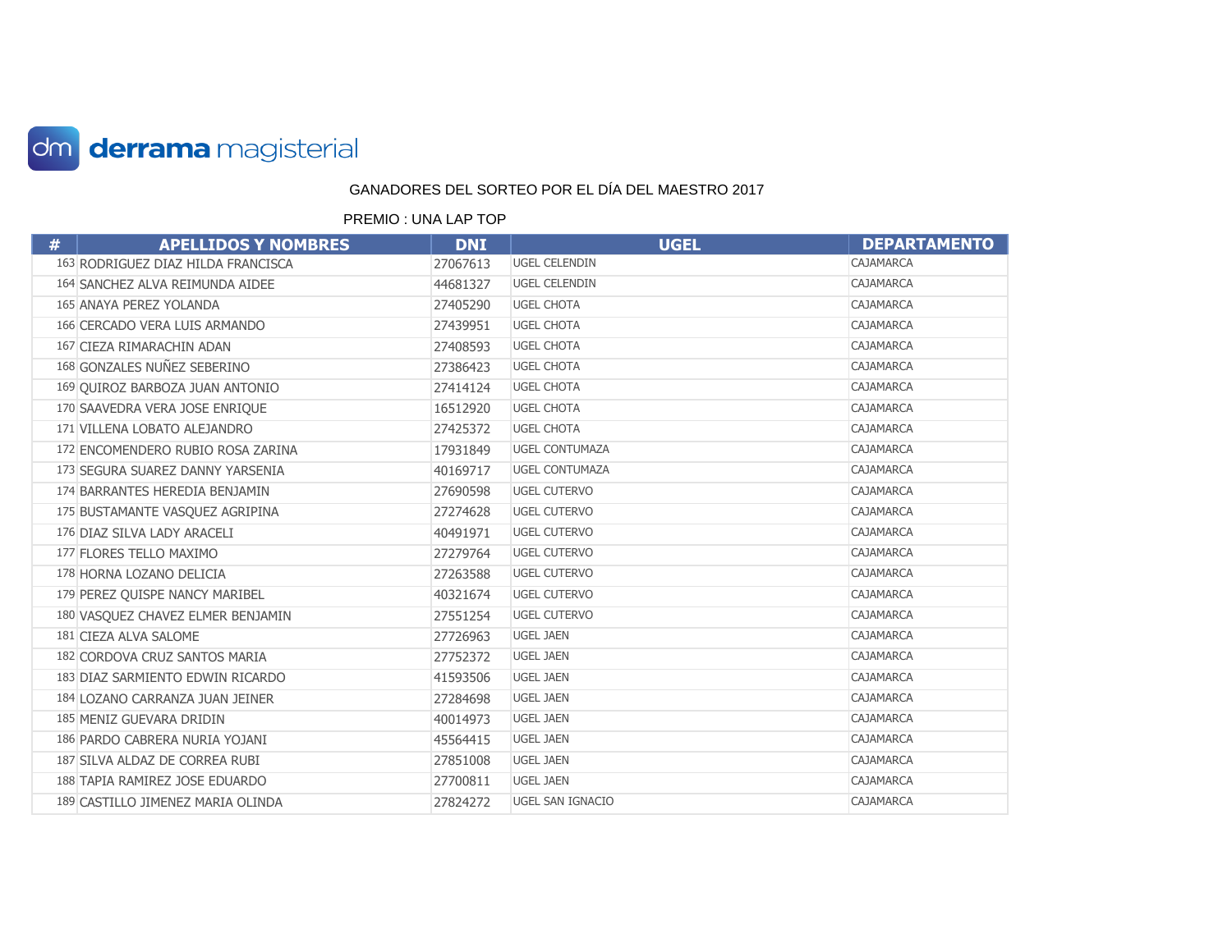derrama magisterial

GANADORES DEL SORTEO POR EL DÍA DEL MAESTRO 2017

PREMIO : UNA LAP TOP

| # | APELLIDOS Y NOMBRES | DNI | UGEL | DEPARTAMENTO |
|---|---|---|---|---|
| 163 | RODRIGUEZ DIAZ HILDA FRANCISCA | 27067613 | UGEL CELENDIN | CAJAMARCA |
| 164 | SANCHEZ ALVA REIMUNDA AIDEE | 44681327 | UGEL CELENDIN | CAJAMARCA |
| 165 | ANAYA PEREZ YOLANDA | 27405290 | UGEL CHOTA | CAJAMARCA |
| 166 | CERCADO VERA LUIS ARMANDO | 27439951 | UGEL CHOTA | CAJAMARCA |
| 167 | CIEZA RIMARACHIN ADAN | 27408593 | UGEL CHOTA | CAJAMARCA |
| 168 | GONZALES NUÑEZ SEBERINO | 27386423 | UGEL CHOTA | CAJAMARCA |
| 169 | QUIROZ BARBOZA JUAN ANTONIO | 27414124 | UGEL CHOTA | CAJAMARCA |
| 170 | SAAVEDRA VERA JOSE ENRIQUE | 16512920 | UGEL CHOTA | CAJAMARCA |
| 171 | VILLENA LOBATO ALEJANDRO | 27425372 | UGEL CHOTA | CAJAMARCA |
| 172 | ENCOMENDERO RUBIO ROSA ZARINA | 17931849 | UGEL CONTUMAZA | CAJAMARCA |
| 173 | SEGURA SUAREZ DANNY YARSENIA | 40169717 | UGEL CONTUMAZA | CAJAMARCA |
| 174 | BARRANTES HEREDIA BENJAMIN | 27690598 | UGEL CUTERVO | CAJAMARCA |
| 175 | BUSTAMANTE VASQUEZ AGRIPINA | 27274628 | UGEL CUTERVO | CAJAMARCA |
| 176 | DIAZ SILVA LADY ARACELI | 40491971 | UGEL CUTERVO | CAJAMARCA |
| 177 | FLORES TELLO MAXIMO | 27279764 | UGEL CUTERVO | CAJAMARCA |
| 178 | HORNA LOZANO DELICIA | 27263588 | UGEL CUTERVO | CAJAMARCA |
| 179 | PEREZ QUISPE NANCY MARIBEL | 40321674 | UGEL CUTERVO | CAJAMARCA |
| 180 | VASQUEZ CHAVEZ ELMER BENJAMIN | 27551254 | UGEL CUTERVO | CAJAMARCA |
| 181 | CIEZA ALVA SALOME | 27726963 | UGEL JAEN | CAJAMARCA |
| 182 | CORDOVA CRUZ SANTOS MARIA | 27752372 | UGEL JAEN | CAJAMARCA |
| 183 | DIAZ SARMIENTO EDWIN RICARDO | 41593506 | UGEL JAEN | CAJAMARCA |
| 184 | LOZANO CARRANZA JUAN JEINER | 27284698 | UGEL JAEN | CAJAMARCA |
| 185 | MENIZ GUEVARA DRIDIN | 40014973 | UGEL JAEN | CAJAMARCA |
| 186 | PARDO CABRERA NURIA YOJANI | 45564415 | UGEL JAEN | CAJAMARCA |
| 187 | SILVA ALDAZ DE CORREA RUBI | 27851008 | UGEL JAEN | CAJAMARCA |
| 188 | TAPIA RAMIREZ JOSE EDUARDO | 27700811 | UGEL JAEN | CAJAMARCA |
| 189 | CASTILLO JIMENEZ MARIA OLINDA | 27824272 | UGEL SAN IGNACIO | CAJAMARCA |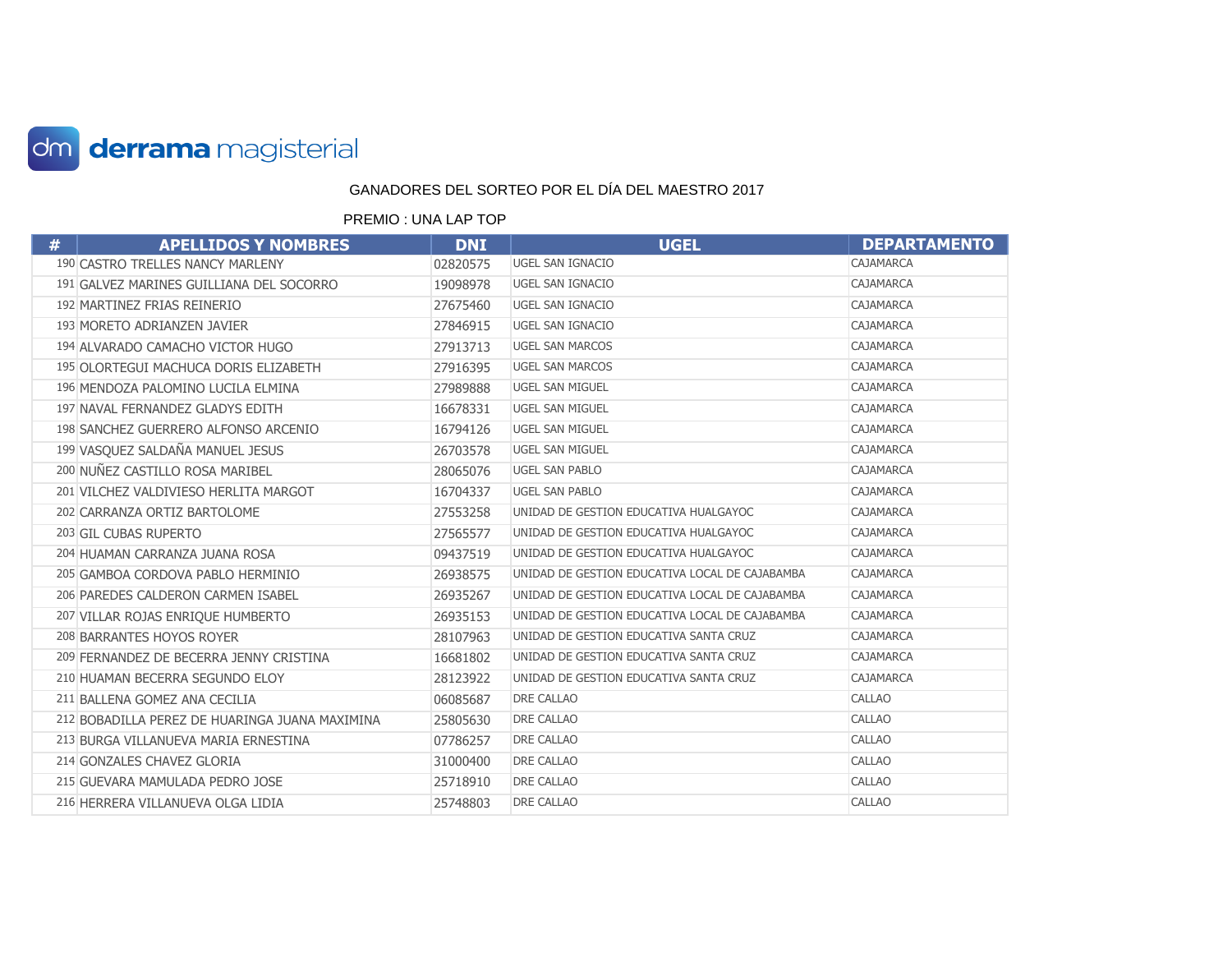derrama magisterial

GANADORES DEL SORTEO POR EL DÍA DEL MAESTRO 2017

PREMIO : UNA LAP TOP

| # | APELLIDOS Y NOMBRES | DNI | UGEL | DEPARTAMENTO |
|---|---|---|---|---|
| 190 | CASTRO TRELLES NANCY MARLENY | 02820575 | UGEL SAN IGNACIO | CAJAMARCA |
| 191 | GALVEZ MARINES GUILLIANA DEL SOCORRO | 19098978 | UGEL SAN IGNACIO | CAJAMARCA |
| 192 | MARTINEZ FRIAS REINERIO | 27675460 | UGEL SAN IGNACIO | CAJAMARCA |
| 193 | MORETO ADRIANZEN JAVIER | 27846915 | UGEL SAN IGNACIO | CAJAMARCA |
| 194 | ALVARADO CAMACHO VICTOR HUGO | 27913713 | UGEL SAN MARCOS | CAJAMARCA |
| 195 | OLORTEGUI MACHUCA DORIS ELIZABETH | 27916395 | UGEL SAN MARCOS | CAJAMARCA |
| 196 | MENDOZA PALOMINO LUCILA ELMINA | 27989888 | UGEL SAN MIGUEL | CAJAMARCA |
| 197 | NAVAL FERNANDEZ GLADYS EDITH | 16678331 | UGEL SAN MIGUEL | CAJAMARCA |
| 198 | SANCHEZ GUERRERO ALFONSO ARCENIO | 16794126 | UGEL SAN MIGUEL | CAJAMARCA |
| 199 | VASQUEZ SALDAÑA MANUEL JESUS | 26703578 | UGEL SAN MIGUEL | CAJAMARCA |
| 200 | NUÑEZ CASTILLO ROSA MARIBEL | 28065076 | UGEL SAN PABLO | CAJAMARCA |
| 201 | VILCHEZ VALDIVIESO HERLITA MARGOT | 16704337 | UGEL SAN PABLO | CAJAMARCA |
| 202 | CARRANZA ORTIZ BARTOLOME | 27553258 | UNIDAD DE GESTION EDUCATIVA HUALGAYOC | CAJAMARCA |
| 203 | GIL CUBAS RUPERTO | 27565577 | UNIDAD DE GESTION EDUCATIVA HUALGAYOC | CAJAMARCA |
| 204 | HUAMAN CARRANZA JUANA ROSA | 09437519 | UNIDAD DE GESTION EDUCATIVA HUALGAYOC | CAJAMARCA |
| 205 | GAMBOA CORDOVA PABLO HERMINIO | 26938575 | UNIDAD DE GESTION EDUCATIVA LOCAL DE CAJABAMBA | CAJAMARCA |
| 206 | PAREDES CALDERON CARMEN ISABEL | 26935267 | UNIDAD DE GESTION EDUCATIVA LOCAL DE CAJABAMBA | CAJAMARCA |
| 207 | VILLAR ROJAS ENRIQUE HUMBERTO | 26935153 | UNIDAD DE GESTION EDUCATIVA LOCAL DE CAJABAMBA | CAJAMARCA |
| 208 | BARRANTES HOYOS ROYER | 28107963 | UNIDAD DE GESTION EDUCATIVA SANTA CRUZ | CAJAMARCA |
| 209 | FERNANDEZ DE BECERRA JENNY CRISTINA | 16681802 | UNIDAD DE GESTION EDUCATIVA SANTA CRUZ | CAJAMARCA |
| 210 | HUAMAN BECERRA SEGUNDO ELOY | 28123922 | UNIDAD DE GESTION EDUCATIVA SANTA CRUZ | CAJAMARCA |
| 211 | BALLENA GOMEZ ANA CECILIA | 06085687 | DRE CALLAO | CALLAO |
| 212 | BOBADILLA PEREZ DE HUARINGA JUANA MAXIMINA | 25805630 | DRE CALLAO | CALLAO |
| 213 | BURGA VILLANUEVA MARIA ERNESTINA | 07786257 | DRE CALLAO | CALLAO |
| 214 | GONZALES CHAVEZ GLORIA | 31000400 | DRE CALLAO | CALLAO |
| 215 | GUEVARA MAMULADA PEDRO JOSE | 25718910 | DRE CALLAO | CALLAO |
| 216 | HERRERA VILLANUEVA OLGA LIDIA | 25748803 | DRE CALLAO | CALLAO |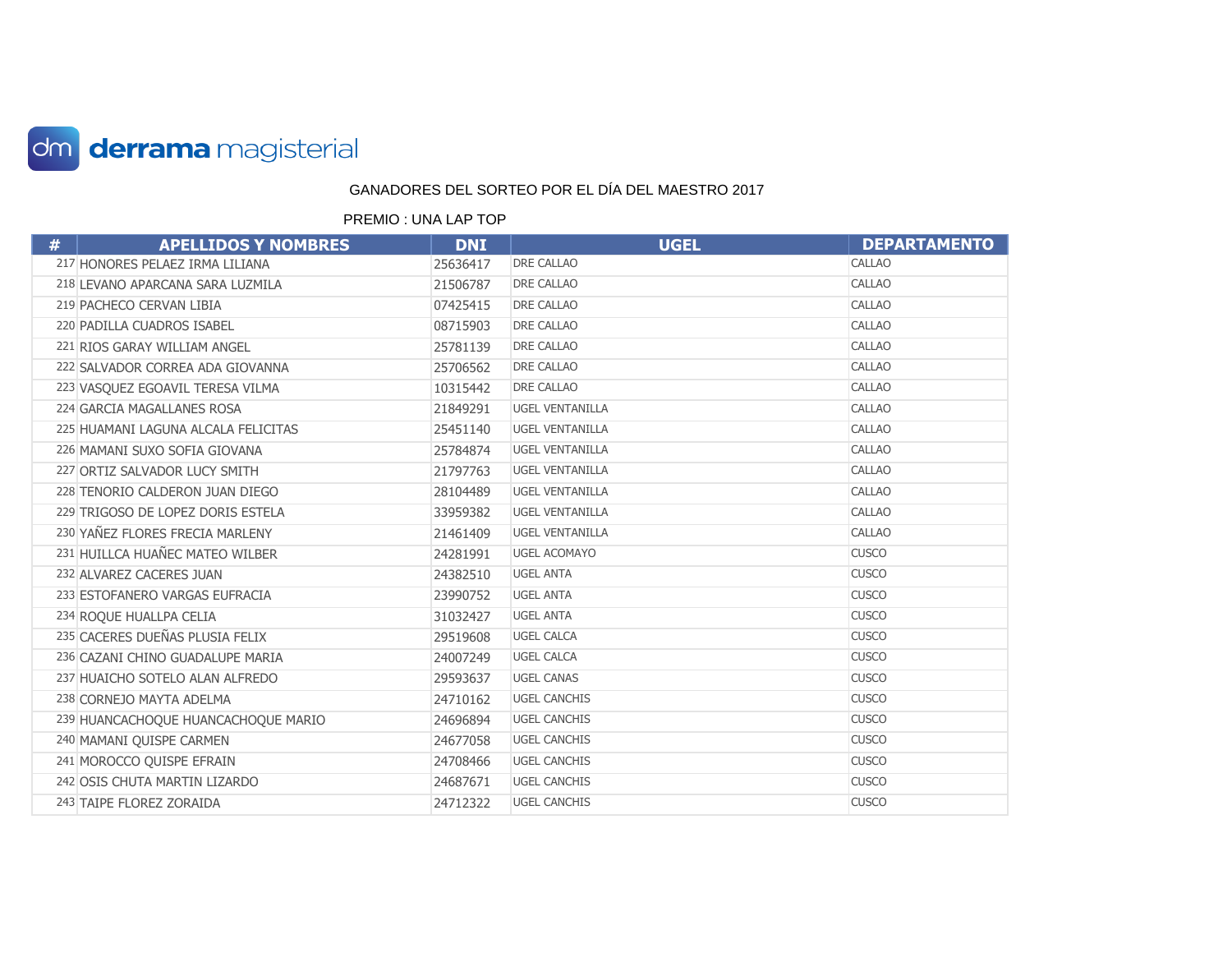derrama magisterial

GANADORES DEL SORTEO POR EL DÍA DEL MAESTRO 2017

PREMIO : UNA LAP TOP

| # | APELLIDOS Y NOMBRES | DNI | UGEL | DEPARTAMENTO |
|---|---|---|---|---|
| 217 | HONORES PELAEZ IRMA LILIANA | 25636417 | DRE CALLAO | CALLAO |
| 218 | LEVANO APARCANA SARA LUZMILA | 21506787 | DRE CALLAO | CALLAO |
| 219 | PACHECO CERVAN LIBIA | 07425415 | DRE CALLAO | CALLAO |
| 220 | PADILLA CUADROS ISABEL | 08715903 | DRE CALLAO | CALLAO |
| 221 | RIOS GARAY WILLIAM ANGEL | 25781139 | DRE CALLAO | CALLAO |
| 222 | SALVADOR CORREA ADA GIOVANNA | 25706562 | DRE CALLAO | CALLAO |
| 223 | VASQUEZ EGOAVIL TERESA VILMA | 10315442 | DRE CALLAO | CALLAO |
| 224 | GARCIA MAGALLANES ROSA | 21849291 | UGEL VENTANILLA | CALLAO |
| 225 | HUAMANI LAGUNA ALCALA FELICITAS | 25451140 | UGEL VENTANILLA | CALLAO |
| 226 | MAMANI SUXO SOFIA GIOVANA | 25784874 | UGEL VENTANILLA | CALLAO |
| 227 | ORTIZ SALVADOR LUCY SMITH | 21797763 | UGEL VENTANILLA | CALLAO |
| 228 | TENORIO CALDERON JUAN DIEGO | 28104489 | UGEL VENTANILLA | CALLAO |
| 229 | TRIGOSO DE LOPEZ DORIS ESTELA | 33959382 | UGEL VENTANILLA | CALLAO |
| 230 | YAÑEZ FLORES FRECIA MARLENY | 21461409 | UGEL VENTANILLA | CALLAO |
| 231 | HUILLCA HUAÑEC MATEO WILBER | 24281991 | UGEL ACOMAYO | CUSCO |
| 232 | ALVAREZ CACERES JUAN | 24382510 | UGEL ANTA | CUSCO |
| 233 | ESTOFANERO VARGAS EUFRACIA | 23990752 | UGEL ANTA | CUSCO |
| 234 | ROQUE HUALLPA CELIA | 31032427 | UGEL ANTA | CUSCO |
| 235 | CACERES DUEÑAS PLUSIA FELIX | 29519608 | UGEL CALCA | CUSCO |
| 236 | CAZANI CHINO GUADALUPE MARIA | 24007249 | UGEL CALCA | CUSCO |
| 237 | HUAICHO SOTELO ALAN ALFREDO | 29593637 | UGEL CANAS | CUSCO |
| 238 | CORNEJO MAYTA ADELMA | 24710162 | UGEL CANCHIS | CUSCO |
| 239 | HUANCACHOQUE HUANCACHOQUE MARIO | 24696894 | UGEL CANCHIS | CUSCO |
| 240 | MAMANI QUISPE CARMEN | 24677058 | UGEL CANCHIS | CUSCO |
| 241 | MOROCCO QUISPE EFRAIN | 24708466 | UGEL CANCHIS | CUSCO |
| 242 | OSIS CHUTA MARTIN LIZARDO | 24687671 | UGEL CANCHIS | CUSCO |
| 243 | TAIPE FLOREZ ZORAIDA | 24712322 | UGEL CANCHIS | CUSCO |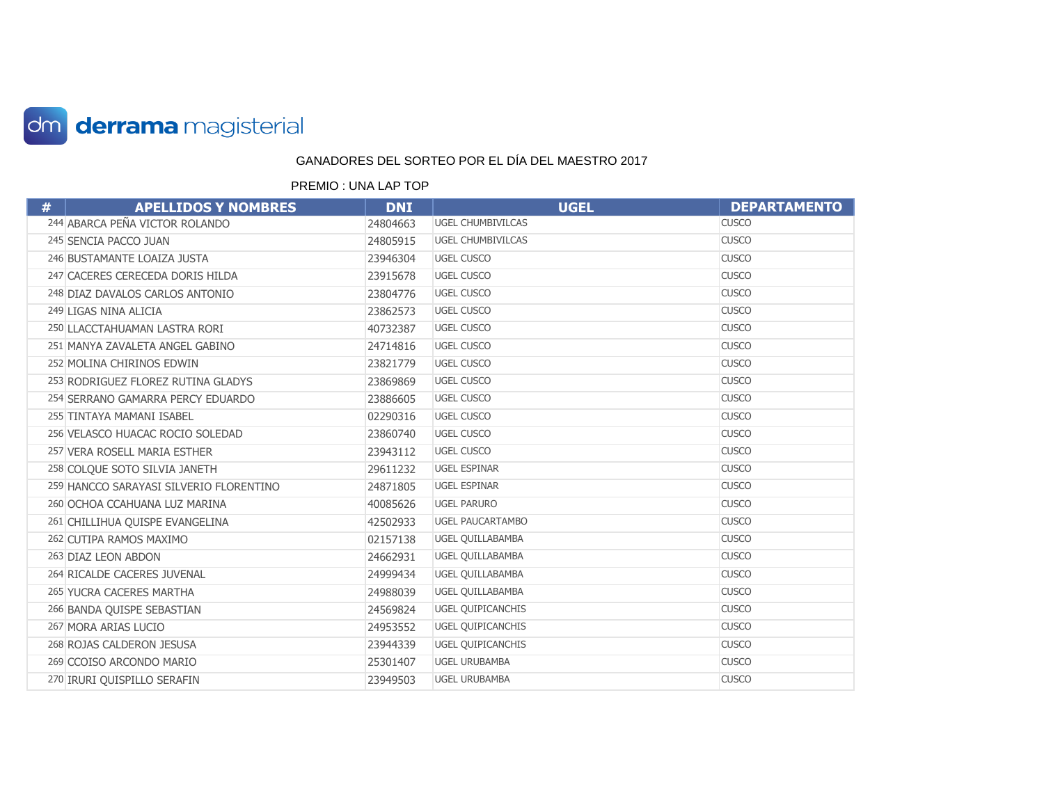derrama magisterial

GANADORES DEL SORTEO POR EL DÍA DEL MAESTRO 2017

PREMIO : UNA LAP TOP

| # | APELLIDOS Y NOMBRES | DNI | UGEL | DEPARTAMENTO |
|---|---|---|---|---|
| 244 | ABARCA PEÑA VICTOR ROLANDO | 24804663 | UGEL CHUMBIVILCAS | CUSCO |
| 245 | SENCIA PACCO JUAN | 24805915 | UGEL CHUMBIVILCAS | CUSCO |
| 246 | BUSTAMANTE LOAIZA JUSTA | 23946304 | UGEL CUSCO | CUSCO |
| 247 | CACERES CERECEDA DORIS HILDA | 23915678 | UGEL CUSCO | CUSCO |
| 248 | DIAZ DAVALOS CARLOS ANTONIO | 23804776 | UGEL CUSCO | CUSCO |
| 249 | LIGAS NINA ALICIA | 23862573 | UGEL CUSCO | CUSCO |
| 250 | LLACCTAHUAMAN LASTRA RORI | 40732387 | UGEL CUSCO | CUSCO |
| 251 | MANYA ZAVALETA ANGEL GABINO | 24714816 | UGEL CUSCO | CUSCO |
| 252 | MOLINA CHIRINOS EDWIN | 23821779 | UGEL CUSCO | CUSCO |
| 253 | RODRIGUEZ FLOREZ RUTINA GLADYS | 23869869 | UGEL CUSCO | CUSCO |
| 254 | SERRANO GAMARRA PERCY EDUARDO | 23886605 | UGEL CUSCO | CUSCO |
| 255 | TINTAYA MAMANI ISABEL | 02290316 | UGEL CUSCO | CUSCO |
| 256 | VELASCO HUACAC ROCIO SOLEDAD | 23860740 | UGEL CUSCO | CUSCO |
| 257 | VERA ROSELL MARIA ESTHER | 23943112 | UGEL CUSCO | CUSCO |
| 258 | COLQUE SOTO SILVIA JANETH | 29611232 | UGEL ESPINAR | CUSCO |
| 259 | HANCCO SARAYASI SILVERIO FLORENTINO | 24871805 | UGEL ESPINAR | CUSCO |
| 260 | OCHOA CCAHUANA LUZ MARINA | 40085626 | UGEL PARURO | CUSCO |
| 261 | CHILLIHUA QUISPE EVANGELINA | 42502933 | UGEL PAUCARTAMBO | CUSCO |
| 262 | CUTIPA RAMOS MAXIMO | 02157138 | UGEL QUILLABAMBA | CUSCO |
| 263 | DIAZ LEON ABDON | 24662931 | UGEL QUILLABAMBA | CUSCO |
| 264 | RICALDE CACERES JUVENAL | 24999434 | UGEL QUILLABAMBA | CUSCO |
| 265 | YUCRA CACERES MARTHA | 24988039 | UGEL QUILLABAMBA | CUSCO |
| 266 | BANDA QUISPE SEBASTIAN | 24569824 | UGEL QUIPICANCHIS | CUSCO |
| 267 | MORA ARIAS LUCIO | 24953552 | UGEL QUIPICANCHIS | CUSCO |
| 268 | ROJAS CALDERON JESUSA | 23944339 | UGEL QUIPICANCHIS | CUSCO |
| 269 | CCOISO ARCONDO MARIO | 25301407 | UGEL URUBAMBA | CUSCO |
| 270 | IRURI QUISPILLO SERAFIN | 23949503 | UGEL URUBAMBA | CUSCO |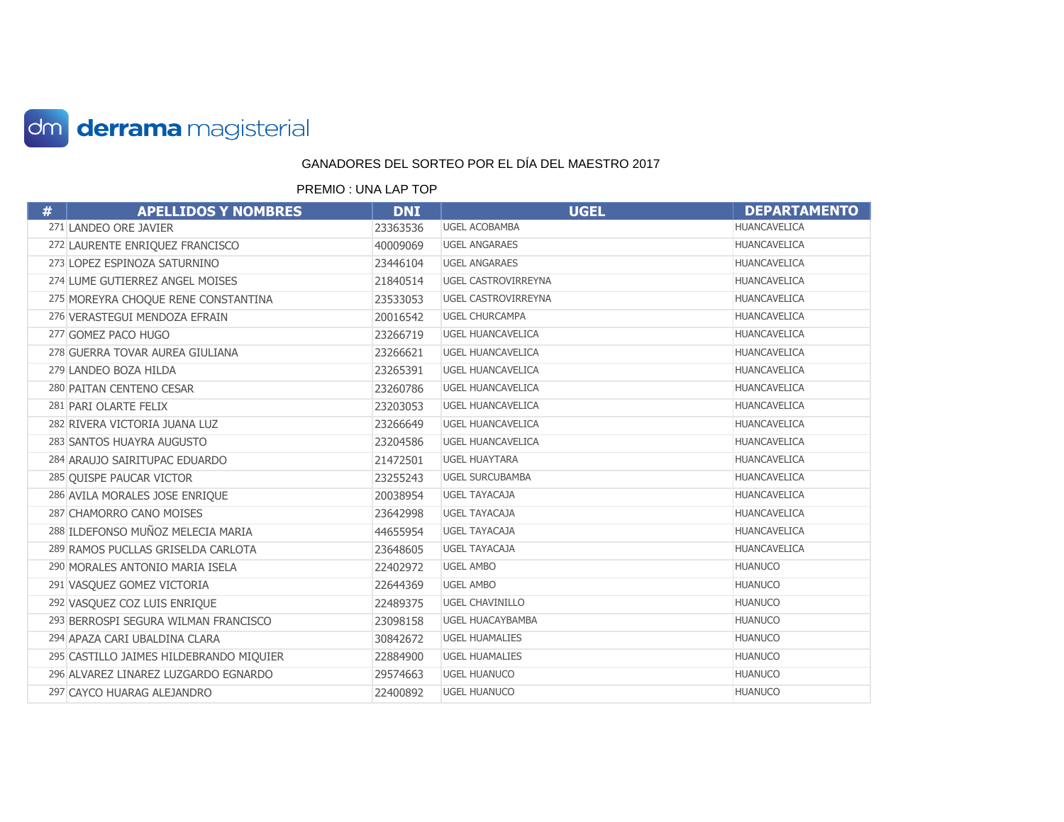derrama magisterial

GANADORES DEL SORTEO POR EL DÍA DEL MAESTRO 2017

PREMIO : UNA LAP TOP

| # | APELLIDOS Y NOMBRES | DNI | UGEL | DEPARTAMENTO |
|---|---|---|---|---|
| 271 | LANDEO ORE JAVIER | 23363536 | UGEL ACOBAMBA | HUANCAVELICA |
| 272 | LAURENTE ENRIQUEZ FRANCISCO | 40009069 | UGEL ANGARAES | HUANCAVELICA |
| 273 | LOPEZ ESPINOZA SATURNINO | 23446104 | UGEL ANGARAES | HUANCAVELICA |
| 274 | LUME GUTIERREZ ANGEL MOISES | 21840514 | UGEL CASTROVIRREYNA | HUANCAVELICA |
| 275 | MOREYRA CHOQUE RENE CONSTANTINA | 23533053 | UGEL CASTROVIRREYNA | HUANCAVELICA |
| 276 | VERASTEGUI MENDOZA EFRAIN | 20016542 | UGEL CHURCAMPA | HUANCAVELICA |
| 277 | GOMEZ PACO HUGO | 23266719 | UGEL HUANCAVELICA | HUANCAVELICA |
| 278 | GUERRA TOVAR AUREA GIULIANA | 23266621 | UGEL HUANCAVELICA | HUANCAVELICA |
| 279 | LANDEO BOZA HILDA | 23265391 | UGEL HUANCAVELICA | HUANCAVELICA |
| 280 | PAITAN CENTENO CESAR | 23260786 | UGEL HUANCAVELICA | HUANCAVELICA |
| 281 | PARI OLARTE FELIX | 23203053 | UGEL HUANCAVELICA | HUANCAVELICA |
| 282 | RIVERA VICTORIA JUANA LUZ | 23266649 | UGEL HUANCAVELICA | HUANCAVELICA |
| 283 | SANTOS HUAYRA AUGUSTO | 23204586 | UGEL HUANCAVELICA | HUANCAVELICA |
| 284 | ARAUJO SAIRITUPAC EDUARDO | 21472501 | UGEL HUAYTARA | HUANCAVELICA |
| 285 | QUISPE PAUCAR VICTOR | 23255243 | UGEL SURCUBAMBA | HUANCAVELICA |
| 286 | AVILA MORALES JOSE ENRIQUE | 20038954 | UGEL TAYACAJA | HUANCAVELICA |
| 287 | CHAMORRO CANO MOISES | 23642998 | UGEL TAYACAJA | HUANCAVELICA |
| 288 | ILDEFONSO MUÑOZ MELECIA MARIA | 44655954 | UGEL TAYACAJA | HUANCAVELICA |
| 289 | RAMOS PUCLLAS GRISELDA CARLOTA | 23648605 | UGEL TAYACAJA | HUANCAVELICA |
| 290 | MORALES ANTONIO MARIA ISELA | 22402972 | UGEL AMBO | HUANUCO |
| 291 | VASQUEZ GOMEZ VICTORIA | 22644369 | UGEL AMBO | HUANUCO |
| 292 | VASQUEZ COZ LUIS ENRIQUE | 22489375 | UGEL CHAVINILLO | HUANUCO |
| 293 | BERROSPI SEGURA WILMAN FRANCISCO | 23098158 | UGEL HUACAYBAMBA | HUANUCO |
| 294 | APAZA CARI UBALDINA CLARA | 30842672 | UGEL HUAMALIES | HUANUCO |
| 295 | CASTILLO JAIMES HILDEBRANDO MIQUIER | 22884900 | UGEL HUAMALIES | HUANUCO |
| 296 | ALVAREZ LINAREZ LUZGARDO EGNARDO | 29574663 | UGEL HUANUCO | HUANUCO |
| 297 | CAYCO HUARAG ALEJANDRO | 22400892 | UGEL HUANUCO | HUANUCO |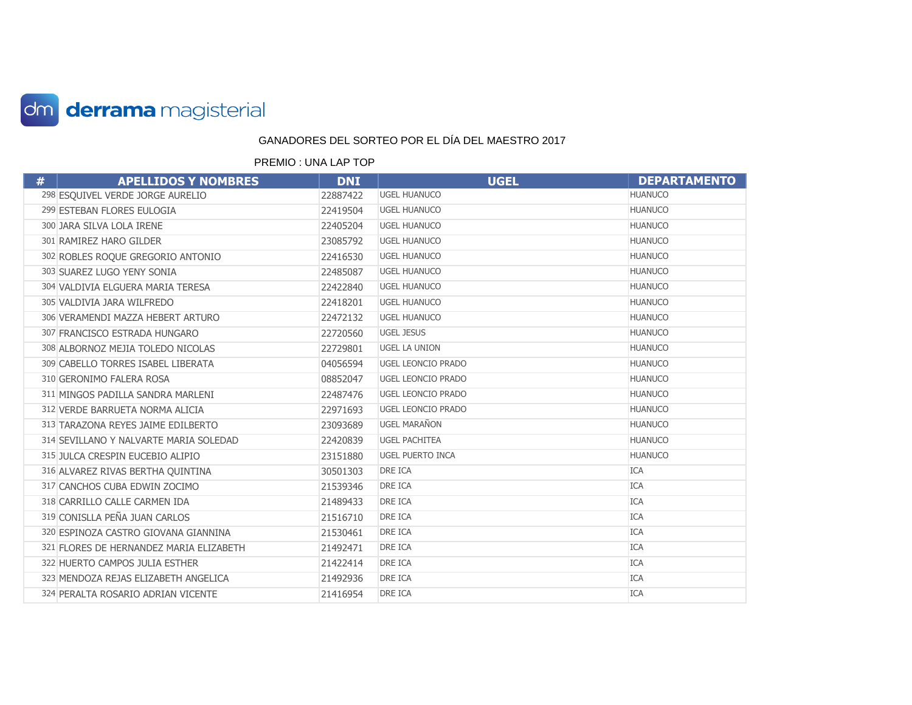derrama magisterial

GANADORES DEL SORTEO POR EL DÍA DEL MAESTRO 2017

PREMIO : UNA LAP TOP

| # | APELLIDOS Y NOMBRES | DNI | UGEL | DEPARTAMENTO |
|---|---|---|---|---|
| 298 | ESQUIVEL VERDE JORGE AURELIO | 22887422 | UGEL HUANUCO | HUANUCO |
| 299 | ESTEBAN FLORES EULOGIA | 22419504 | UGEL HUANUCO | HUANUCO |
| 300 | JARA SILVA LOLA IRENE | 22405204 | UGEL HUANUCO | HUANUCO |
| 301 | RAMIREZ HARO GILDER | 23085792 | UGEL HUANUCO | HUANUCO |
| 302 | ROBLES ROQUE GREGORIO ANTONIO | 22416530 | UGEL HUANUCO | HUANUCO |
| 303 | SUAREZ LUGO YENY SONIA | 22485087 | UGEL HUANUCO | HUANUCO |
| 304 | VALDIVIA ELGUERA MARIA TERESA | 22422840 | UGEL HUANUCO | HUANUCO |
| 305 | VALDIVIA JARA WILFREDO | 22418201 | UGEL HUANUCO | HUANUCO |
| 306 | VERAMENDI MAZZA HEBERT ARTURO | 22472132 | UGEL HUANUCO | HUANUCO |
| 307 | FRANCISCO ESTRADA HUNGARO | 22720560 | UGEL JESUS | HUANUCO |
| 308 | ALBORNOZ MEJIA TOLEDO NICOLAS | 22729801 | UGEL LA UNION | HUANUCO |
| 309 | CABELLO TORRES ISABEL LIBERATA | 04056594 | UGEL LEONCIO PRADO | HUANUCO |
| 310 | GERONIMO FALERA ROSA | 08852047 | UGEL LEONCIO PRADO | HUANUCO |
| 311 | MINGOS PADILLA SANDRA MARLENI | 22487476 | UGEL LEONCIO PRADO | HUANUCO |
| 312 | VERDE BARRUETA NORMA ALICIA | 22971693 | UGEL LEONCIO PRADO | HUANUCO |
| 313 | TARAZONA REYES JAIME EDILBERTO | 23093689 | UGEL MARAÑON | HUANUCO |
| 314 | SEVILLANO Y NALVARTE MARIA SOLEDAD | 22420839 | UGEL PACHITEA | HUANUCO |
| 315 | JULCA CRESPIN EUCEBIO ALIPIO | 23151880 | UGEL PUERTO INCA | HUANUCO |
| 316 | ALVAREZ RIVAS BERTHA QUINTINA | 30501303 | DRE ICA | ICA |
| 317 | CANCHOS CUBA EDWIN ZOCIMO | 21539346 | DRE ICA | ICA |
| 318 | CARRILLO CALLE CARMEN IDA | 21489433 | DRE ICA | ICA |
| 319 | CONISLLA PEÑA JUAN CARLOS | 21516710 | DRE ICA | ICA |
| 320 | ESPINOZA CASTRO GIOVANA GIANNINA | 21530461 | DRE ICA | ICA |
| 321 | FLORES DE HERNANDEZ MARIA ELIZABETH | 21492471 | DRE ICA | ICA |
| 322 | HUERTO CAMPOS JULIA ESTHER | 21422414 | DRE ICA | ICA |
| 323 | MENDOZA REJAS ELIZABETH ANGELICA | 21492936 | DRE ICA | ICA |
| 324 | PERALTA ROSARIO ADRIAN VICENTE | 21416954 | DRE ICA | ICA |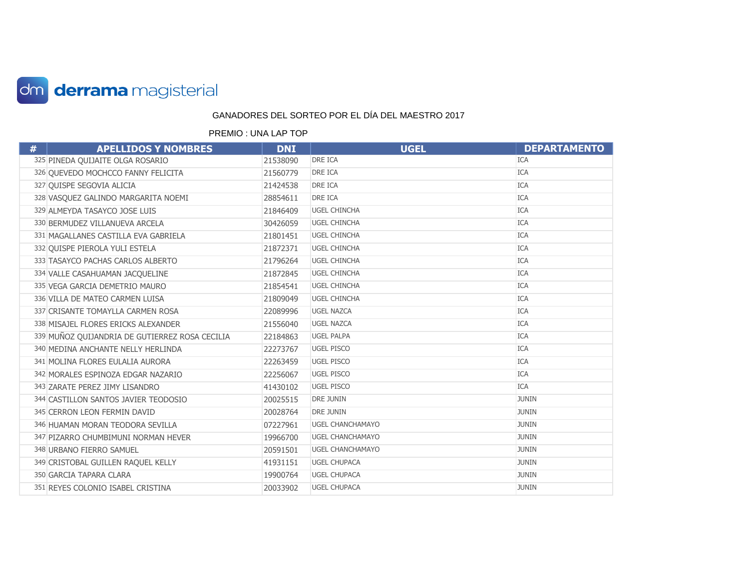derrama magisterial

GANADORES DEL SORTEO POR EL DÍA DEL MAESTRO 2017

PREMIO : UNA LAP TOP

| # | APELLIDOS Y NOMBRES | DNI | UGEL | DEPARTAMENTO |
|---|---|---|---|---|
| 325 | PINEDA QUIJAITE OLGA ROSARIO | 21538090 | DRE ICA | ICA |
| 326 | QUEVEDO MOCHCCO FANNY FELICITA | 21560779 | DRE ICA | ICA |
| 327 | QUISPE SEGOVIA ALICIA | 21424538 | DRE ICA | ICA |
| 328 | VASQUEZ GALINDO MARGARITA NOEMI | 28854611 | DRE ICA | ICA |
| 329 | ALMEYDA TASAYCO JOSE LUIS | 21846409 | UGEL CHINCHA | ICA |
| 330 | BERMUDEZ VILLANUEVA ARCELA | 30426059 | UGEL CHINCHA | ICA |
| 331 | MAGALLANES CASTILLA EVA GABRIELA | 21801451 | UGEL CHINCHA | ICA |
| 332 | QUISPE PIEROLA YULI ESTELA | 21872371 | UGEL CHINCHA | ICA |
| 333 | TASAYCO PACHAS CARLOS ALBERTO | 21796264 | UGEL CHINCHA | ICA |
| 334 | VALLE CASAHUAMAN JACQUELINE | 21872845 | UGEL CHINCHA | ICA |
| 335 | VEGA GARCIA DEMETRIO MAURO | 21854541 | UGEL CHINCHA | ICA |
| 336 | VILLA DE MATEO CARMEN LUISA | 21809049 | UGEL CHINCHA | ICA |
| 337 | CRISANTE TOMAYLLA CARMEN ROSA | 22089996 | UGEL NAZCA | ICA |
| 338 | MISAJEL FLORES ERICKS ALEXANDER | 21556040 | UGEL NAZCA | ICA |
| 339 | MUÑOZ QUIJANDRIA DE GUTIERREZ ROSA CECILIA | 22184863 | UGEL PALPA | ICA |
| 340 | MEDINA ANCHANTE NELLY HERLINDA | 22273767 | UGEL PISCO | ICA |
| 341 | MOLINA FLORES EULALIA AURORA | 22263459 | UGEL PISCO | ICA |
| 342 | MORALES ESPINOZA EDGAR NAZARIO | 22256067 | UGEL PISCO | ICA |
| 343 | ZARATE PEREZ JIMY LISANDRO | 41430102 | UGEL PISCO | ICA |
| 344 | CASTILLON SANTOS JAVIER TEODOSIO | 20025515 | DRE JUNIN | JUNIN |
| 345 | CERRON LEON FERMIN DAVID | 20028764 | DRE JUNIN | JUNIN |
| 346 | HUAMAN MORAN TEODORA SEVILLA | 07227961 | UGEL CHANCHAMAYO | JUNIN |
| 347 | PIZARRO CHUMBIMUNI NORMAN HEVER | 19966700 | UGEL CHANCHAMAYO | JUNIN |
| 348 | URBANO FIERRO SAMUEL | 20591501 | UGEL CHANCHAMAYO | JUNIN |
| 349 | CRISTOBAL GUILLEN RAQUEL KELLY | 41931151 | UGEL CHUPACA | JUNIN |
| 350 | GARCIA TAPARA CLARA | 19900764 | UGEL CHUPACA | JUNIN |
| 351 | REYES COLONIO ISABEL CRISTINA | 20033902 | UGEL CHUPACA | JUNIN |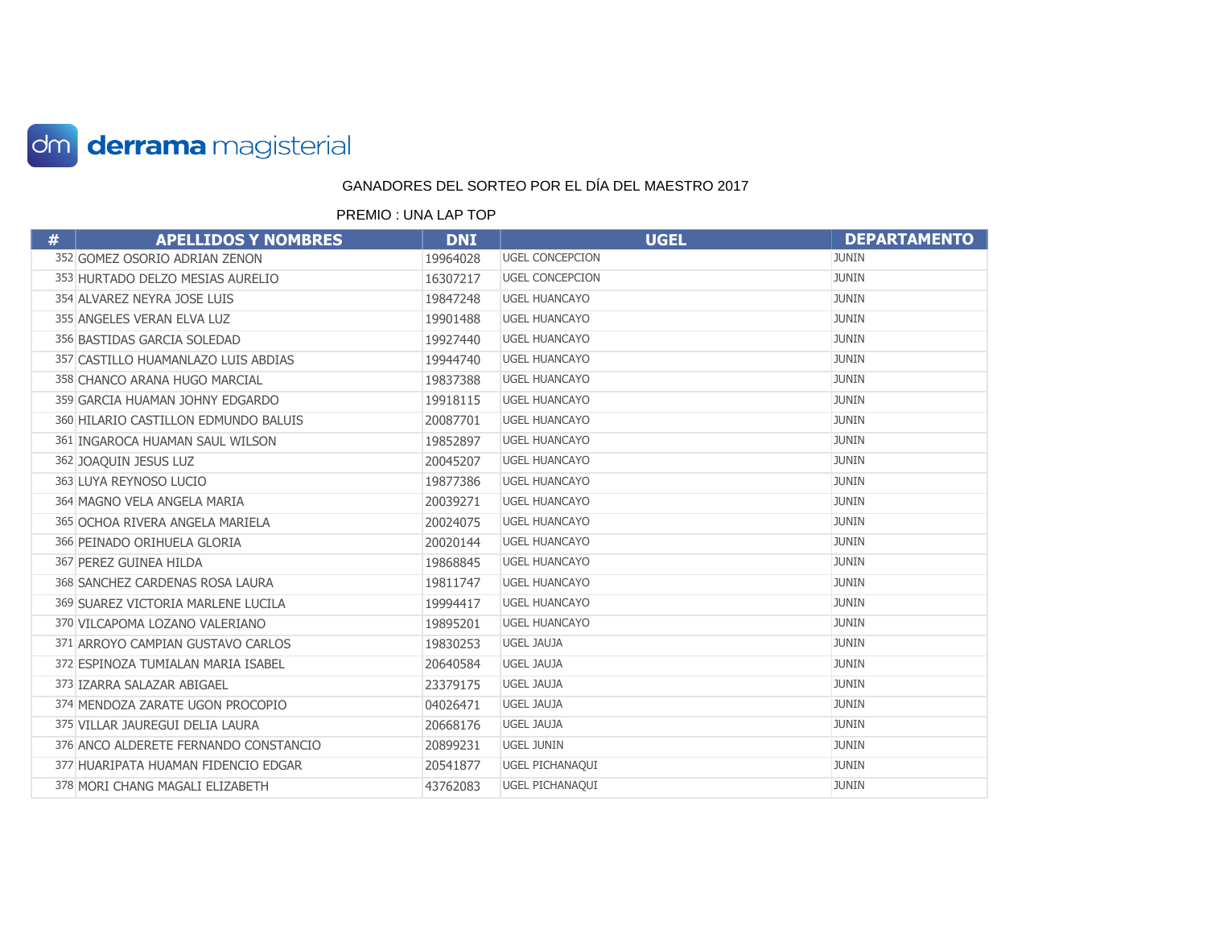derrama magisterial

GANADORES DEL SORTEO POR EL DÍA DEL MAESTRO 2017

PREMIO : UNA LAP TOP

| # | APELLIDOS Y NOMBRES | DNI | UGEL | DEPARTAMENTO |
|---|---|---|---|---|
| 352 | GOMEZ OSORIO ADRIAN ZENON | 19964028 | UGEL CONCEPCION | JUNIN |
| 353 | HURTADO DELZO MESIAS AURELIO | 16307217 | UGEL CONCEPCION | JUNIN |
| 354 | ALVAREZ NEYRA JOSE LUIS | 19847248 | UGEL HUANCAYO | JUNIN |
| 355 | ANGELES VERAN ELVA LUZ | 19901488 | UGEL HUANCAYO | JUNIN |
| 356 | BASTIDAS GARCIA SOLEDAD | 19927440 | UGEL HUANCAYO | JUNIN |
| 357 | CASTILLO HUAMANLAZO LUIS ABDIAS | 19944740 | UGEL HUANCAYO | JUNIN |
| 358 | CHANCO ARANA HUGO MARCIAL | 19837388 | UGEL HUANCAYO | JUNIN |
| 359 | GARCIA HUAMAN JOHNY EDGARDO | 19918115 | UGEL HUANCAYO | JUNIN |
| 360 | HILARIO CASTILLON EDMUNDO BALUIS | 20087701 | UGEL HUANCAYO | JUNIN |
| 361 | INGAROCA HUAMAN SAUL WILSON | 19852897 | UGEL HUANCAYO | JUNIN |
| 362 | JOAQUIN JESUS LUZ | 20045207 | UGEL HUANCAYO | JUNIN |
| 363 | LUYA REYNOSO LUCIO | 19877386 | UGEL HUANCAYO | JUNIN |
| 364 | MAGNO VELA ANGELA MARIA | 20039271 | UGEL HUANCAYO | JUNIN |
| 365 | OCHOA RIVERA ANGELA MARIELA | 20024075 | UGEL HUANCAYO | JUNIN |
| 366 | PEINADO ORIHUELA GLORIA | 20020144 | UGEL HUANCAYO | JUNIN |
| 367 | PEREZ GUINEA HILDA | 19868845 | UGEL HUANCAYO | JUNIN |
| 368 | SANCHEZ CARDENAS ROSA LAURA | 19811747 | UGEL HUANCAYO | JUNIN |
| 369 | SUAREZ VICTORIA MARLENE LUCILA | 19994417 | UGEL HUANCAYO | JUNIN |
| 370 | VILCAPOMA LOZANO VALERIANO | 19895201 | UGEL HUANCAYO | JUNIN |
| 371 | ARROYO CAMPIAN GUSTAVO CARLOS | 19830253 | UGEL JAUJA | JUNIN |
| 372 | ESPINOZA TUMIALAN MARIA ISABEL | 20640584 | UGEL JAUJA | JUNIN |
| 373 | IZARRA SALAZAR ABIGAEL | 23379175 | UGEL JAUJA | JUNIN |
| 374 | MENDOZA ZARATE UGON PROCOPIO | 04026471 | UGEL JAUJA | JUNIN |
| 375 | VILLAR JAUREGUI DELIA LAURA | 20668176 | UGEL JAUJA | JUNIN |
| 376 | ANCO ALDERETE FERNANDO CONSTANCIO | 20899231 | UGEL JUNIN | JUNIN |
| 377 | HUARIPATA HUAMAN FIDENCIO EDGAR | 20541877 | UGEL PICHANAQUI | JUNIN |
| 378 | MORI CHANG MAGALI ELIZABETH | 43762083 | UGEL PICHANAQUI | JUNIN |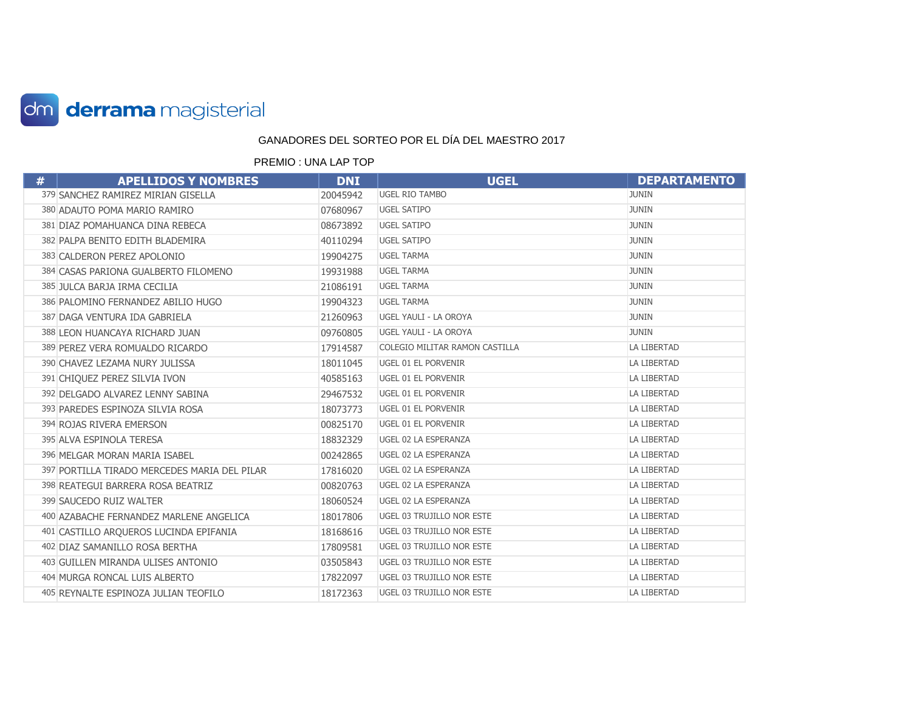derrama magisterial

GANADORES DEL SORTEO POR EL DÍA DEL MAESTRO 2017

PREMIO : UNA LAP TOP

| # | APELLIDOS Y NOMBRES | DNI | UGEL | DEPARTAMENTO |
|---|---|---|---|---|
| 379 | SANCHEZ RAMIREZ MIRIAN GISELLA | 20045942 | UGEL RIO TAMBO | JUNIN |
| 380 | ADAUTO POMA MARIO RAMIRO | 07680967 | UGEL SATIPO | JUNIN |
| 381 | DIAZ POMAHUANCA DINA REBECA | 08673892 | UGEL SATIPO | JUNIN |
| 382 | PALPA BENITO EDITH BLADEMIRA | 40110294 | UGEL SATIPO | JUNIN |
| 383 | CALDERON PEREZ APOLONIO | 19904275 | UGEL TARMA | JUNIN |
| 384 | CASAS PARIONA GUALBERTO FILOMENO | 19931988 | UGEL TARMA | JUNIN |
| 385 | JULCA BARJA IRMA CECILIA | 21086191 | UGEL TARMA | JUNIN |
| 386 | PALOMINO FERNANDEZ ABILIO HUGO | 19904323 | UGEL TARMA | JUNIN |
| 387 | DAGA VENTURA IDA GABRIELA | 21260963 | UGEL YAULI - LA OROYA | JUNIN |
| 388 | LEON HUANCAYA RICHARD JUAN | 09760805 | UGEL YAULI - LA OROYA | JUNIN |
| 389 | PEREZ VERA ROMUALDO RICARDO | 17914587 | COLEGIO MILITAR RAMON CASTILLA | LA LIBERTAD |
| 390 | CHAVEZ LEZAMA NURY JULISSA | 18011045 | UGEL 01 EL PORVENIR | LA LIBERTAD |
| 391 | CHIQUEZ PEREZ SILVIA IVON | 40585163 | UGEL 01 EL PORVENIR | LA LIBERTAD |
| 392 | DELGADO ALVAREZ LENNY SABINA | 29467532 | UGEL 01 EL PORVENIR | LA LIBERTAD |
| 393 | PAREDES ESPINOZA SILVIA ROSA | 18073773 | UGEL 01 EL PORVENIR | LA LIBERTAD |
| 394 | ROJAS RIVERA EMERSON | 00825170 | UGEL 01 EL PORVENIR | LA LIBERTAD |
| 395 | ALVA ESPINOLA TERESA | 18832329 | UGEL 02 LA ESPERANZA | LA LIBERTAD |
| 396 | MELGAR MORAN MARIA ISABEL | 00242865 | UGEL 02 LA ESPERANZA | LA LIBERTAD |
| 397 | PORTILLA TIRADO MERCEDES MARIA DEL PILAR | 17816020 | UGEL 02 LA ESPERANZA | LA LIBERTAD |
| 398 | REATEGUI BARRERA ROSA BEATRIZ | 00820763 | UGEL 02 LA ESPERANZA | LA LIBERTAD |
| 399 | SAUCEDO RUIZ WALTER | 18060524 | UGEL 02 LA ESPERANZA | LA LIBERTAD |
| 400 | AZABACHE FERNANDEZ MARLENE ANGELICA | 18017806 | UGEL 03 TRUJILLO NOR ESTE | LA LIBERTAD |
| 401 | CASTILLO ARQUEROS LUCINDA EPIFANIA | 18168616 | UGEL 03 TRUJILLO NOR ESTE | LA LIBERTAD |
| 402 | DIAZ SAMANILLO ROSA BERTHA | 17809581 | UGEL 03 TRUJILLO NOR ESTE | LA LIBERTAD |
| 403 | GUILLEN MIRANDA ULISES ANTONIO | 03505843 | UGEL 03 TRUJILLO NOR ESTE | LA LIBERTAD |
| 404 | MURGA RONCAL LUIS ALBERTO | 17822097 | UGEL 03 TRUJILLO NOR ESTE | LA LIBERTAD |
| 405 | REYNALTE ESPINOZA JULIAN TEOFILO | 18172363 | UGEL 03 TRUJILLO NOR ESTE | LA LIBERTAD |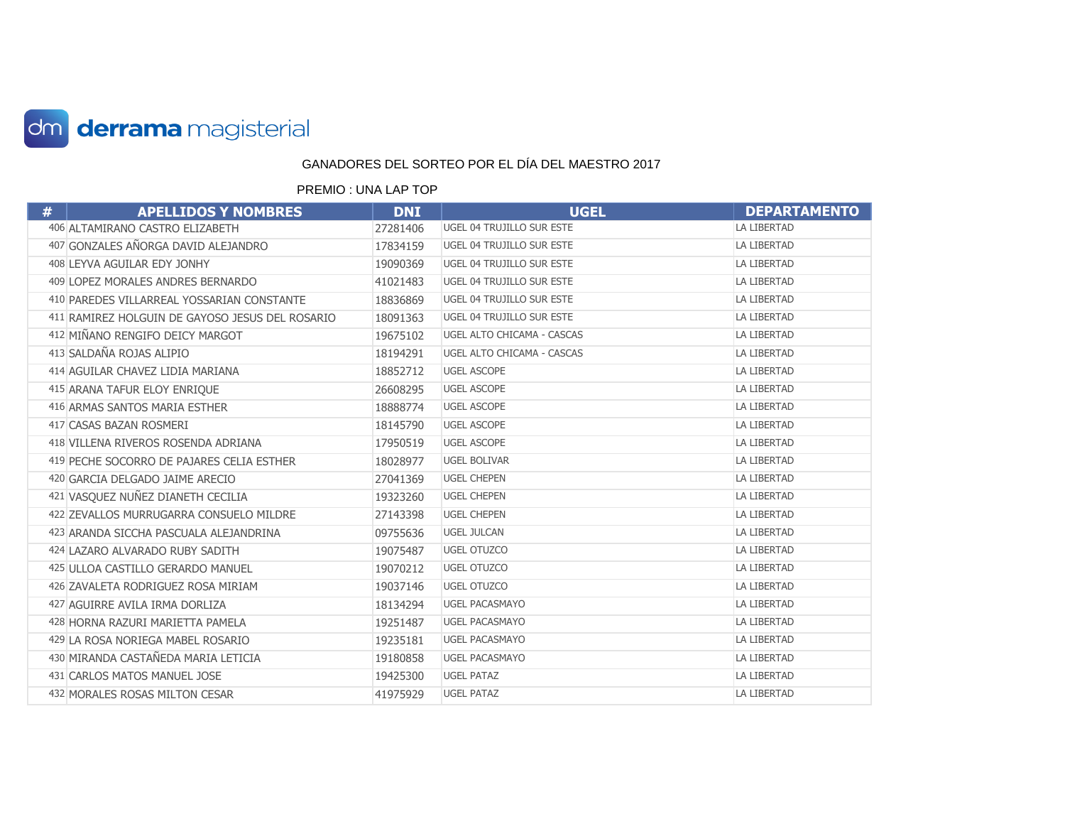derrama magisterial

GANADORES DEL SORTEO POR EL DÍA DEL MAESTRO 2017

PREMIO : UNA LAP TOP

| # | APELLIDOS Y NOMBRES | DNI | UGEL | DEPARTAMENTO |
|---|---|---|---|---|
| 406 | ALTAMIRANO CASTRO ELIZABETH | 27281406 | UGEL 04 TRUJILLO SUR ESTE | LA LIBERTAD |
| 407 | GONZALES AÑORGA DAVID ALEJANDRO | 17834159 | UGEL 04 TRUJILLO SUR ESTE | LA LIBERTAD |
| 408 | LEYVA AGUILAR EDY JONHY | 19090369 | UGEL 04 TRUJILLO SUR ESTE | LA LIBERTAD |
| 409 | LOPEZ MORALES ANDRES BERNARDO | 41021483 | UGEL 04 TRUJILLO SUR ESTE | LA LIBERTAD |
| 410 | PAREDES VILLARREAL YOSSARIAN CONSTANTE | 18836869 | UGEL 04 TRUJILLO SUR ESTE | LA LIBERTAD |
| 411 | RAMIREZ HOLGUIN DE GAYOSO JESUS DEL ROSARIO | 18091363 | UGEL 04 TRUJILLO SUR ESTE | LA LIBERTAD |
| 412 | MIÑANO RENGIFO DEICY MARGOT | 19675102 | UGEL ALTO CHICAMA - CASCAS | LA LIBERTAD |
| 413 | SALDAÑA ROJAS ALIPIO | 18194291 | UGEL ALTO CHICAMA - CASCAS | LA LIBERTAD |
| 414 | AGUILAR CHAVEZ LIDIA MARIANA | 18852712 | UGEL ASCOPE | LA LIBERTAD |
| 415 | ARANA TAFUR ELOY ENRIQUE | 26608295 | UGEL ASCOPE | LA LIBERTAD |
| 416 | ARMAS SANTOS MARIA ESTHER | 18888774 | UGEL ASCOPE | LA LIBERTAD |
| 417 | CASAS BAZAN ROSMERI | 18145790 | UGEL ASCOPE | LA LIBERTAD |
| 418 | VILLENA RIVEROS ROSENDA ADRIANA | 17950519 | UGEL ASCOPE | LA LIBERTAD |
| 419 | PECHE SOCORRO DE PAJARES CELIA ESTHER | 18028977 | UGEL BOLIVAR | LA LIBERTAD |
| 420 | GARCIA DELGADO JAIME ARECIO | 27041369 | UGEL CHEPEN | LA LIBERTAD |
| 421 | VASQUEZ NUÑEZ DIANETH CECILIA | 19323260 | UGEL CHEPEN | LA LIBERTAD |
| 422 | ZEVALLOS MURRUGARRA CONSUELO MILDRE | 27143398 | UGEL CHEPEN | LA LIBERTAD |
| 423 | ARANDA SICCHA PASCUALA ALEJANDRINA | 09755636 | UGEL JULCAN | LA LIBERTAD |
| 424 | LAZARO ALVARADO RUBY SADITH | 19075487 | UGEL OTUZCO | LA LIBERTAD |
| 425 | ULLOA CASTILLO GERARDO MANUEL | 19070212 | UGEL OTUZCO | LA LIBERTAD |
| 426 | ZAVALETA RODRIGUEZ ROSA MIRIAM | 19037146 | UGEL OTUZCO | LA LIBERTAD |
| 427 | AGUIRRE AVILA IRMA DORLIZA | 18134294 | UGEL PACASMAYO | LA LIBERTAD |
| 428 | HORNA RAZURI MARIETTA PAMELA | 19251487 | UGEL PACASMAYO | LA LIBERTAD |
| 429 | LA ROSA NORIEGA MABEL ROSARIO | 19235181 | UGEL PACASMAYO | LA LIBERTAD |
| 430 | MIRANDA CASTAÑEDA MARIA LETICIA | 19180858 | UGEL PACASMAYO | LA LIBERTAD |
| 431 | CARLOS MATOS MANUEL JOSE | 19425300 | UGEL PATAZ | LA LIBERTAD |
| 432 | MORALES ROSAS MILTON CESAR | 41975929 | UGEL PATAZ | LA LIBERTAD |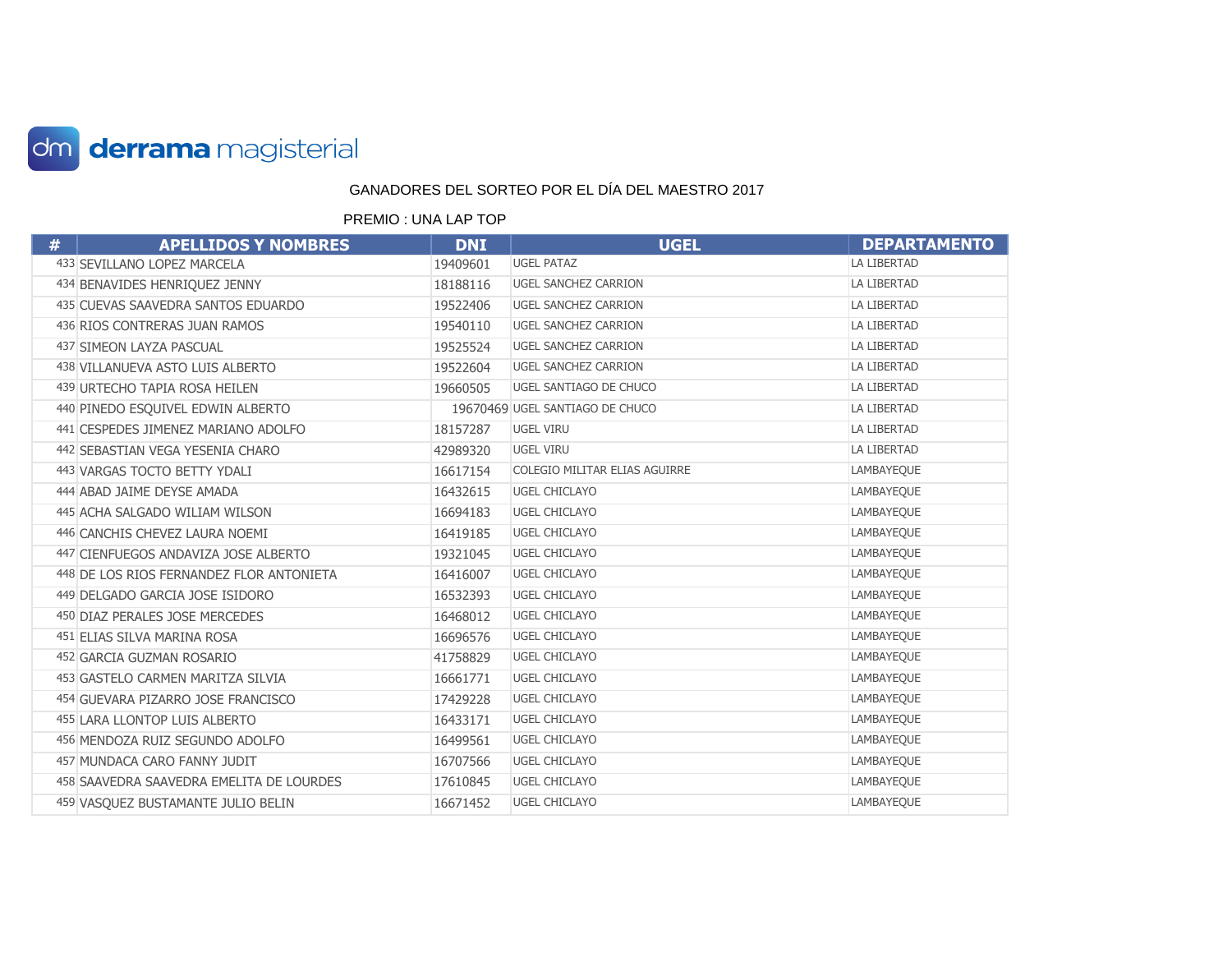derrama magisterial

GANADORES DEL SORTEO POR EL DÍA DEL MAESTRO 2017

PREMIO : UNA LAP TOP

| # | APELLIDOS Y NOMBRES | DNI | UGEL | DEPARTAMENTO |
|---|---|---|---|---|
| 433 | SEVILLANO LOPEZ MARCELA | 19409601 | UGEL PATAZ | LA LIBERTAD |
| 434 | BENAVIDES HENRIQUEZ JENNY | 18188116 | UGEL SANCHEZ CARRION | LA LIBERTAD |
| 435 | CUEVAS SAAVEDRA SANTOS EDUARDO | 19522406 | UGEL SANCHEZ CARRION | LA LIBERTAD |
| 436 | RIOS CONTRERAS JUAN RAMOS | 19540110 | UGEL SANCHEZ CARRION | LA LIBERTAD |
| 437 | SIMEON LAYZA PASCUAL | 19525524 | UGEL SANCHEZ CARRION | LA LIBERTAD |
| 438 | VILLANUEVA ASTO LUIS ALBERTO | 19522604 | UGEL SANCHEZ CARRION | LA LIBERTAD |
| 439 | URTECHO TAPIA ROSA HEILEN | 19660505 | UGEL SANTIAGO DE CHUCO | LA LIBERTAD |
| 440 | PINEDO ESQUIVEL EDWIN ALBERTO | 19670469 | UGEL SANTIAGO DE CHUCO | LA LIBERTAD |
| 441 | CESPEDES JIMENEZ MARIANO ADOLFO | 18157287 | UGEL VIRU | LA LIBERTAD |
| 442 | SEBASTIAN VEGA YESENIA CHARO | 42989320 | UGEL VIRU | LA LIBERTAD |
| 443 | VARGAS TOCTO BETTY YDALI | 16617154 | COLEGIO MILITAR ELIAS AGUIRRE | LAMBAYEQUE |
| 444 | ABAD JAIME DEYSE AMADA | 16432615 | UGEL CHICLAYO | LAMBAYEQUE |
| 445 | ACHA SALGADO WILIAM WILSON | 16694183 | UGEL CHICLAYO | LAMBAYEQUE |
| 446 | CANCHIS CHEVEZ LAURA NOEMI | 16419185 | UGEL CHICLAYO | LAMBAYEQUE |
| 447 | CIENFUEGOS ANDAVIZA JOSE ALBERTO | 19321045 | UGEL CHICLAYO | LAMBAYEQUE |
| 448 | DE LOS RIOS FERNANDEZ FLOR ANTONIETA | 16416007 | UGEL CHICLAYO | LAMBAYEQUE |
| 449 | DELGADO GARCIA JOSE ISIDORO | 16532393 | UGEL CHICLAYO | LAMBAYEQUE |
| 450 | DIAZ PERALES JOSE MERCEDES | 16468012 | UGEL CHICLAYO | LAMBAYEQUE |
| 451 | ELIAS SILVA MARINA ROSA | 16696576 | UGEL CHICLAYO | LAMBAYEQUE |
| 452 | GARCIA GUZMAN ROSARIO | 41758829 | UGEL CHICLAYO | LAMBAYEQUE |
| 453 | GASTELO CARMEN MARITZA SILVIA | 16661771 | UGEL CHICLAYO | LAMBAYEQUE |
| 454 | GUEVARA PIZARRO JOSE FRANCISCO | 17429228 | UGEL CHICLAYO | LAMBAYEQUE |
| 455 | LARA LLONTOP LUIS ALBERTO | 16433171 | UGEL CHICLAYO | LAMBAYEQUE |
| 456 | MENDOZA RUIZ SEGUNDO ADOLFO | 16499561 | UGEL CHICLAYO | LAMBAYEQUE |
| 457 | MUNDACA CARO FANNY JUDIT | 16707566 | UGEL CHICLAYO | LAMBAYEQUE |
| 458 | SAAVEDRA SAAVEDRA EMELITA DE LOURDES | 17610845 | UGEL CHICLAYO | LAMBAYEQUE |
| 459 | VASQUEZ BUSTAMANTE JULIO BELIN | 16671452 | UGEL CHICLAYO | LAMBAYEQUE |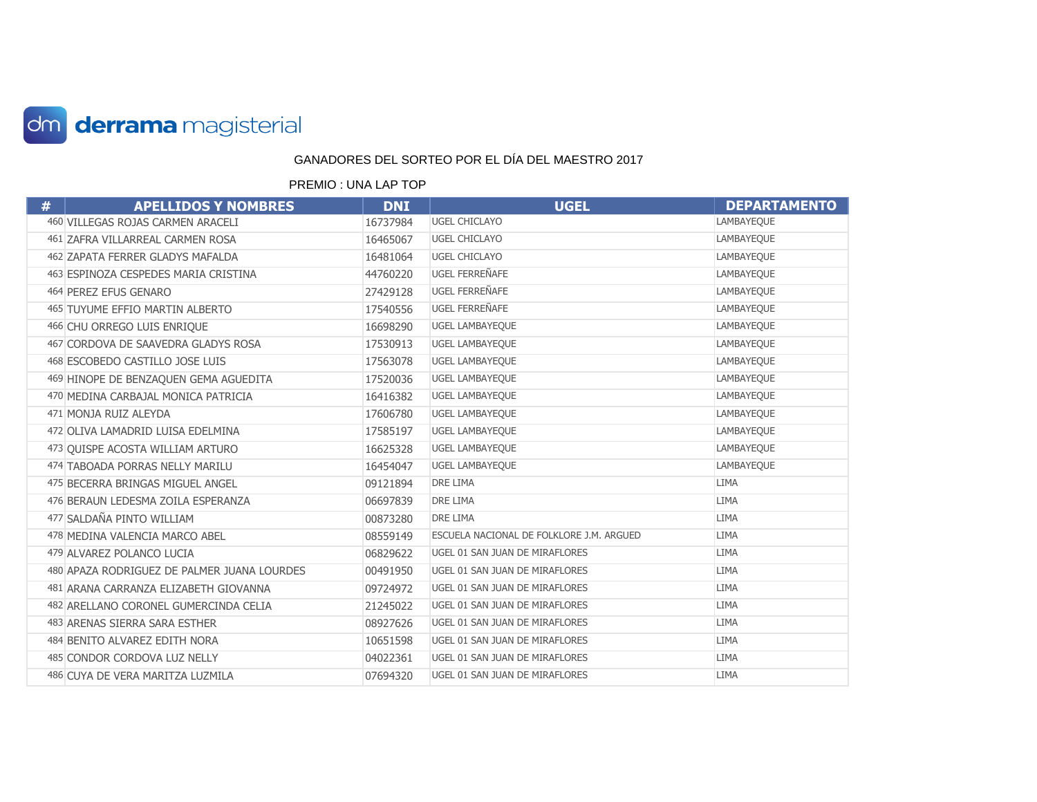derrama magisterial

GANADORES DEL SORTEO POR EL DÍA DEL MAESTRO 2017

PREMIO : UNA LAP TOP

| # | APELLIDOS Y NOMBRES | DNI | UGEL | DEPARTAMENTO |
|---|---|---|---|---|
| 460 | VILLEGAS ROJAS CARMEN ARACELI | 16737984 | UGEL CHICLAYO | LAMBAYEQUE |
| 461 | ZAFRA VILLARREAL CARMEN ROSA | 16465067 | UGEL CHICLAYO | LAMBAYEQUE |
| 462 | ZAPATA FERRER GLADYS MAFALDA | 16481064 | UGEL CHICLAYO | LAMBAYEQUE |
| 463 | ESPINOZA CESPEDES MARIA CRISTINA | 44760220 | UGEL FERREÑAFE | LAMBAYEQUE |
| 464 | PEREZ EFUS GENARO | 27429128 | UGEL FERREÑAFE | LAMBAYEQUE |
| 465 | TUYUME EFFIO MARTIN ALBERTO | 17540556 | UGEL FERREÑAFE | LAMBAYEQUE |
| 466 | CHU ORREGO LUIS ENRIQUE | 16698290 | UGEL LAMBAYEQUE | LAMBAYEQUE |
| 467 | CORDOVA DE SAAVEDRA GLADYS ROSA | 17530913 | UGEL LAMBAYEQUE | LAMBAYEQUE |
| 468 | ESCOBEDO CASTILLO JOSE LUIS | 17563078 | UGEL LAMBAYEQUE | LAMBAYEQUE |
| 469 | HINOPE DE BENZAQUEN GEMA AGUEDITA | 17520036 | UGEL LAMBAYEQUE | LAMBAYEQUE |
| 470 | MEDINA CARBAJAL MONICA PATRICIA | 16416382 | UGEL LAMBAYEQUE | LAMBAYEQUE |
| 471 | MONJA RUIZ ALEYDA | 17606780 | UGEL LAMBAYEQUE | LAMBAYEQUE |
| 472 | OLIVA LAMADRID LUISA EDELMINA | 17585197 | UGEL LAMBAYEQUE | LAMBAYEQUE |
| 473 | QUISPE ACOSTA WILLIAM ARTURO | 16625328 | UGEL LAMBAYEQUE | LAMBAYEQUE |
| 474 | TABOADA PORRAS NELLY MARILU | 16454047 | UGEL LAMBAYEQUE | LAMBAYEQUE |
| 475 | BECERRA BRINGAS MIGUEL ANGEL | 09121894 | DRE LIMA | LIMA |
| 476 | BERAUN LEDESMA ZOILA ESPERANZA | 06697839 | DRE LIMA | LIMA |
| 477 | SALDAÑA PINTO WILLIAM | 00873280 | DRE LIMA | LIMA |
| 478 | MEDINA VALENCIA MARCO ABEL | 08559149 | ESCUELA NACIONAL DE FOLKLORE J.M. ARGUED | LIMA |
| 479 | ALVAREZ POLANCO LUCIA | 06829622 | UGEL 01 SAN JUAN DE MIRAFLORES | LIMA |
| 480 | APAZA RODRIGUEZ DE PALMER JUANA LOURDES | 00491950 | UGEL 01 SAN JUAN DE MIRAFLORES | LIMA |
| 481 | ARANA CARRANZA ELIZABETH GIOVANNA | 09724972 | UGEL 01 SAN JUAN DE MIRAFLORES | LIMA |
| 482 | ARELLANO CORONEL GUMERCINDA CELIA | 21245022 | UGEL 01 SAN JUAN DE MIRAFLORES | LIMA |
| 483 | ARENAS SIERRA SARA ESTHER | 08927626 | UGEL 01 SAN JUAN DE MIRAFLORES | LIMA |
| 484 | BENITO ALVAREZ EDITH NORA | 10651598 | UGEL 01 SAN JUAN DE MIRAFLORES | LIMA |
| 485 | CONDOR CORDOVA LUZ NELLY | 04022361 | UGEL 01 SAN JUAN DE MIRAFLORES | LIMA |
| 486 | CUYA DE VERA MARITZA LUZMILA | 07694320 | UGEL 01 SAN JUAN DE MIRAFLORES | LIMA |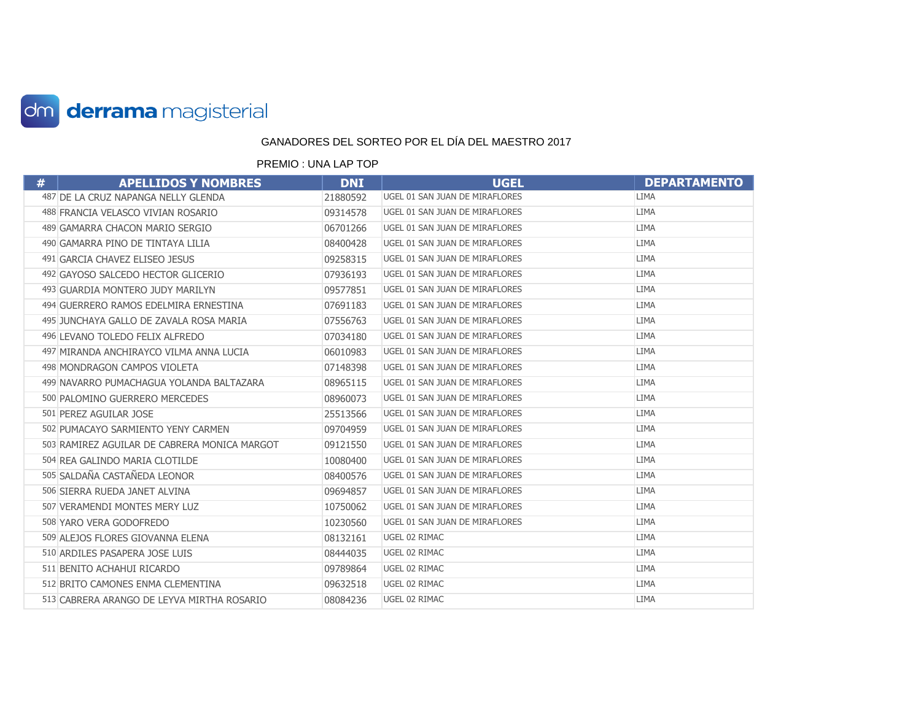derrama magisterial

GANADORES DEL SORTEO POR EL DÍA DEL MAESTRO 2017

PREMIO : UNA LAP TOP

| # | APELLIDOS Y NOMBRES | DNI | UGEL | DEPARTAMENTO |
|---|---|---|---|---|
| 487 | DE LA CRUZ NAPANGA NELLY GLENDA | 21880592 | UGEL 01 SAN JUAN DE MIRAFLORES | LIMA |
| 488 | FRANCIA VELASCO VIVIAN ROSARIO | 09314578 | UGEL 01 SAN JUAN DE MIRAFLORES | LIMA |
| 489 | GAMARRA CHACON MARIO SERGIO | 06701266 | UGEL 01 SAN JUAN DE MIRAFLORES | LIMA |
| 490 | GAMARRA PINO DE TINTAYA LILIA | 08400428 | UGEL 01 SAN JUAN DE MIRAFLORES | LIMA |
| 491 | GARCIA CHAVEZ ELISEO JESUS | 09258315 | UGEL 01 SAN JUAN DE MIRAFLORES | LIMA |
| 492 | GAYOSO SALCEDO HECTOR GLICERIO | 07936193 | UGEL 01 SAN JUAN DE MIRAFLORES | LIMA |
| 493 | GUARDIA MONTERO JUDY MARILYN | 09577851 | UGEL 01 SAN JUAN DE MIRAFLORES | LIMA |
| 494 | GUERRERO RAMOS EDELMIRA ERNESTINA | 07691183 | UGEL 01 SAN JUAN DE MIRAFLORES | LIMA |
| 495 | JUNCHAYA GALLO DE ZAVALA ROSA MARIA | 07556763 | UGEL 01 SAN JUAN DE MIRAFLORES | LIMA |
| 496 | LEVANO TOLEDO FELIX ALFREDO | 07034180 | UGEL 01 SAN JUAN DE MIRAFLORES | LIMA |
| 497 | MIRANDA ANCHIRAYCO VILMA ANNA LUCIA | 06010983 | UGEL 01 SAN JUAN DE MIRAFLORES | LIMA |
| 498 | MONDRAGON CAMPOS VIOLETA | 07148398 | UGEL 01 SAN JUAN DE MIRAFLORES | LIMA |
| 499 | NAVARRO PUMACHAGUA YOLANDA BALTAZARA | 08965115 | UGEL 01 SAN JUAN DE MIRAFLORES | LIMA |
| 500 | PALOMINO GUERRERO MERCEDES | 08960073 | UGEL 01 SAN JUAN DE MIRAFLORES | LIMA |
| 501 | PEREZ AGUILAR JOSE | 25513566 | UGEL 01 SAN JUAN DE MIRAFLORES | LIMA |
| 502 | PUMACAYO SARMIENTO YENY CARMEN | 09704959 | UGEL 01 SAN JUAN DE MIRAFLORES | LIMA |
| 503 | RAMIREZ AGUILAR DE CABRERA MONICA MARGOT | 09121550 | UGEL 01 SAN JUAN DE MIRAFLORES | LIMA |
| 504 | REA GALINDO MARIA CLOTILDE | 10080400 | UGEL 01 SAN JUAN DE MIRAFLORES | LIMA |
| 505 | SALDAÑA CASTAÑEDA LEONOR | 08400576 | UGEL 01 SAN JUAN DE MIRAFLORES | LIMA |
| 506 | SIERRA RUEDA JANET ALVINA | 09694857 | UGEL 01 SAN JUAN DE MIRAFLORES | LIMA |
| 507 | VERAMENDI MONTES MERY LUZ | 10750062 | UGEL 01 SAN JUAN DE MIRAFLORES | LIMA |
| 508 | YARO VERA GODOFREDO | 10230560 | UGEL 01 SAN JUAN DE MIRAFLORES | LIMA |
| 509 | ALEJOS FLORES GIOVANNA ELENA | 08132161 | UGEL 02 RIMAC | LIMA |
| 510 | ARDILES PASAPERA JOSE LUIS | 08444035 | UGEL 02 RIMAC | LIMA |
| 511 | BENITO ACHAHUI RICARDO | 09789864 | UGEL 02 RIMAC | LIMA |
| 512 | BRITO CAMONES ENMA CLEMENTINA | 09632518 | UGEL 02 RIMAC | LIMA |
| 513 | CABRERA ARANGO DE LEYVA MIRTHA ROSARIO | 08084236 | UGEL 02 RIMAC | LIMA |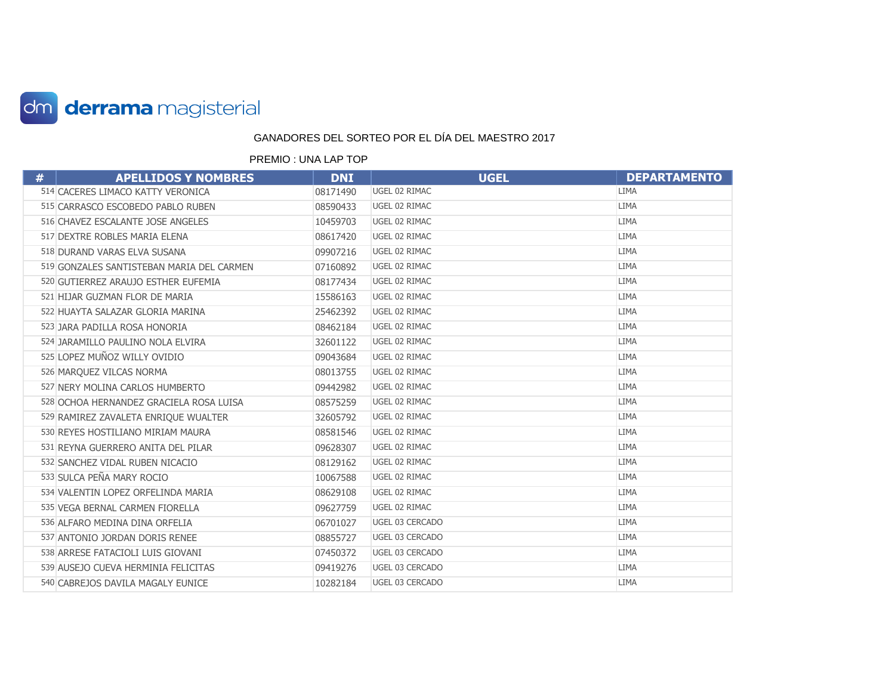derrama magisterial

GANADORES DEL SORTEO POR EL DÍA DEL MAESTRO 2017

PREMIO : UNA LAP TOP

| # | APELLIDOS Y NOMBRES | DNI | UGEL | DEPARTAMENTO |
|---|---|---|---|---|
| 514 | CACERES LIMACO KATTY VERONICA | 08171490 | UGEL 02 RIMAC | LIMA |
| 515 | CARRASCO ESCOBEDO PABLO RUBEN | 08590433 | UGEL 02 RIMAC | LIMA |
| 516 | CHAVEZ ESCALANTE JOSE ANGELES | 10459703 | UGEL 02 RIMAC | LIMA |
| 517 | DEXTRE ROBLES MARIA ELENA | 08617420 | UGEL 02 RIMAC | LIMA |
| 518 | DURAND VARAS ELVA SUSANA | 09907216 | UGEL 02 RIMAC | LIMA |
| 519 | GONZALES SANTISTEBAN MARIA DEL CARMEN | 07160892 | UGEL 02 RIMAC | LIMA |
| 520 | GUTIERREZ ARAUJO ESTHER EUFEMIA | 08177434 | UGEL 02 RIMAC | LIMA |
| 521 | HIJAR GUZMAN FLOR DE MARIA | 15586163 | UGEL 02 RIMAC | LIMA |
| 522 | HUAYTA SALAZAR GLORIA MARINA | 25462392 | UGEL 02 RIMAC | LIMA |
| 523 | JARA PADILLA ROSA HONORIA | 08462184 | UGEL 02 RIMAC | LIMA |
| 524 | JARAMILLO PAULINO NOLA ELVIRA | 32601122 | UGEL 02 RIMAC | LIMA |
| 525 | LOPEZ MUÑOZ WILLY OVIDIO | 09043684 | UGEL 02 RIMAC | LIMA |
| 526 | MARQUEZ VILCAS NORMA | 08013755 | UGEL 02 RIMAC | LIMA |
| 527 | NERY MOLINA CARLOS HUMBERTO | 09442982 | UGEL 02 RIMAC | LIMA |
| 528 | OCHOA HERNANDEZ GRACIELA ROSA LUISA | 08575259 | UGEL 02 RIMAC | LIMA |
| 529 | RAMIREZ ZAVALETA ENRIQUE WUALTER | 32605792 | UGEL 02 RIMAC | LIMA |
| 530 | REYES HOSTILIANO MIRIAM MAURA | 08581546 | UGEL 02 RIMAC | LIMA |
| 531 | REYNA GUERRERO ANITA DEL PILAR | 09628307 | UGEL 02 RIMAC | LIMA |
| 532 | SANCHEZ VIDAL RUBEN NICACIO | 08129162 | UGEL 02 RIMAC | LIMA |
| 533 | SULCA PEÑA MARY ROCIO | 10067588 | UGEL 02 RIMAC | LIMA |
| 534 | VALENTIN LOPEZ ORFELINDA MARIA | 08629108 | UGEL 02 RIMAC | LIMA |
| 535 | VEGA BERNAL CARMEN FIORELLA | 09627759 | UGEL 02 RIMAC | LIMA |
| 536 | ALFARO MEDINA DINA ORFELIA | 06701027 | UGEL 03 CERCADO | LIMA |
| 537 | ANTONIO JORDAN DORIS RENEE | 08855727 | UGEL 03 CERCADO | LIMA |
| 538 | ARRESE FATACIOLI LUIS GIOVANI | 07450372 | UGEL 03 CERCADO | LIMA |
| 539 | AUSEJO CUEVA HERMINIA FELICITAS | 09419276 | UGEL 03 CERCADO | LIMA |
| 540 | CABREJOS DAVILA MAGALY EUNICE | 10282184 | UGEL 03 CERCADO | LIMA |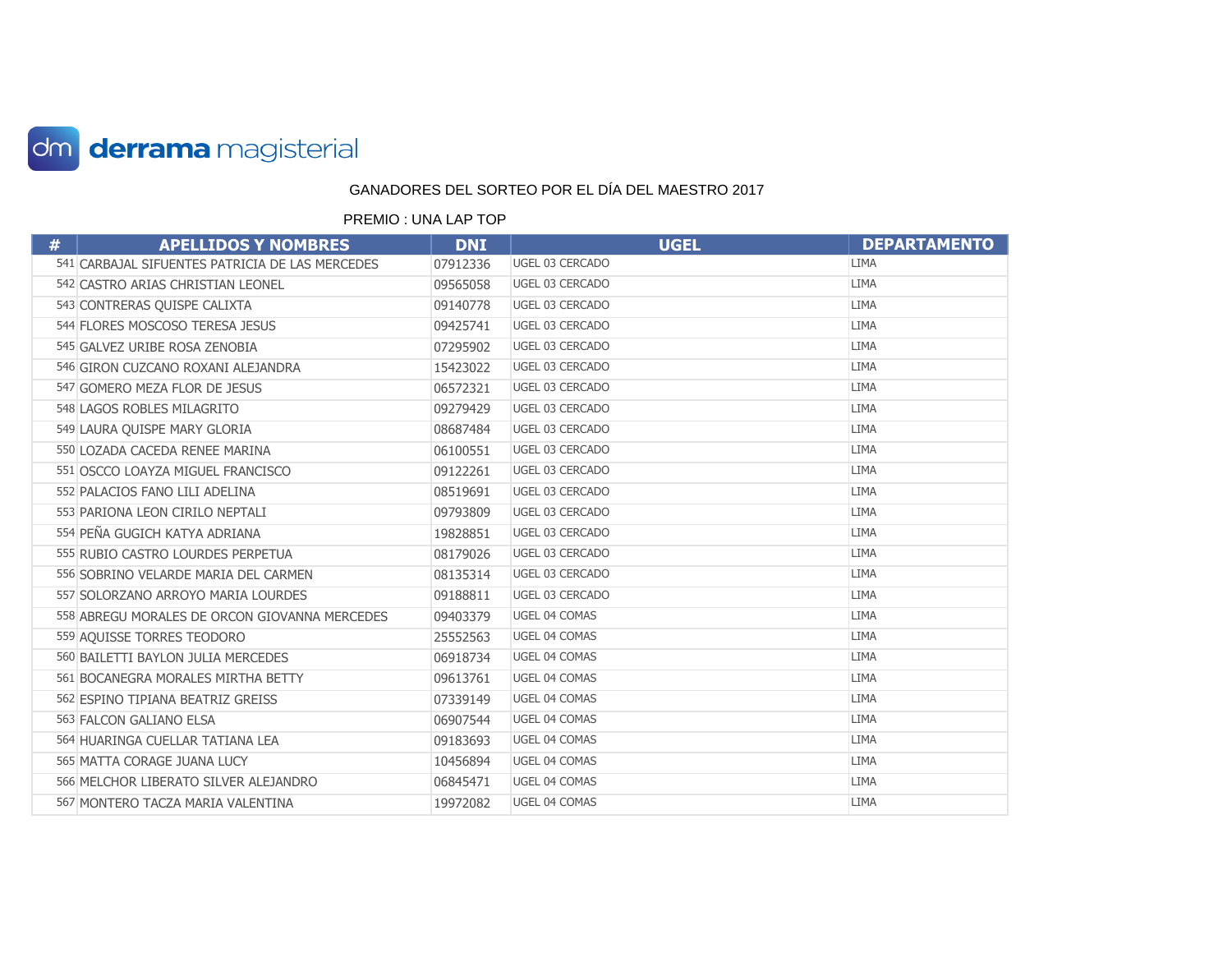derrama magisterial

GANADORES DEL SORTEO POR EL DÍA DEL MAESTRO 2017

PREMIO : UNA LAP TOP

| # | APELLIDOS Y NOMBRES | DNI | UGEL | DEPARTAMENTO |
|---|---|---|---|---|
| 541 | CARBAJAL SIFUENTES PATRICIA DE LAS MERCEDES | 07912336 | UGEL 03 CERCADO | LIMA |
| 542 | CASTRO ARIAS CHRISTIAN LEONEL | 09565058 | UGEL 03 CERCADO | LIMA |
| 543 | CONTRERAS QUISPE CALIXTA | 09140778 | UGEL 03 CERCADO | LIMA |
| 544 | FLORES MOSCOSO TERESA JESUS | 09425741 | UGEL 03 CERCADO | LIMA |
| 545 | GALVEZ URIBE ROSA ZENOBIA | 07295902 | UGEL 03 CERCADO | LIMA |
| 546 | GIRON CUZCANO ROXANI ALEJANDRA | 15423022 | UGEL 03 CERCADO | LIMA |
| 547 | GOMERO MEZA FLOR DE JESUS | 06572321 | UGEL 03 CERCADO | LIMA |
| 548 | LAGOS ROBLES MILAGRITO | 09279429 | UGEL 03 CERCADO | LIMA |
| 549 | LAURA QUISPE MARY GLORIA | 08687484 | UGEL 03 CERCADO | LIMA |
| 550 | LOZADA CACEDA RENEE MARINA | 06100551 | UGEL 03 CERCADO | LIMA |
| 551 | OSCCO LOAYZA MIGUEL FRANCISCO | 09122261 | UGEL 03 CERCADO | LIMA |
| 552 | PALACIOS FANO LILI ADELINA | 08519691 | UGEL 03 CERCADO | LIMA |
| 553 | PARIONA LEON CIRILO NEPTALI | 09793809 | UGEL 03 CERCADO | LIMA |
| 554 | PEÑA GUGICH KATYA ADRIANA | 19828851 | UGEL 03 CERCADO | LIMA |
| 555 | RUBIO CASTRO LOURDES PERPETUA | 08179026 | UGEL 03 CERCADO | LIMA |
| 556 | SOBRINO VELARDE MARIA DEL CARMEN | 08135314 | UGEL 03 CERCADO | LIMA |
| 557 | SOLORZANO ARROYO MARIA LOURDES | 09188811 | UGEL 03 CERCADO | LIMA |
| 558 | ABREGU MORALES DE ORCON GIOVANNA MERCEDES | 09403379 | UGEL 04 COMAS | LIMA |
| 559 | AQUISSE TORRES TEODORO | 25552563 | UGEL 04 COMAS | LIMA |
| 560 | BAILETTI BAYLON JULIA MERCEDES | 06918734 | UGEL 04 COMAS | LIMA |
| 561 | BOCANEGRA MORALES MIRTHA BETTY | 09613761 | UGEL 04 COMAS | LIMA |
| 562 | ESPINO TIPIANA BEATRIZ GREISS | 07339149 | UGEL 04 COMAS | LIMA |
| 563 | FALCON GALIANO ELSA | 06907544 | UGEL 04 COMAS | LIMA |
| 564 | HUARINGA CUELLAR TATIANA LEA | 09183693 | UGEL 04 COMAS | LIMA |
| 565 | MATTA CORAGE JUANA LUCY | 10456894 | UGEL 04 COMAS | LIMA |
| 566 | MELCHOR LIBERATO SILVER ALEJANDRO | 06845471 | UGEL 04 COMAS | LIMA |
| 567 | MONTERO TACZA MARIA VALENTINA | 19972082 | UGEL 04 COMAS | LIMA |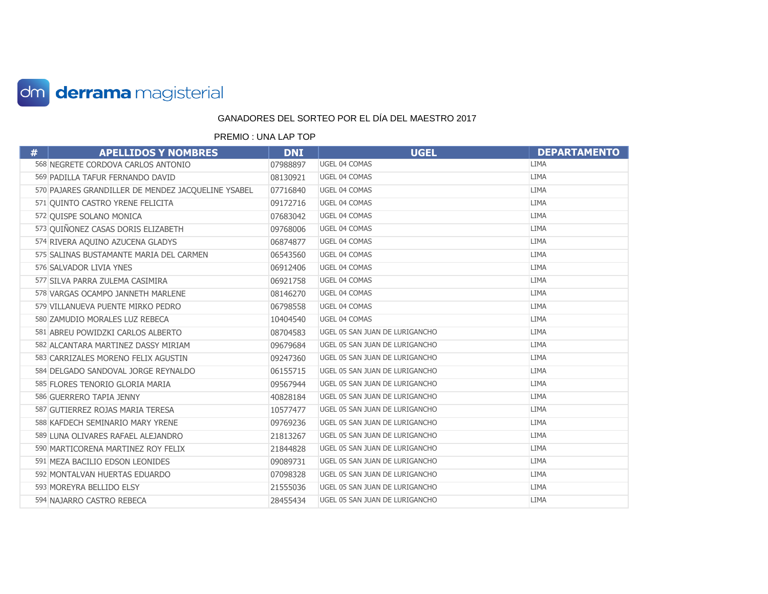dm derrama magisterial

GANADORES DEL SORTEO POR EL DÍA DEL MAESTRO 2017

PREMIO : UNA LAP TOP

| # | APELLIDOS Y NOMBRES | DNI | UGEL | DEPARTAMENTO |
|---|---|---|---|---|
| 568 | NEGRETE CORDOVA CARLOS ANTONIO | 07988897 | UGEL 04 COMAS | LIMA |
| 569 | PADILLA TAFUR FERNANDO DAVID | 08130921 | UGEL 04 COMAS | LIMA |
| 570 | PAJARES GRANDILLER DE MENDEZ JACQUELINE YSABEL | 07716840 | UGEL 04 COMAS | LIMA |
| 571 | QUINTO CASTRO YRENE FELICITA | 09172716 | UGEL 04 COMAS | LIMA |
| 572 | QUISPE SOLANO MONICA | 07683042 | UGEL 04 COMAS | LIMA |
| 573 | QUIÑONEZ CASAS DORIS ELIZABETH | 09768006 | UGEL 04 COMAS | LIMA |
| 574 | RIVERA AQUINO AZUCENA GLADYS | 06874877 | UGEL 04 COMAS | LIMA |
| 575 | SALINAS BUSTAMANTE MARIA DEL CARMEN | 06543560 | UGEL 04 COMAS | LIMA |
| 576 | SALVADOR LIVIA YNES | 06912406 | UGEL 04 COMAS | LIMA |
| 577 | SILVA PARRA ZULEMA CASIMIRA | 06921758 | UGEL 04 COMAS | LIMA |
| 578 | VARGAS OCAMPO JANNETH MARLENE | 08146270 | UGEL 04 COMAS | LIMA |
| 579 | VILLANUEVA PUENTE MIRKO PEDRO | 06798558 | UGEL 04 COMAS | LIMA |
| 580 | ZAMUDIO MORALES LUZ REBECA | 10404540 | UGEL 04 COMAS | LIMA |
| 581 | ABREU POWIDZKI CARLOS ALBERTO | 08704583 | UGEL 05 SAN JUAN DE LURIGANCHO | LIMA |
| 582 | ALCANTARA MARTINEZ DASSY MIRIAM | 09679684 | UGEL 05 SAN JUAN DE LURIGANCHO | LIMA |
| 583 | CARRIZALES MORENO FELIX AGUSTIN | 09247360 | UGEL 05 SAN JUAN DE LURIGANCHO | LIMA |
| 584 | DELGADO SANDOVAL JORGE REYNALDO | 06155715 | UGEL 05 SAN JUAN DE LURIGANCHO | LIMA |
| 585 | FLORES TENORIO GLORIA MARIA | 09567944 | UGEL 05 SAN JUAN DE LURIGANCHO | LIMA |
| 586 | GUERRERO TAPIA JENNY | 40828184 | UGEL 05 SAN JUAN DE LURIGANCHO | LIMA |
| 587 | GUTIERREZ ROJAS MARIA TERESA | 10577477 | UGEL 05 SAN JUAN DE LURIGANCHO | LIMA |
| 588 | KAFDECH SEMINARIO MARY YRENE | 09769236 | UGEL 05 SAN JUAN DE LURIGANCHO | LIMA |
| 589 | LUNA OLIVARES RAFAEL ALEJANDRO | 21813267 | UGEL 05 SAN JUAN DE LURIGANCHO | LIMA |
| 590 | MARTICORENA MARTINEZ ROY FELIX | 21844828 | UGEL 05 SAN JUAN DE LURIGANCHO | LIMA |
| 591 | MEZA BACILIO EDSON LEONIDES | 09089731 | UGEL 05 SAN JUAN DE LURIGANCHO | LIMA |
| 592 | MONTALVAN HUERTAS EDUARDO | 07098328 | UGEL 05 SAN JUAN DE LURIGANCHO | LIMA |
| 593 | MOREYRA BELLIDO ELSY | 21555036 | UGEL 05 SAN JUAN DE LURIGANCHO | LIMA |
| 594 | NAJARRO CASTRO REBECA | 28455434 | UGEL 05 SAN JUAN DE LURIGANCHO | LIMA |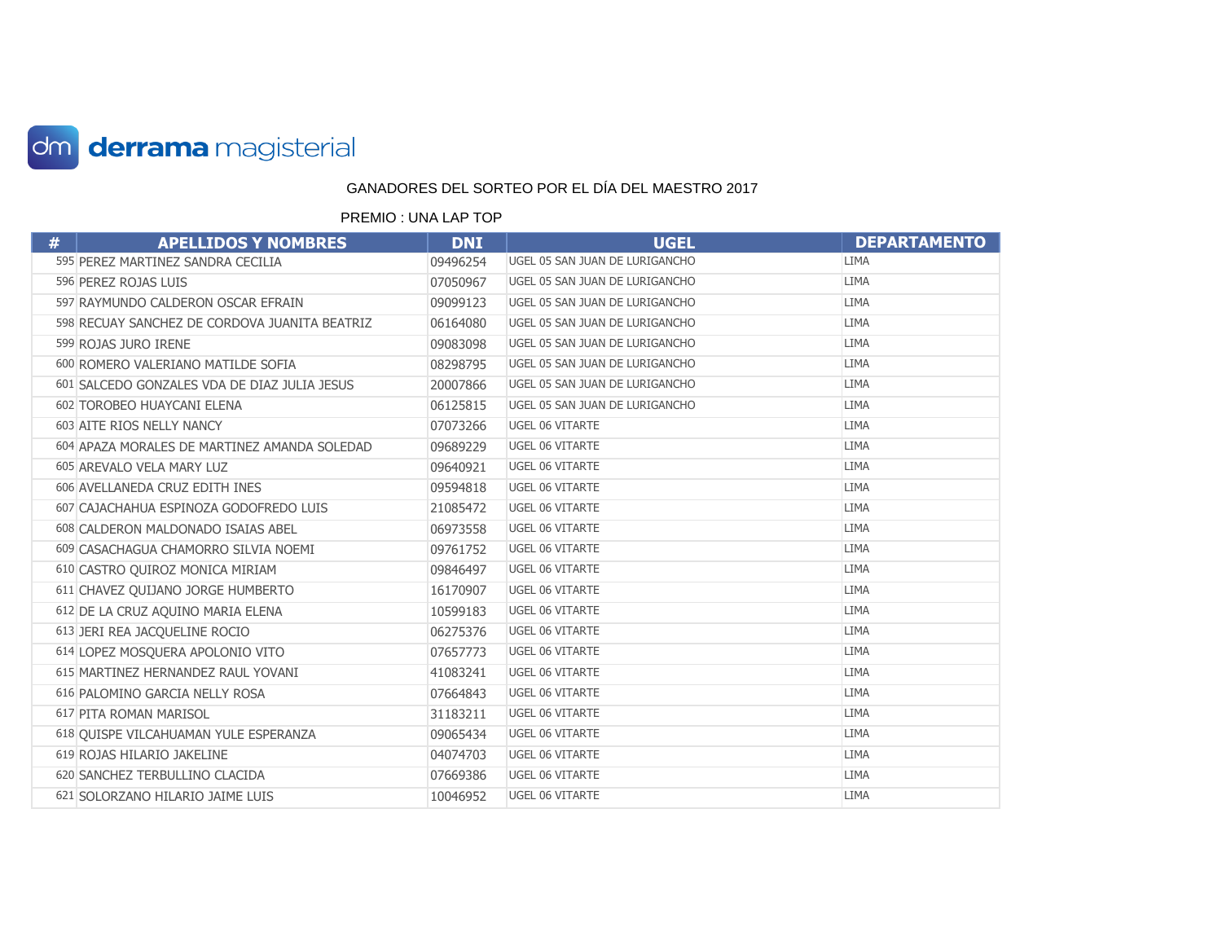derrama magisterial

GANADORES DEL SORTEO POR EL DÍA DEL MAESTRO 2017

PREMIO : UNA LAP TOP

| # | APELLIDOS Y NOMBRES | DNI | UGEL | DEPARTAMENTO |
|---|---|---|---|---|
| 595 | PEREZ MARTINEZ SANDRA CECILIA | 09496254 | UGEL 05 SAN JUAN DE LURIGANCHO | LIMA |
| 596 | PEREZ ROJAS LUIS | 07050967 | UGEL 05 SAN JUAN DE LURIGANCHO | LIMA |
| 597 | RAYMUNDO CALDERON OSCAR EFRAIN | 09099123 | UGEL 05 SAN JUAN DE LURIGANCHO | LIMA |
| 598 | RECUAY SANCHEZ DE CORDOVA JUANITA BEATRIZ | 06164080 | UGEL 05 SAN JUAN DE LURIGANCHO | LIMA |
| 599 | ROJAS JURO IRENE | 09083098 | UGEL 05 SAN JUAN DE LURIGANCHO | LIMA |
| 600 | ROMERO VALERIANO MATILDE SOFIA | 08298795 | UGEL 05 SAN JUAN DE LURIGANCHO | LIMA |
| 601 | SALCEDO GONZALES VDA DE DIAZ JULIA JESUS | 20007866 | UGEL 05 SAN JUAN DE LURIGANCHO | LIMA |
| 602 | TOROBEO HUAYCANI ELENA | 06125815 | UGEL 05 SAN JUAN DE LURIGANCHO | LIMA |
| 603 | AITE RIOS NELLY NANCY | 07073266 | UGEL 06 VITARTE | LIMA |
| 604 | APAZA MORALES DE MARTINEZ AMANDA SOLEDAD | 09689229 | UGEL 06 VITARTE | LIMA |
| 605 | AREVALO VELA MARY LUZ | 09640921 | UGEL 06 VITARTE | LIMA |
| 606 | AVELLANEDA CRUZ EDITH INES | 09594818 | UGEL 06 VITARTE | LIMA |
| 607 | CAJACHAHUA ESPINOZA GODOFREDO LUIS | 21085472 | UGEL 06 VITARTE | LIMA |
| 608 | CALDERON MALDONADO ISAIAS ABEL | 06973558 | UGEL 06 VITARTE | LIMA |
| 609 | CASACHAGUA CHAMORRO SILVIA NOEMI | 09761752 | UGEL 06 VITARTE | LIMA |
| 610 | CASTRO QUIROZ MONICA MIRIAM | 09846497 | UGEL 06 VITARTE | LIMA |
| 611 | CHAVEZ QUIJANO JORGE HUMBERTO | 16170907 | UGEL 06 VITARTE | LIMA |
| 612 | DE LA CRUZ AQUINO MARIA ELENA | 10599183 | UGEL 06 VITARTE | LIMA |
| 613 | JERI REA JACQUELINE ROCIO | 06275376 | UGEL 06 VITARTE | LIMA |
| 614 | LOPEZ MOSQUERA APOLONIO VITO | 07657773 | UGEL 06 VITARTE | LIMA |
| 615 | MARTINEZ HERNANDEZ RAUL YOVANI | 41083241 | UGEL 06 VITARTE | LIMA |
| 616 | PALOMINO GARCIA NELLY ROSA | 07664843 | UGEL 06 VITARTE | LIMA |
| 617 | PITA ROMAN MARISOL | 31183211 | UGEL 06 VITARTE | LIMA |
| 618 | QUISPE VILCAHUAMAN YULE ESPERANZA | 09065434 | UGEL 06 VITARTE | LIMA |
| 619 | ROJAS HILARIO JAKELINE | 04074703 | UGEL 06 VITARTE | LIMA |
| 620 | SANCHEZ TERBULLINO CLACIDA | 07669386 | UGEL 06 VITARTE | LIMA |
| 621 | SOLORZANO HILARIO JAIME LUIS | 10046952 | UGEL 06 VITARTE | LIMA |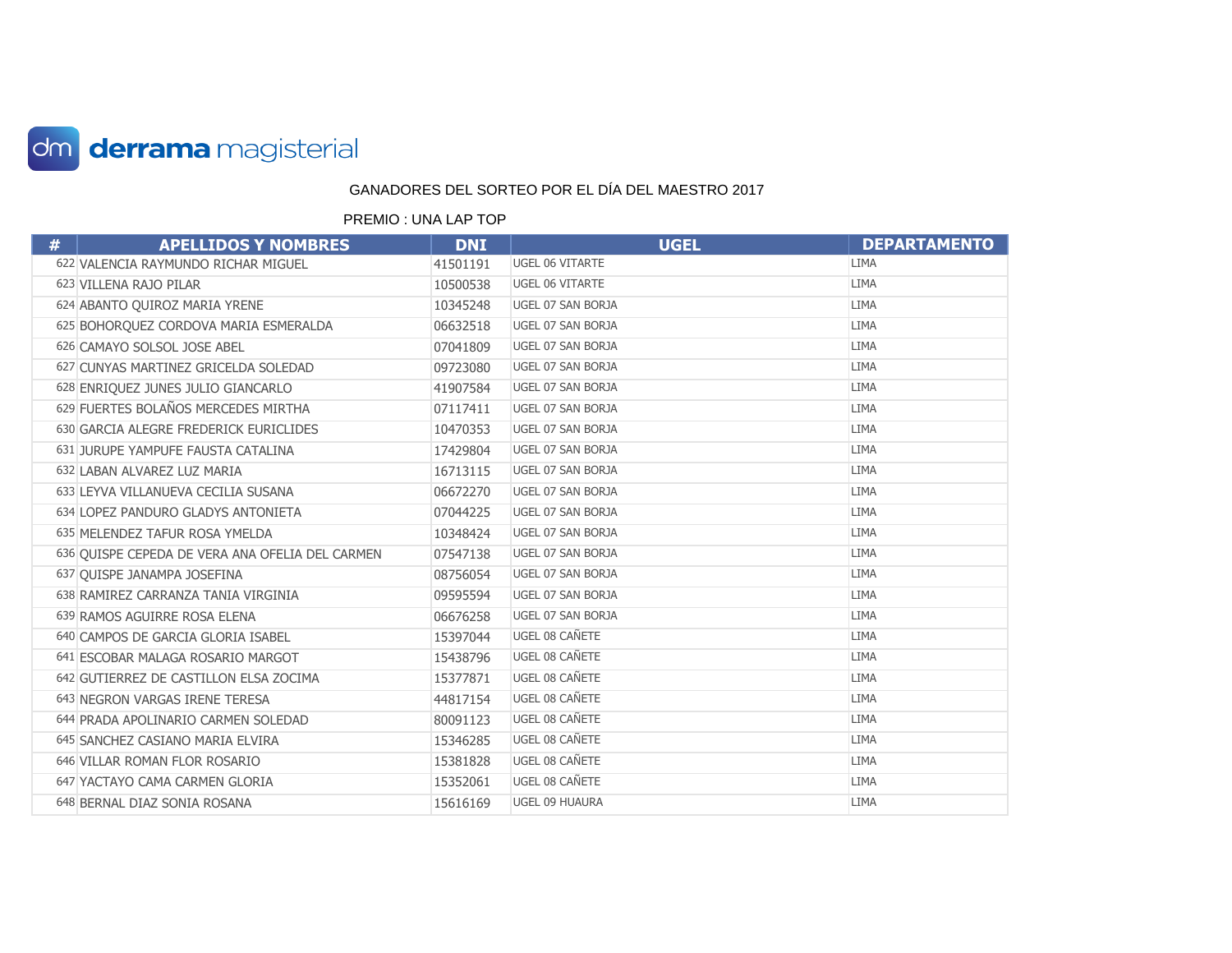derrama magisterial

GANADORES DEL SORTEO POR EL DÍA DEL MAESTRO 2017

PREMIO : UNA LAP TOP

| # | APELLIDOS Y NOMBRES | DNI | UGEL | DEPARTAMENTO |
|---|---|---|---|---|
| 622 | VALENCIA RAYMUNDO RICHAR MIGUEL | 41501191 | UGEL 06 VITARTE | LIMA |
| 623 | VILLENA RAJO PILAR | 10500538 | UGEL 06 VITARTE | LIMA |
| 624 | ABANTO QUIROZ MARIA YRENE | 10345248 | UGEL 07 SAN BORJA | LIMA |
| 625 | BOHORQUEZ CORDOVA MARIA ESMERALDA | 06632518 | UGEL 07 SAN BORJA | LIMA |
| 626 | CAMAYO SOLSOL JOSE ABEL | 07041809 | UGEL 07 SAN BORJA | LIMA |
| 627 | CUNYAS MARTINEZ GRICELDA SOLEDAD | 09723080 | UGEL 07 SAN BORJA | LIMA |
| 628 | ENRIQUEZ JUNES JULIO GIANCARLO | 41907584 | UGEL 07 SAN BORJA | LIMA |
| 629 | FUERTES BOLAÑOS MERCEDES MIRTHA | 07117411 | UGEL 07 SAN BORJA | LIMA |
| 630 | GARCIA ALEGRE FREDERICK EURICLIDES | 10470353 | UGEL 07 SAN BORJA | LIMA |
| 631 | JURUPE YAMPUFE FAUSTA CATALINA | 17429804 | UGEL 07 SAN BORJA | LIMA |
| 632 | LABAN ALVAREZ LUZ MARIA | 16713115 | UGEL 07 SAN BORJA | LIMA |
| 633 | LEYVA VILLANUEVA CECILIA SUSANA | 06672270 | UGEL 07 SAN BORJA | LIMA |
| 634 | LOPEZ PANDURO GLADYS ANTONIETA | 07044225 | UGEL 07 SAN BORJA | LIMA |
| 635 | MELENDEZ TAFUR ROSA YMELDA | 10348424 | UGEL 07 SAN BORJA | LIMA |
| 636 | QUISPE CEPEDA DE VERA ANA OFELIA DEL CARMEN | 07547138 | UGEL 07 SAN BORJA | LIMA |
| 637 | QUISPE JANAMPA JOSEFINA | 08756054 | UGEL 07 SAN BORJA | LIMA |
| 638 | RAMIREZ CARRANZA TANIA VIRGINIA | 09595594 | UGEL 07 SAN BORJA | LIMA |
| 639 | RAMOS AGUIRRE ROSA ELENA | 06676258 | UGEL 07 SAN BORJA | LIMA |
| 640 | CAMPOS DE GARCIA GLORIA ISABEL | 15397044 | UGEL 08 CAÑETE | LIMA |
| 641 | ESCOBAR MALAGA ROSARIO MARGOT | 15438796 | UGEL 08 CAÑETE | LIMA |
| 642 | GUTIERREZ DE CASTILLON ELSA ZOCIMA | 15377871 | UGEL 08 CAÑETE | LIMA |
| 643 | NEGRON VARGAS IRENE TERESA | 44817154 | UGEL 08 CAÑETE | LIMA |
| 644 | PRADA APOLINARIO CARMEN SOLEDAD | 80091123 | UGEL 08 CAÑETE | LIMA |
| 645 | SANCHEZ CASIANO MARIA ELVIRA | 15346285 | UGEL 08 CAÑETE | LIMA |
| 646 | VILLAR ROMAN FLOR ROSARIO | 15381828 | UGEL 08 CAÑETE | LIMA |
| 647 | YACTAYO CAMA CARMEN GLORIA | 15352061 | UGEL 08 CAÑETE | LIMA |
| 648 | BERNAL DIAZ SONIA ROSANA | 15616169 | UGEL 09 HUAURA | LIMA |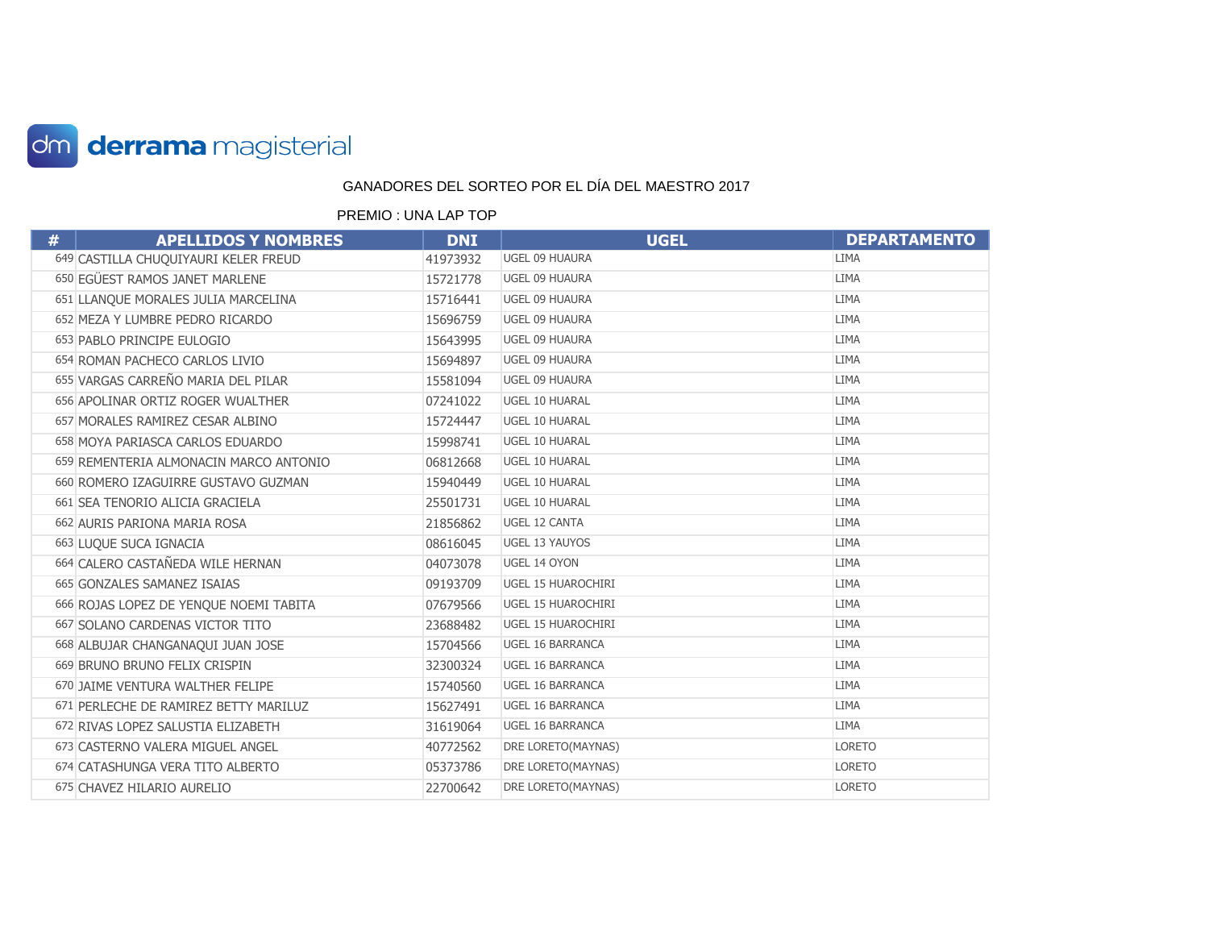derrama magisterial

GANADORES DEL SORTEO POR EL DÍA DEL MAESTRO 2017

PREMIO : UNA LAP TOP

| # | APELLIDOS Y NOMBRES | DNI | UGEL | DEPARTAMENTO |
|---|---|---|---|---|
| 649 | CASTILLA CHUQUIYAURI KELER FREUD | 41973932 | UGEL 09 HUAURA | LIMA |
| 650 | EGÜEST RAMOS JANET MARLENE | 15721778 | UGEL 09 HUAURA | LIMA |
| 651 | LLANQUE MORALES JULIA MARCELINA | 15716441 | UGEL 09 HUAURA | LIMA |
| 652 | MEZA Y LUMBRE PEDRO RICARDO | 15696759 | UGEL 09 HUAURA | LIMA |
| 653 | PABLO PRINCIPE EULOGIO | 15643995 | UGEL 09 HUAURA | LIMA |
| 654 | ROMAN PACHECO CARLOS LIVIO | 15694897 | UGEL 09 HUAURA | LIMA |
| 655 | VARGAS CARREÑO MARIA DEL PILAR | 15581094 | UGEL 09 HUAURA | LIMA |
| 656 | APOLINAR ORTIZ ROGER WUALTHER | 07241022 | UGEL 10 HUARAL | LIMA |
| 657 | MORALES RAMIREZ CESAR ALBINO | 15724447 | UGEL 10 HUARAL | LIMA |
| 658 | MOYA PARIASCA CARLOS EDUARDO | 15998741 | UGEL 10 HUARAL | LIMA |
| 659 | REMENTERIA ALMONACIN MARCO ANTONIO | 06812668 | UGEL 10 HUARAL | LIMA |
| 660 | ROMERO IZAGUIRRE GUSTAVO GUZMAN | 15940449 | UGEL 10 HUARAL | LIMA |
| 661 | SEA TENORIO ALICIA GRACIELA | 25501731 | UGEL 10 HUARAL | LIMA |
| 662 | AURIS PARIONA MARIA ROSA | 21856862 | UGEL 12 CANTA | LIMA |
| 663 | LUQUE SUCA IGNACIA | 08616045 | UGEL 13 YAUYOS | LIMA |
| 664 | CALERO CASTAÑEDA WILE HERNAN | 04073078 | UGEL 14 OYON | LIMA |
| 665 | GONZALES SAMANEZ ISAIAS | 09193709 | UGEL 15 HUAROCHIRI | LIMA |
| 666 | ROJAS LOPEZ DE YENQUE NOEMI TABITA | 07679566 | UGEL 15 HUAROCHIRI | LIMA |
| 667 | SOLANO CARDENAS VICTOR TITO | 23688482 | UGEL 15 HUAROCHIRI | LIMA |
| 668 | ALBUJAR CHANGANAQUI JUAN JOSE | 15704566 | UGEL 16 BARRANCA | LIMA |
| 669 | BRUNO BRUNO FELIX CRISPIN | 32300324 | UGEL 16 BARRANCA | LIMA |
| 670 | JAIME VENTURA WALTHER FELIPE | 15740560 | UGEL 16 BARRANCA | LIMA |
| 671 | PERLECHE DE RAMIREZ BETTY MARILUZ | 15627491 | UGEL 16 BARRANCA | LIMA |
| 672 | RIVAS LOPEZ SALUSTIA ELIZABETH | 31619064 | UGEL 16 BARRANCA | LIMA |
| 673 | CASTERNO VALERA MIGUEL ANGEL | 40772562 | DRE LORETO(MAYNAS) | LORETO |
| 674 | CATASHUNGA VERA TITO ALBERTO | 05373786 | DRE LORETO(MAYNAS) | LORETO |
| 675 | CHAVEZ HILARIO AURELIO | 22700642 | DRE LORETO(MAYNAS) | LORETO |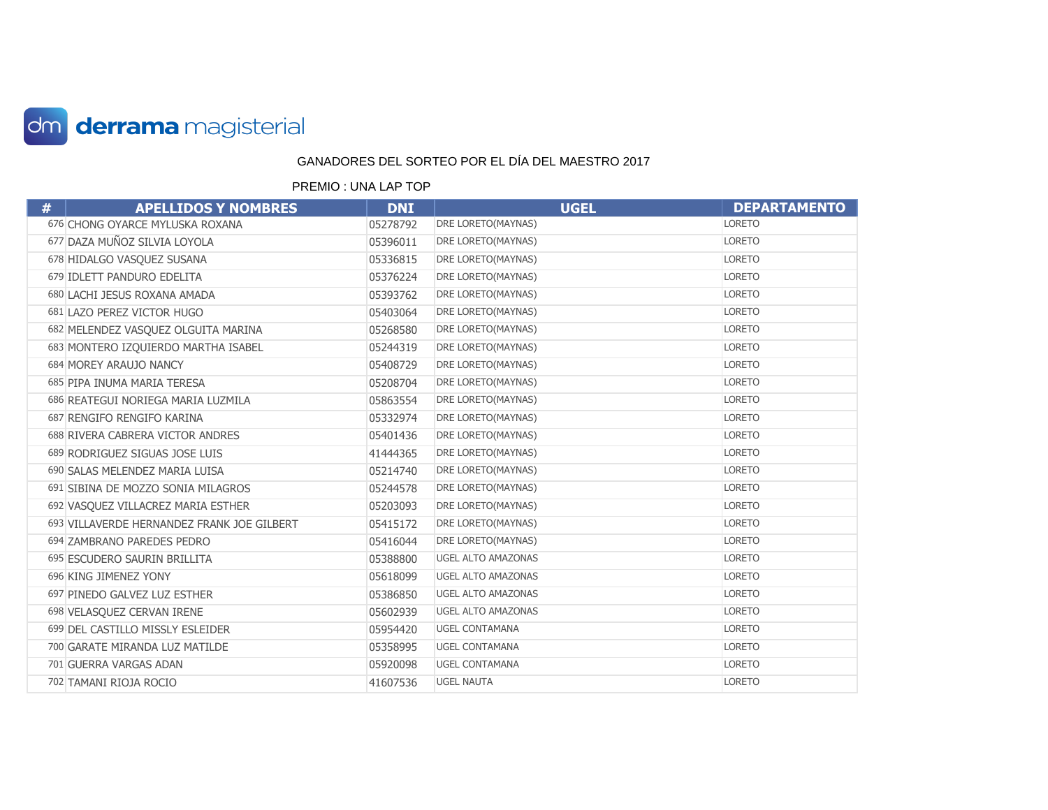derrama magisterial

GANADORES DEL SORTEO POR EL DÍA DEL MAESTRO 2017

PREMIO : UNA LAP TOP

| # | APELLIDOS Y NOMBRES | DNI | UGEL | DEPARTAMENTO |
|---|---|---|---|---|
| 676 | CHONG OYARCE MYLUSKA ROXANA | 05278792 | DRE LORETO(MAYNAS) | LORETO |
| 677 | DAZA MUÑOZ SILVIA LOYOLA | 05396011 | DRE LORETO(MAYNAS) | LORETO |
| 678 | HIDALGO VASQUEZ SUSANA | 05336815 | DRE LORETO(MAYNAS) | LORETO |
| 679 | IDLETT PANDURO EDELITA | 05376224 | DRE LORETO(MAYNAS) | LORETO |
| 680 | LACHI JESUS ROXANA AMADA | 05393762 | DRE LORETO(MAYNAS) | LORETO |
| 681 | LAZO PEREZ VICTOR HUGO | 05403064 | DRE LORETO(MAYNAS) | LORETO |
| 682 | MELENDEZ VASQUEZ OLGUITA MARINA | 05268580 | DRE LORETO(MAYNAS) | LORETO |
| 683 | MONTERO IZQUIERDO MARTHA ISABEL | 05244319 | DRE LORETO(MAYNAS) | LORETO |
| 684 | MOREY ARAUJO NANCY | 05408729 | DRE LORETO(MAYNAS) | LORETO |
| 685 | PIPA INUMA MARIA TERESA | 05208704 | DRE LORETO(MAYNAS) | LORETO |
| 686 | REATEGUI NORIEGA MARIA LUZMILA | 05863554 | DRE LORETO(MAYNAS) | LORETO |
| 687 | RENGIFO RENGIFO KARINA | 05332974 | DRE LORETO(MAYNAS) | LORETO |
| 688 | RIVERA CABRERA VICTOR ANDRES | 05401436 | DRE LORETO(MAYNAS) | LORETO |
| 689 | RODRIGUEZ SIGUAS JOSE LUIS | 41444365 | DRE LORETO(MAYNAS) | LORETO |
| 690 | SALAS MELENDEZ MARIA LUISA | 05214740 | DRE LORETO(MAYNAS) | LORETO |
| 691 | SIBINA DE MOZZO SONIA MILAGROS | 05244578 | DRE LORETO(MAYNAS) | LORETO |
| 692 | VASQUEZ VILLACREZ MARIA ESTHER | 05203093 | DRE LORETO(MAYNAS) | LORETO |
| 693 | VILLAVERDE HERNANDEZ FRANK JOE GILBERT | 05415172 | DRE LORETO(MAYNAS) | LORETO |
| 694 | ZAMBRANO PAREDES PEDRO | 05416044 | DRE LORETO(MAYNAS) | LORETO |
| 695 | ESCUDERO SAURIN BRILLITA | 05388800 | UGEL ALTO AMAZONAS | LORETO |
| 696 | KING JIMENEZ YONY | 05618099 | UGEL ALTO AMAZONAS | LORETO |
| 697 | PINEDO GALVEZ LUZ ESTHER | 05386850 | UGEL ALTO AMAZONAS | LORETO |
| 698 | VELASQUEZ CERVAN IRENE | 05602939 | UGEL ALTO AMAZONAS | LORETO |
| 699 | DEL CASTILLO MISSLY ESLEIDER | 05954420 | UGEL CONTAMANA | LORETO |
| 700 | GARATE MIRANDA LUZ MATILDE | 05358995 | UGEL CONTAMANA | LORETO |
| 701 | GUERRA VARGAS ADAN | 05920098 | UGEL CONTAMANA | LORETO |
| 702 | TAMANI RIOJA ROCIO | 41607536 | UGEL NAUTA | LORETO |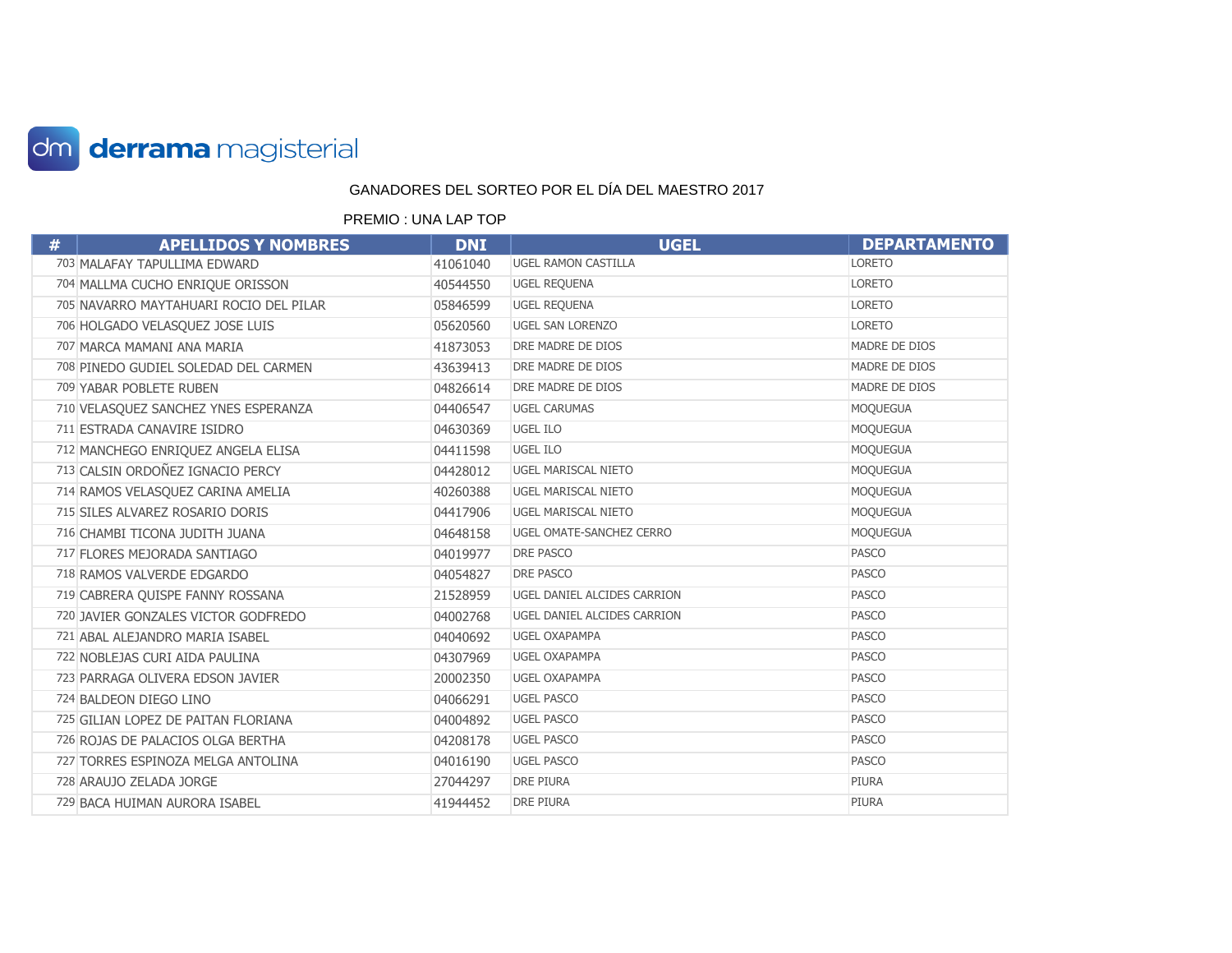GANADORES DEL SORTEO POR EL DÍA DEL MAESTRO 2017

PREMIO : UNA LAP TOP

| # | APELLIDOS Y NOMBRES | DNI | UGEL | DEPARTAMENTO |
|---|---|---|---|---|
| 703 | MALAFAY TAPULLIMA EDWARD | 41061040 | UGEL RAMON CASTILLA | LORETO |
| 704 | MALLMA CUCHO ENRIQUE ORISSON | 40544550 | UGEL REQUENA | LORETO |
| 705 | NAVARRO MAYTAHUARI ROCIO DEL PILAR | 05846599 | UGEL REQUENA | LORETO |
| 706 | HOLGADO VELASQUEZ JOSE LUIS | 05620560 | UGEL SAN LORENZO | LORETO |
| 707 | MARCA MAMANI ANA MARIA | 41873053 | DRE MADRE DE DIOS | MADRE DE DIOS |
| 708 | PINEDO GUDIEL SOLEDAD DEL CARMEN | 43639413 | DRE MADRE DE DIOS | MADRE DE DIOS |
| 709 | YABAR POBLETE RUBEN | 04826614 | DRE MADRE DE DIOS | MADRE DE DIOS |
| 710 | VELASQUEZ SANCHEZ YNES ESPERANZA | 04406547 | UGEL CARUMAS | MOQUEGUA |
| 711 | ESTRADA CANAVIRE ISIDRO | 04630369 | UGEL ILO | MOQUEGUA |
| 712 | MANCHEGO ENRIQUEZ ANGELA ELISA | 04411598 | UGEL ILO | MOQUEGUA |
| 713 | CALSIN ORDOÑEZ IGNACIO PERCY | 04428012 | UGEL MARISCAL NIETO | MOQUEGUA |
| 714 | RAMOS VELASQUEZ CARINA AMELIA | 40260388 | UGEL MARISCAL NIETO | MOQUEGUA |
| 715 | SILES ALVAREZ ROSARIO DORIS | 04417906 | UGEL MARISCAL NIETO | MOQUEGUA |
| 716 | CHAMBI TICONA JUDITH JUANA | 04648158 | UGEL OMATE-SANCHEZ CERRO | MOQUEGUA |
| 717 | FLORES MEJORADA SANTIAGO | 04019977 | DRE PASCO | PASCO |
| 718 | RAMOS VALVERDE EDGARDO | 04054827 | DRE PASCO | PASCO |
| 719 | CABRERA QUISPE FANNY ROSSANA | 21528959 | UGEL DANIEL ALCIDES CARRION | PASCO |
| 720 | JAVIER GONZALES VICTOR GODFREDO | 04002768 | UGEL DANIEL ALCIDES CARRION | PASCO |
| 721 | ABAL ALEJANDRO MARIA ISABEL | 04040692 | UGEL OXAPAMPA | PASCO |
| 722 | NOBLEJAS CURI AIDA PAULINA | 04307969 | UGEL OXAPAMPA | PASCO |
| 723 | PARRAGA OLIVERA EDSON JAVIER | 20002350 | UGEL OXAPAMPA | PASCO |
| 724 | BALDEON DIEGO LINO | 04066291 | UGEL PASCO | PASCO |
| 725 | GILIAN LOPEZ DE PAITAN FLORIANA | 04004892 | UGEL PASCO | PASCO |
| 726 | ROJAS DE PALACIOS OLGA BERTHA | 04208178 | UGEL PASCO | PASCO |
| 727 | TORRES ESPINOZA MELGA ANTOLINA | 04016190 | UGEL PASCO | PASCO |
| 728 | ARAUJO ZELADA JORGE | 27044297 | DRE PIURA | PIURA |
| 729 | BACA HUIMAN AURORA ISABEL | 41944452 | DRE PIURA | PIURA |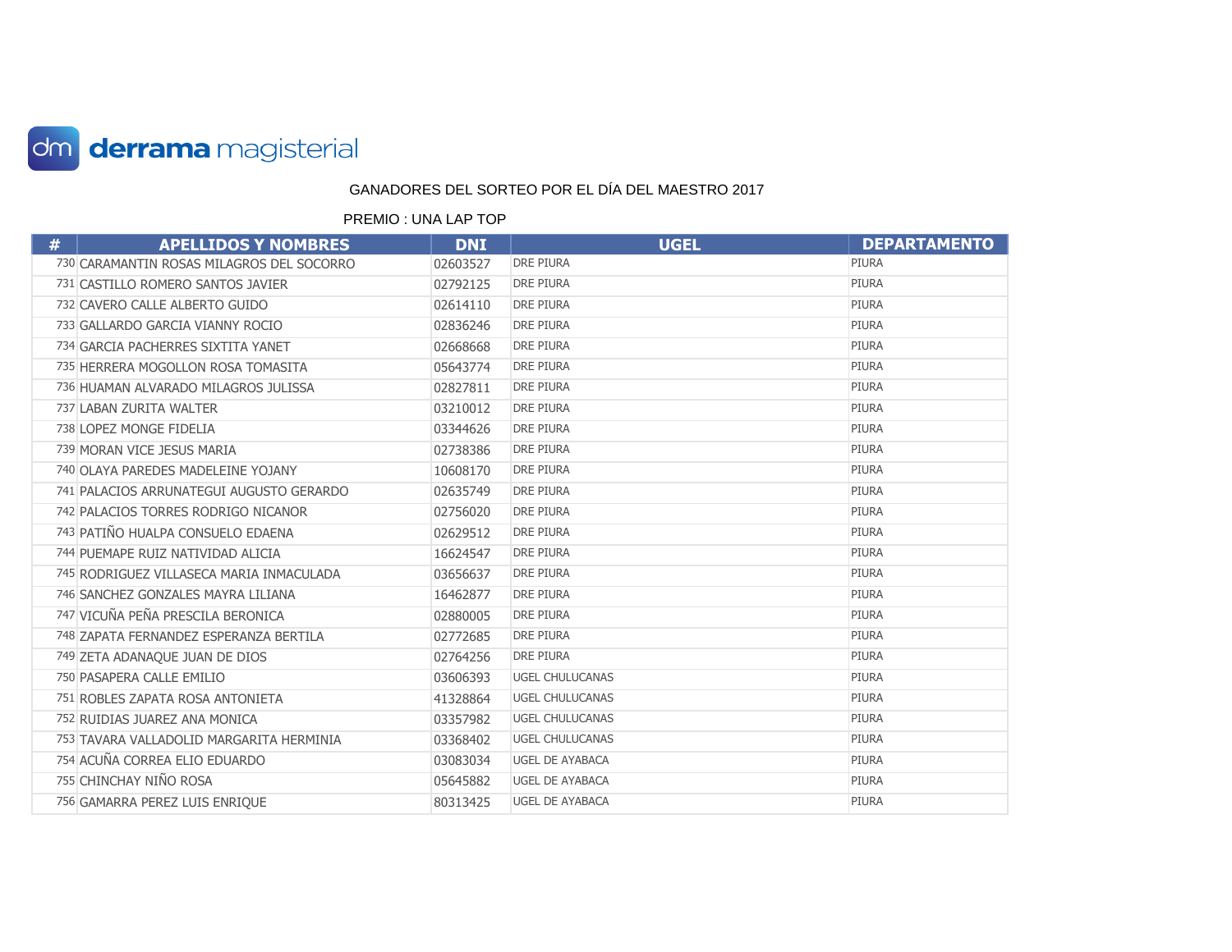derrama magisterial

GANADORES DEL SORTEO POR EL DÍA DEL MAESTRO 2017

PREMIO : UNA LAP TOP

| # | APELLIDOS Y NOMBRES | DNI | UGEL | DEPARTAMENTO |
|---|---|---|---|---|
| 730 | CARAMANTIN ROSAS MILAGROS DEL SOCORRO | 02603527 | DRE PIURA | PIURA |
| 731 | CASTILLO ROMERO SANTOS JAVIER | 02792125 | DRE PIURA | PIURA |
| 732 | CAVERO CALLE ALBERTO GUIDO | 02614110 | DRE PIURA | PIURA |
| 733 | GALLARDO GARCIA VIANNY ROCIO | 02836246 | DRE PIURA | PIURA |
| 734 | GARCIA PACHERRES SIXTITA YANET | 02668668 | DRE PIURA | PIURA |
| 735 | HERRERA MOGOLLON ROSA TOMASITA | 05643774 | DRE PIURA | PIURA |
| 736 | HUAMAN ALVARADO MILAGROS JULISSA | 02827811 | DRE PIURA | PIURA |
| 737 | LABAN ZURITA WALTER | 03210012 | DRE PIURA | PIURA |
| 738 | LOPEZ MONGE FIDELIA | 03344626 | DRE PIURA | PIURA |
| 739 | MORAN VICE JESUS MARIA | 02738386 | DRE PIURA | PIURA |
| 740 | OLAYA PAREDES MADELEINE YOJANY | 10608170 | DRE PIURA | PIURA |
| 741 | PALACIOS ARRUNATEGUI AUGUSTO GERARDO | 02635749 | DRE PIURA | PIURA |
| 742 | PALACIOS TORRES RODRIGO NICANOR | 02756020 | DRE PIURA | PIURA |
| 743 | PATIÑO HUALPA CONSUELO EDAENA | 02629512 | DRE PIURA | PIURA |
| 744 | PUEMAPE RUIZ NATIVIDAD ALICIA | 16624547 | DRE PIURA | PIURA |
| 745 | RODRIGUEZ VILLASECA MARIA INMACULADA | 03656637 | DRE PIURA | PIURA |
| 746 | SANCHEZ GONZALES MAYRA LILIANA | 16462877 | DRE PIURA | PIURA |
| 747 | VICUÑA PEÑA PRESCILA BERONICA | 02880005 | DRE PIURA | PIURA |
| 748 | ZAPATA FERNANDEZ ESPERANZA BERTILA | 02772685 | DRE PIURA | PIURA |
| 749 | ZETA ADANAQUE JUAN DE DIOS | 02764256 | DRE PIURA | PIURA |
| 750 | PASAPERA CALLE EMILIO | 03606393 | UGEL CHULUCANAS | PIURA |
| 751 | ROBLES ZAPATA ROSA ANTONIETA | 41328864 | UGEL CHULUCANAS | PIURA |
| 752 | RUIDIAS JUAREZ ANA MONICA | 03357982 | UGEL CHULUCANAS | PIURA |
| 753 | TAVARA VALLADOLID MARGARITA HERMINIA | 03368402 | UGEL CHULUCANAS | PIURA |
| 754 | ACUÑA CORREA ELIO EDUARDO | 03083034 | UGEL DE AYABACA | PIURA |
| 755 | CHINCHAY NIÑO ROSA | 05645882 | UGEL DE AYABACA | PIURA |
| 756 | GAMARRA PEREZ LUIS ENRIQUE | 80313425 | UGEL DE AYABACA | PIURA |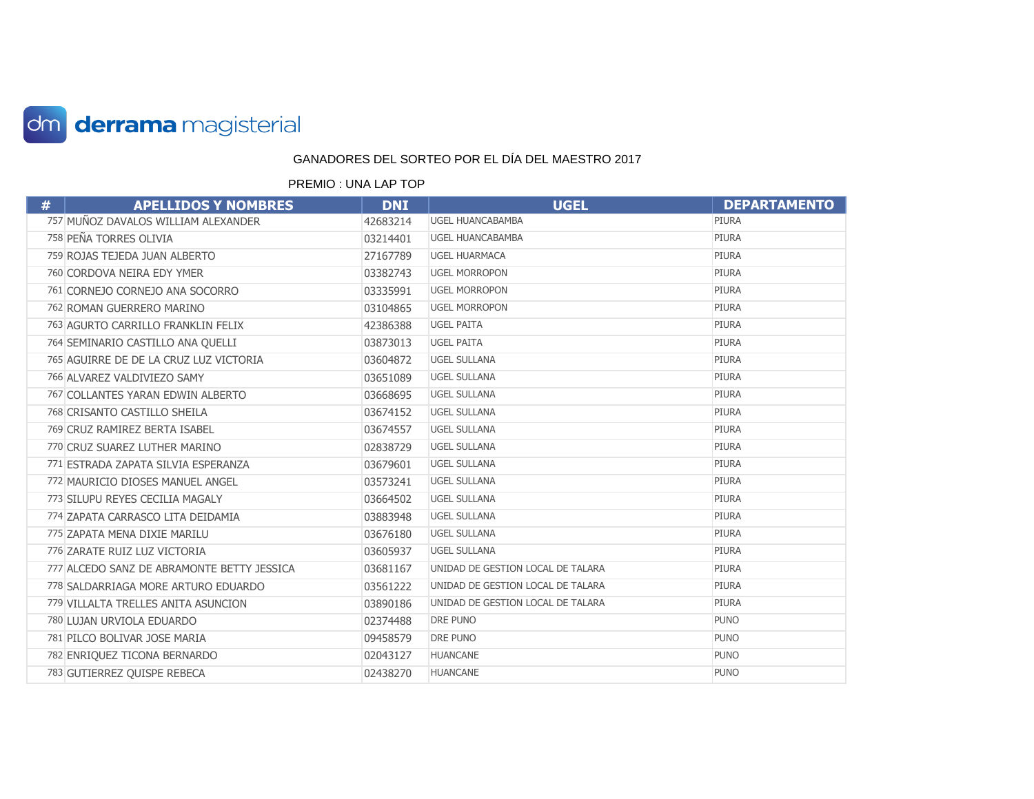derrama magisterial

GANADORES DEL SORTEO POR EL DÍA DEL MAESTRO 2017

PREMIO : UNA LAP TOP

| # | APELLIDOS Y NOMBRES | DNI | UGEL | DEPARTAMENTO |
|---|---|---|---|---|
| 757 | MUÑOZ DAVALOS WILLIAM ALEXANDER | 42683214 | UGEL HUANCABAMBA | PIURA |
| 758 | PEÑA TORRES OLIVIA | 03214401 | UGEL HUANCABAMBA | PIURA |
| 759 | ROJAS TEJEDA JUAN ALBERTO | 27167789 | UGEL HUARMACA | PIURA |
| 760 | CORDOVA NEIRA EDY YMER | 03382743 | UGEL MORROPON | PIURA |
| 761 | CORNEJO CORNEJO ANA SOCORRO | 03335991 | UGEL MORROPON | PIURA |
| 762 | ROMAN GUERRERO MARINO | 03104865 | UGEL MORROPON | PIURA |
| 763 | AGURTO CARRILLO FRANKLIN FELIX | 42386388 | UGEL PAITA | PIURA |
| 764 | SEMINARIO CASTILLO ANA QUELLI | 03873013 | UGEL PAITA | PIURA |
| 765 | AGUIRRE DE DE LA CRUZ LUZ VICTORIA | 03604872 | UGEL SULLANA | PIURA |
| 766 | ALVAREZ VALDIVIEZO SAMY | 03651089 | UGEL SULLANA | PIURA |
| 767 | COLLANTES YARAN EDWIN ALBERTO | 03668695 | UGEL SULLANA | PIURA |
| 768 | CRISANTO CASTILLO SHEILA | 03674152 | UGEL SULLANA | PIURA |
| 769 | CRUZ RAMIREZ BERTA ISABEL | 03674557 | UGEL SULLANA | PIURA |
| 770 | CRUZ SUAREZ LUTHER MARINO | 02838729 | UGEL SULLANA | PIURA |
| 771 | ESTRADA ZAPATA SILVIA ESPERANZA | 03679601 | UGEL SULLANA | PIURA |
| 772 | MAURICIO DIOSES MANUEL ANGEL | 03573241 | UGEL SULLANA | PIURA |
| 773 | SILUPU REYES CECILIA MAGALY | 03664502 | UGEL SULLANA | PIURA |
| 774 | ZAPATA CARRASCO LITA DEIDAMIA | 03883948 | UGEL SULLANA | PIURA |
| 775 | ZAPATA MENA DIXIE MARILU | 03676180 | UGEL SULLANA | PIURA |
| 776 | ZARATE RUIZ LUZ VICTORIA | 03605937 | UGEL SULLANA | PIURA |
| 777 | ALCEDO SANZ DE ABRAMONTE BETTY JESSICA | 03681167 | UNIDAD DE GESTION LOCAL DE TALARA | PIURA |
| 778 | SALDARRIAGA MORE ARTURO EDUARDO | 03561222 | UNIDAD DE GESTION LOCAL DE TALARA | PIURA |
| 779 | VILLALTA TRELLES ANITA ASUNCION | 03890186 | UNIDAD DE GESTION LOCAL DE TALARA | PIURA |
| 780 | LUJAN URVIOLA EDUARDO | 02374488 | DRE PUNO | PUNO |
| 781 | PILCO BOLIVAR JOSE MARIA | 09458579 | DRE PUNO | PUNO |
| 782 | ENRIQUEZ TICONA BERNARDO | 02043127 | HUANCANE | PUNO |
| 783 | GUTIERREZ QUISPE REBECA | 02438270 | HUANCANE | PUNO |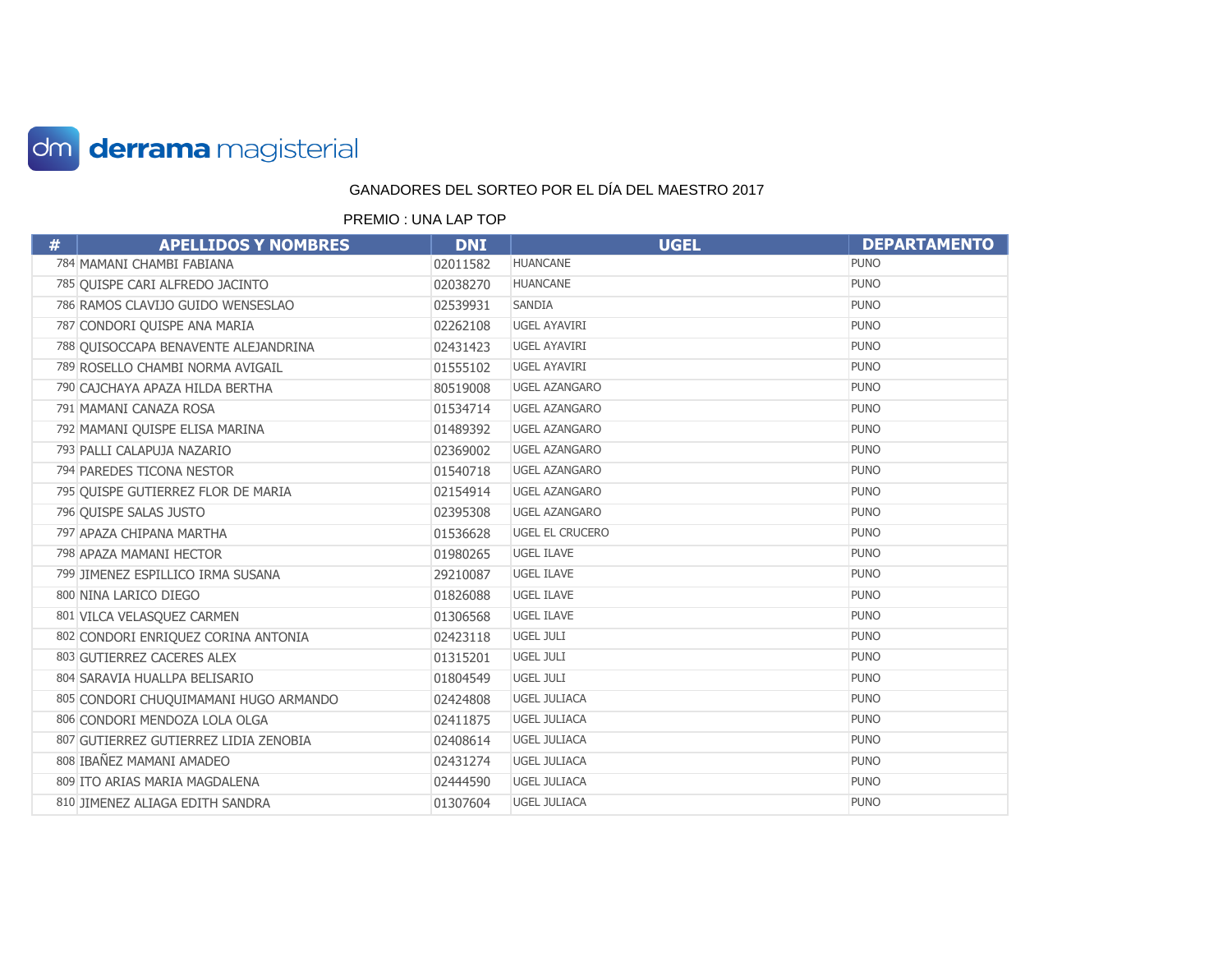derrama magisterial

GANADORES DEL SORTEO POR EL DÍA DEL MAESTRO 2017

PREMIO : UNA LAP TOP

| # | APELLIDOS Y NOMBRES | DNI | UGEL | DEPARTAMENTO |
|---|---|---|---|---|
| 784 | MAMANI CHAMBI FABIANA | 02011582 | HUANCANE | PUNO |
| 785 | QUISPE CARI ALFREDO JACINTO | 02038270 | HUANCANE | PUNO |
| 786 | RAMOS CLAVIJO GUIDO WENSESLAO | 02539931 | SANDIA | PUNO |
| 787 | CONDORI QUISPE ANA MARIA | 02262108 | UGEL AYAVIRI | PUNO |
| 788 | QUISOCCAPA BENAVENTE ALEJANDRINA | 02431423 | UGEL AYAVIRI | PUNO |
| 789 | ROSELLO CHAMBI NORMA AVIGAIL | 01555102 | UGEL AYAVIRI | PUNO |
| 790 | CAJCHAYA APAZA HILDA BERTHA | 80519008 | UGEL AZANGARO | PUNO |
| 791 | MAMANI CANAZA ROSA | 01534714 | UGEL AZANGARO | PUNO |
| 792 | MAMANI QUISPE ELISA MARINA | 01489392 | UGEL AZANGARO | PUNO |
| 793 | PALLI CALAPUJA NAZARIO | 02369002 | UGEL AZANGARO | PUNO |
| 794 | PAREDES TICONA NESTOR | 01540718 | UGEL AZANGARO | PUNO |
| 795 | QUISPE GUTIERREZ FLOR DE MARIA | 02154914 | UGEL AZANGARO | PUNO |
| 796 | QUISPE SALAS JUSTO | 02395308 | UGEL AZANGARO | PUNO |
| 797 | APAZA CHIPANA MARTHA | 01536628 | UGEL EL CRUCERO | PUNO |
| 798 | APAZA MAMANI HECTOR | 01980265 | UGEL ILAVE | PUNO |
| 799 | JIMENEZ ESPILLICO IRMA SUSANA | 29210087 | UGEL ILAVE | PUNO |
| 800 | NINA LARICO DIEGO | 01826088 | UGEL ILAVE | PUNO |
| 801 | VILCA VELASQUEZ CARMEN | 01306568 | UGEL ILAVE | PUNO |
| 802 | CONDORI ENRIQUEZ CORINA ANTONIA | 02423118 | UGEL JULI | PUNO |
| 803 | GUTIERREZ CACERES ALEX | 01315201 | UGEL JULI | PUNO |
| 804 | SARAVIA HUALLPA BELISARIO | 01804549 | UGEL JULI | PUNO |
| 805 | CONDORI CHUQUIMAMANI HUGO ARMANDO | 02424808 | UGEL JULIACA | PUNO |
| 806 | CONDORI MENDOZA LOLA OLGA | 02411875 | UGEL JULIACA | PUNO |
| 807 | GUTIERREZ GUTIERREZ LIDIA ZENOBIA | 02408614 | UGEL JULIACA | PUNO |
| 808 | IBAÑEZ MAMANI AMADEO | 02431274 | UGEL JULIACA | PUNO |
| 809 | ITO ARIAS MARIA MAGDALENA | 02444590 | UGEL JULIACA | PUNO |
| 810 | JIMENEZ ALIAGA EDITH SANDRA | 01307604 | UGEL JULIACA | PUNO |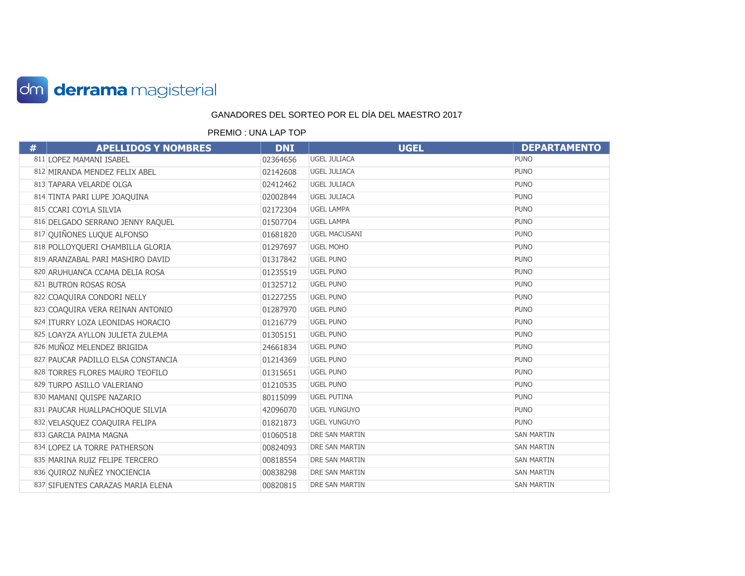derrama magisterial

GANADORES DEL SORTEO POR EL DÍA DEL MAESTRO 2017

PREMIO : UNA LAP TOP

| # | APELLIDOS Y NOMBRES | DNI | UGEL | DEPARTAMENTO |
|---|---|---|---|---|
| 811 | LOPEZ MAMANI ISABEL | 02364656 | UGEL JULIACA | PUNO |
| 812 | MIRANDA MENDEZ FELIX ABEL | 02142608 | UGEL JULIACA | PUNO |
| 813 | TAPARA VELARDE OLGA | 02412462 | UGEL JULIACA | PUNO |
| 814 | TINTA PARI LUPE JOAQUINA | 02002844 | UGEL JULIACA | PUNO |
| 815 | CCARI COYLA SILVIA | 02172304 | UGEL LAMPA | PUNO |
| 816 | DELGADO SERRANO JENNY RAQUEL | 01507704 | UGEL LAMPA | PUNO |
| 817 | QUIÑONES LUQUE ALFONSO | 01681820 | UGEL MACUSANI | PUNO |
| 818 | POLLOYQUERI CHAMBILLA GLORIA | 01297697 | UGEL MOHO | PUNO |
| 819 | ARANZABAL PARI MASHIRO DAVID | 01317842 | UGEL PUNO | PUNO |
| 820 | ARUHUANCA CCAMA DELIA ROSA | 01235519 | UGEL PUNO | PUNO |
| 821 | BUTRON ROSAS ROSA | 01325712 | UGEL PUNO | PUNO |
| 822 | COAQUIRA CONDORI NELLY | 01227255 | UGEL PUNO | PUNO |
| 823 | COAQUIRA VERA REINAN ANTONIO | 01287970 | UGEL PUNO | PUNO |
| 824 | ITURRY LOZA LEONIDAS HORACIO | 01216779 | UGEL PUNO | PUNO |
| 825 | LOAYZA AYLLON JULIETA ZULEMA | 01305151 | UGEL PUNO | PUNO |
| 826 | MUÑOZ MELENDEZ BRIGIDA | 24661834 | UGEL PUNO | PUNO |
| 827 | PAUCAR PADILLO ELSA CONSTANCIA | 01214369 | UGEL PUNO | PUNO |
| 828 | TORRES FLORES MAURO TEOFILO | 01315651 | UGEL PUNO | PUNO |
| 829 | TURPO ASILLO VALERIANO | 01210535 | UGEL PUNO | PUNO |
| 830 | MAMANI QUISPE NAZARIO | 80115099 | UGEL PUTINA | PUNO |
| 831 | PAUCAR HUALLPACHOQUE SILVIA | 42096070 | UGEL YUNGUYO | PUNO |
| 832 | VELASQUEZ COAQUIRA FELIPA | 01821873 | UGEL YUNGUYO | PUNO |
| 833 | GARCIA PAIMA MAGNA | 01060518 | DRE SAN MARTIN | SAN MARTIN |
| 834 | LOPEZ LA TORRE PATHERSON | 00824093 | DRE SAN MARTIN | SAN MARTIN |
| 835 | MARINA RUIZ FELIPE TERCERO | 00818554 | DRE SAN MARTIN | SAN MARTIN |
| 836 | QUIROZ NUÑEZ YNOCIENCIA | 00838298 | DRE SAN MARTIN | SAN MARTIN |
| 837 | SIFUENTES CARAZAS MARIA ELENA | 00820815 | DRE SAN MARTIN | SAN MARTIN |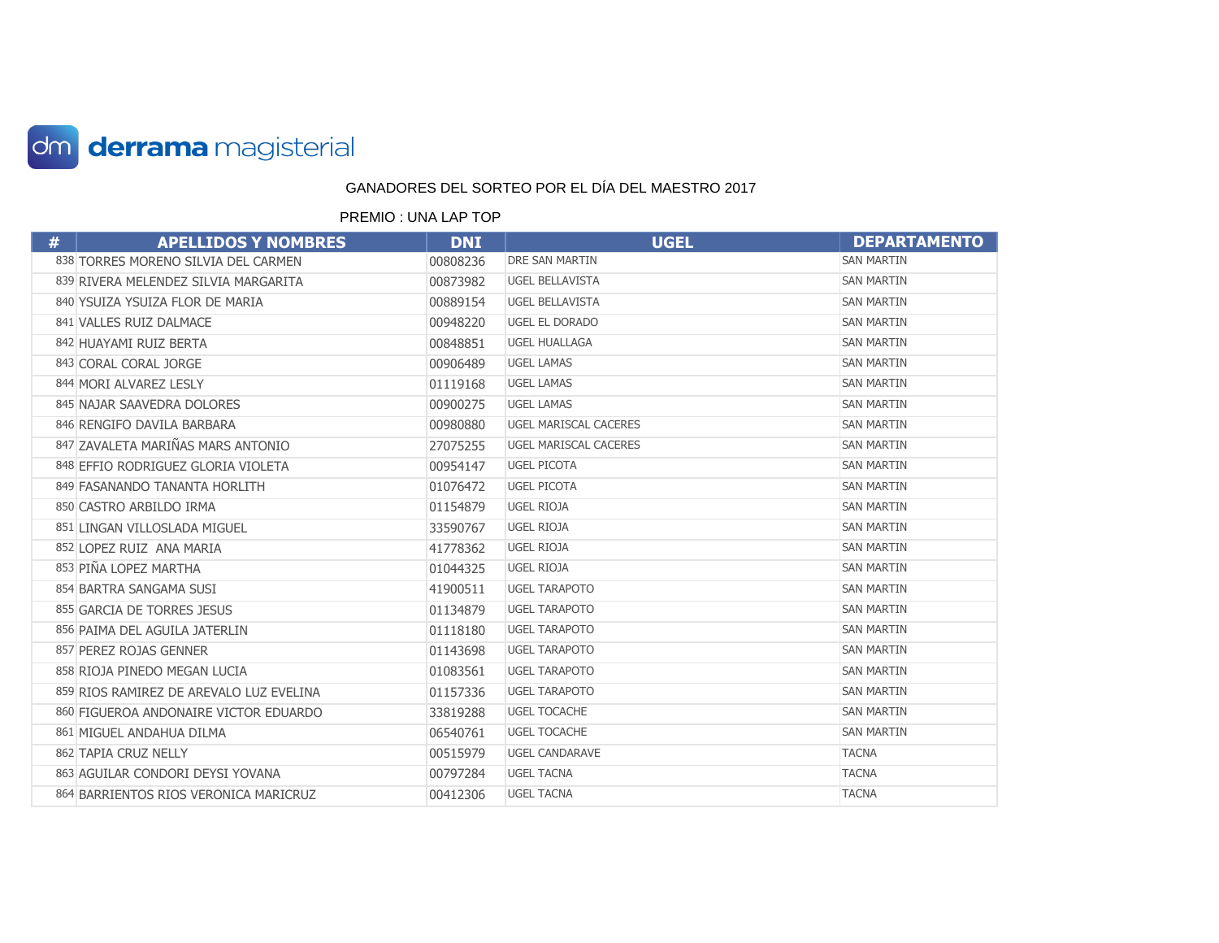derrama magisterial

GANADORES DEL SORTEO POR EL DÍA DEL MAESTRO 2017

PREMIO : UNA LAP TOP

| # | APELLIDOS Y NOMBRES | DNI | UGEL | DEPARTAMENTO |
|---|---|---|---|---|
| 838 | TORRES MORENO SILVIA DEL CARMEN | 00808236 | DRE SAN MARTIN | SAN MARTIN |
| 839 | RIVERA MELENDEZ SILVIA MARGARITA | 00873982 | UGEL BELLAVISTA | SAN MARTIN |
| 840 | YSUIZA YSUIZA FLOR DE MARIA | 00889154 | UGEL BELLAVISTA | SAN MARTIN |
| 841 | VALLES RUIZ DALMACE | 00948220 | UGEL EL DORADO | SAN MARTIN |
| 842 | HUAYAMI RUIZ BERTA | 00848851 | UGEL HUALLAGA | SAN MARTIN |
| 843 | CORAL CORAL JORGE | 00906489 | UGEL LAMAS | SAN MARTIN |
| 844 | MORI ALVAREZ LESLY | 01119168 | UGEL LAMAS | SAN MARTIN |
| 845 | NAJAR SAAVEDRA DOLORES | 00900275 | UGEL LAMAS | SAN MARTIN |
| 846 | RENGIFO DAVILA BARBARA | 00980880 | UGEL MARISCAL CACERES | SAN MARTIN |
| 847 | ZAVALETA MARIÑAS MARS ANTONIO | 27075255 | UGEL MARISCAL CACERES | SAN MARTIN |
| 848 | EFFIO RODRIGUEZ GLORIA VIOLETA | 00954147 | UGEL PICOTA | SAN MARTIN |
| 849 | FASANANDO TANANTA HORLITH | 01076472 | UGEL PICOTA | SAN MARTIN |
| 850 | CASTRO ARBILDO IRMA | 01154879 | UGEL RIOJA | SAN MARTIN |
| 851 | LINGAN VILLOSLADA MIGUEL | 33590767 | UGEL RIOJA | SAN MARTIN |
| 852 | LOPEZ RUIZ ANA MARIA | 41778362 | UGEL RIOJA | SAN MARTIN |
| 853 | PIÑA LOPEZ MARTHA | 01044325 | UGEL RIOJA | SAN MARTIN |
| 854 | BARTRA SANGAMA SUSI | 41900511 | UGEL TARAPOTO | SAN MARTIN |
| 855 | GARCIA DE TORRES JESUS | 01134879 | UGEL TARAPOTO | SAN MARTIN |
| 856 | PAIMA DEL AGUILA JATERLIN | 01118180 | UGEL TARAPOTO | SAN MARTIN |
| 857 | PEREZ ROJAS GENNER | 01143698 | UGEL TARAPOTO | SAN MARTIN |
| 858 | RIOJA PINEDO MEGAN LUCIA | 01083561 | UGEL TARAPOTO | SAN MARTIN |
| 859 | RIOS RAMIREZ DE AREVALO LUZ EVELINA | 01157336 | UGEL TARAPOTO | SAN MARTIN |
| 860 | FIGUEROA ANDONAIRE VICTOR EDUARDO | 33819288 | UGEL TOCACHE | SAN MARTIN |
| 861 | MIGUEL ANDAHUA DILMA | 06540761 | UGEL TOCACHE | SAN MARTIN |
| 862 | TAPIA CRUZ NELLY | 00515979 | UGEL CANDARAVE | TACNA |
| 863 | AGUILAR CONDORI DEYSI YOVANA | 00797284 | UGEL TACNA | TACNA |
| 864 | BARRIENTOS RIOS VERONICA MARICRUZ | 00412306 | UGEL TACNA | TACNA |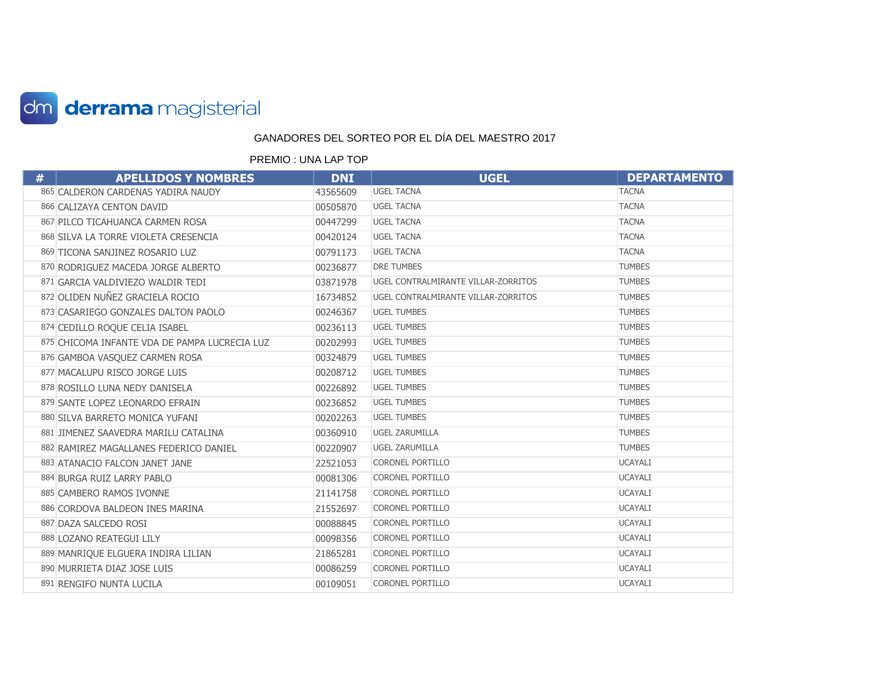derrama magisterial

GANADORES DEL SORTEO POR EL DÍA DEL MAESTRO 2017

PREMIO : UNA LAP TOP

| # | APELLIDOS Y NOMBRES | DNI | UGEL | DEPARTAMENTO |
|---|---|---|---|---|
| 865 | CALDERON CARDENAS YADIRA NAUDY | 43565609 | UGEL TACNA | TACNA |
| 866 | CALIZAYA CENTON DAVID | 00505870 | UGEL TACNA | TACNA |
| 867 | PILCO TICAHUANCA CARMEN ROSA | 00447299 | UGEL TACNA | TACNA |
| 868 | SILVA LA TORRE VIOLETA CRESENCIA | 00420124 | UGEL TACNA | TACNA |
| 869 | TICONA SANJINEZ ROSARIO LUZ | 00791173 | UGEL TACNA | TACNA |
| 870 | RODRIGUEZ MACEDA JORGE ALBERTO | 00236877 | DRE TUMBES | TUMBES |
| 871 | GARCIA VALDIVIEZO WALDIR TEDI | 03871978 | UGEL CONTRALMIRANTE VILLAR-ZORRITOS | TUMBES |
| 872 | OLIDEN NUÑEZ GRACIELA ROCIO | 16734852 | UGEL CONTRALMIRANTE VILLAR-ZORRITOS | TUMBES |
| 873 | CASARIEGO GONZALES DALTON PAOLO | 00246367 | UGEL TUMBES | TUMBES |
| 874 | CEDILLO ROQUE CELIA ISABEL | 00236113 | UGEL TUMBES | TUMBES |
| 875 | CHICOMA INFANTE VDA DE PAMPA LUCRECIA LUZ | 00202993 | UGEL TUMBES | TUMBES |
| 876 | GAMBOA VASQUEZ CARMEN ROSA | 00324879 | UGEL TUMBES | TUMBES |
| 877 | MACALUPU RISCO JORGE LUIS | 00208712 | UGEL TUMBES | TUMBES |
| 878 | ROSILLO LUNA NEDY DANISELA | 00226892 | UGEL TUMBES | TUMBES |
| 879 | SANTE LOPEZ LEONARDO EFRAIN | 00236852 | UGEL TUMBES | TUMBES |
| 880 | SILVA BARRETO MONICA YUFANI | 00202263 | UGEL TUMBES | TUMBES |
| 881 | JIMENEZ SAAVEDRA MARILU CATALINA | 00360910 | UGEL ZARUMILLA | TUMBES |
| 882 | RAMIREZ MAGALLANES FEDERICO DANIEL | 00220907 | UGEL ZARUMILLA | TUMBES |
| 883 | ATANACIO FALCON JANET JANE | 22521053 | CORONEL PORTILLO | UCAYALI |
| 884 | BURGA RUIZ LARRY PABLO | 00081306 | CORONEL PORTILLO | UCAYALI |
| 885 | CAMBERO RAMOS IVONNE | 21141758 | CORONEL PORTILLO | UCAYALI |
| 886 | CORDOVA BALDEON INES MARINA | 21552697 | CORONEL PORTILLO | UCAYALI |
| 887 | DAZA SALCEDO ROSI | 00088845 | CORONEL PORTILLO | UCAYALI |
| 888 | LOZANO REATEGUI LILY | 00098356 | CORONEL PORTILLO | UCAYALI |
| 889 | MANRIQUE ELGUERA INDIRA LILIAN | 21865281 | CORONEL PORTILLO | UCAYALI |
| 890 | MURRIETA DIAZ JOSE LUIS | 00086259 | CORONEL PORTILLO | UCAYALI |
| 891 | RENGIFO NUNTA LUCILA | 00109051 | CORONEL PORTILLO | UCAYALI |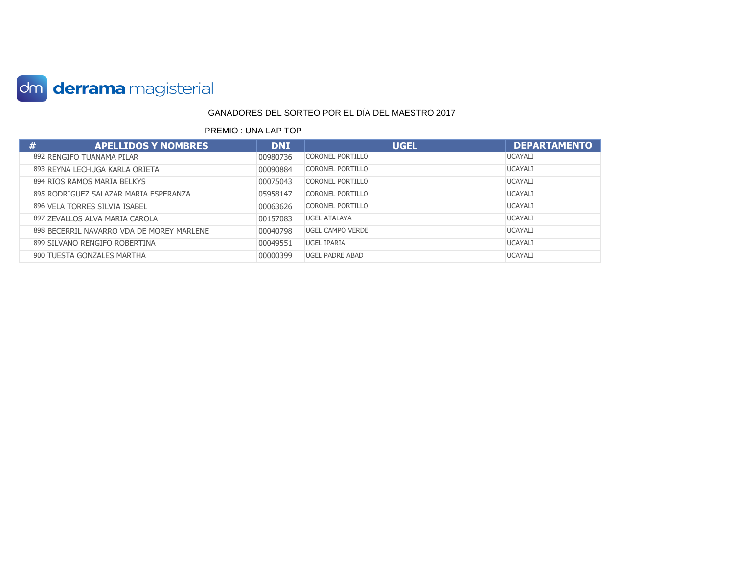derrama magisterial

GANADORES DEL SORTEO POR EL DÍA DEL MAESTRO 2017

PREMIO : UNA LAP TOP

| # | APELLIDOS Y NOMBRES | DNI | UGEL | DEPARTAMENTO |
|---|---|---|---|---|
| 892 | RENGIFO TUANAMA PILAR | 00980736 | CORONEL PORTILLO | UCAYALI |
| 893 | REYNA LECHUGA KARLA ORIETA | 00090884 | CORONEL PORTILLO | UCAYALI |
| 894 | RIOS RAMOS MARIA BELKYS | 00075043 | CORONEL PORTILLO | UCAYALI |
| 895 | RODRIGUEZ SALAZAR MARIA ESPERANZA | 05958147 | CORONEL PORTILLO | UCAYALI |
| 896 | VELA TORRES SILVIA ISABEL | 00063626 | CORONEL PORTILLO | UCAYALI |
| 897 | ZEVALLOS ALVA MARIA CAROLA | 00157083 | UGEL ATALAYA | UCAYALI |
| 898 | BECERRIL NAVARRO VDA DE MOREY MARLENE | 00040798 | UGEL CAMPO VERDE | UCAYALI |
| 899 | SILVANO RENGIFO ROBERTINA | 00049551 | UGEL IPARIA | UCAYALI |
| 900 | TUESTA GONZALES MARTHA | 00000399 | UGEL PADRE ABAD | UCAYALI |